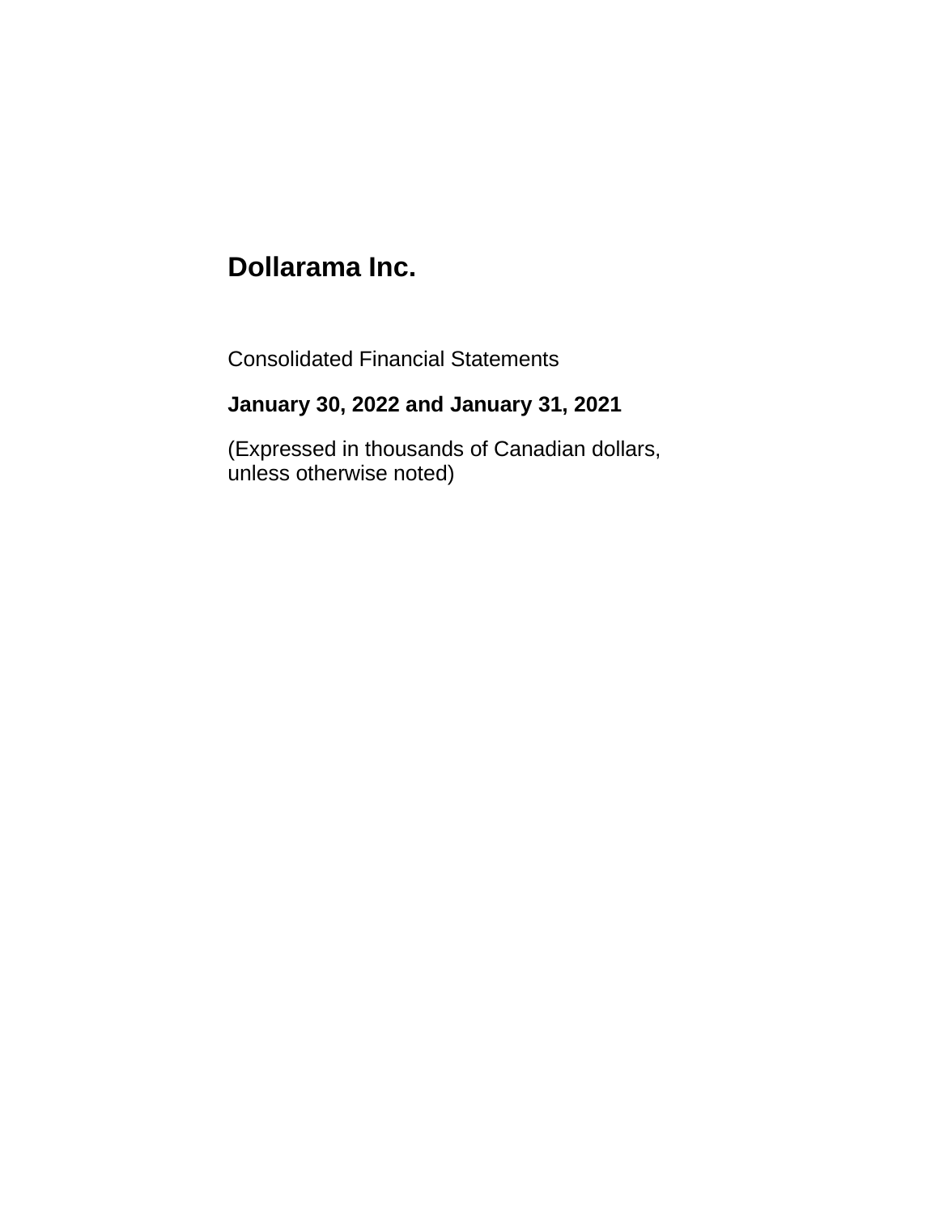# Dollarama Inc.

Consolidated Financial Statements

**January 30, 2022 and January 31, 2021**

(Expressed in thousands of Canadian dollars, unless otherwise noted)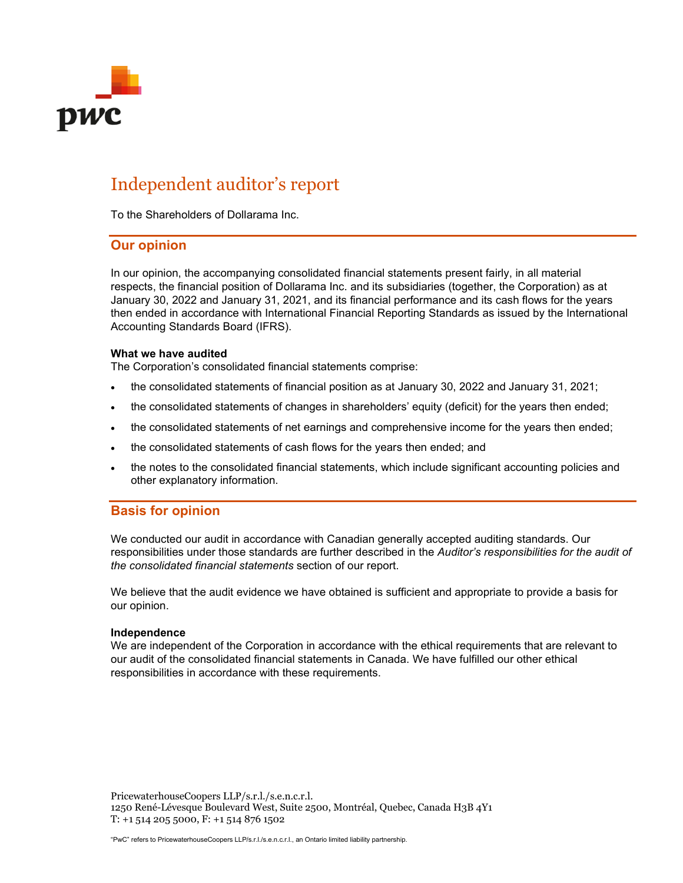# Independent auditor's report

To the Shareholders of Dollarama Inc.

## Our opinion

In our opinion, the accompanying consolidated financial statements present fairly, in all material respects, the financial position of Dollarama Inc. and its subsidiaries (together, the Corporation) as at January 30, 2022 and January 31, 2021, and its financial performance and its cash flows for the years then ended in accordance with International Financial Reporting Standards as issued by the International Accounting Standards Board (IFRS).

**What we have audited**

The Corporation's consolidated financial statements comprise:

- the consolidated statements of financial position as at January 30, 2022 and January 31, 2021;
- the consolidated statements of changes in shareholders' equity (deficit) for the years then ended;
- the consolidated statements of net earnings and comprehensive income for the years then ended;
- the consolidated statements of cash flows for the years then ended; and
- the notes to the consolidated financial statements, which include significant accounting policies and other explanatory information.

## Basis for opinion

We conducted our audit in accordance with Canadian generally accepted auditing standards. Our responsibilities under those standards are further described in the *Auditor's responsibilities for the audit of the consolidated financial statements* section of our report.

We believe that the audit evidence we have obtained is sufficient and appropriate to provide a basis for our opinion.

**Independence**

We are independent of the Corporation in accordance with the ethical requirements that are relevant to our audit of the consolidated financial statements in Canada. We have fulfilled our other ethical responsibilities in accordance with these requirements.

PricewaterhouseCoopers LLP/s.r.l./s.e.n.c.r.l.
1250 René-Lévesque Boulevard West, Suite 2500, Montréal, Quebec, Canada H3B 4Y1
T: +1 514 205 5000, F: +1 514 876 1502

"PwC" refers to PricewaterhouseCoopers LLP/s.r.l./s.e.n.c.r.l., an Ontario limited liability partnership.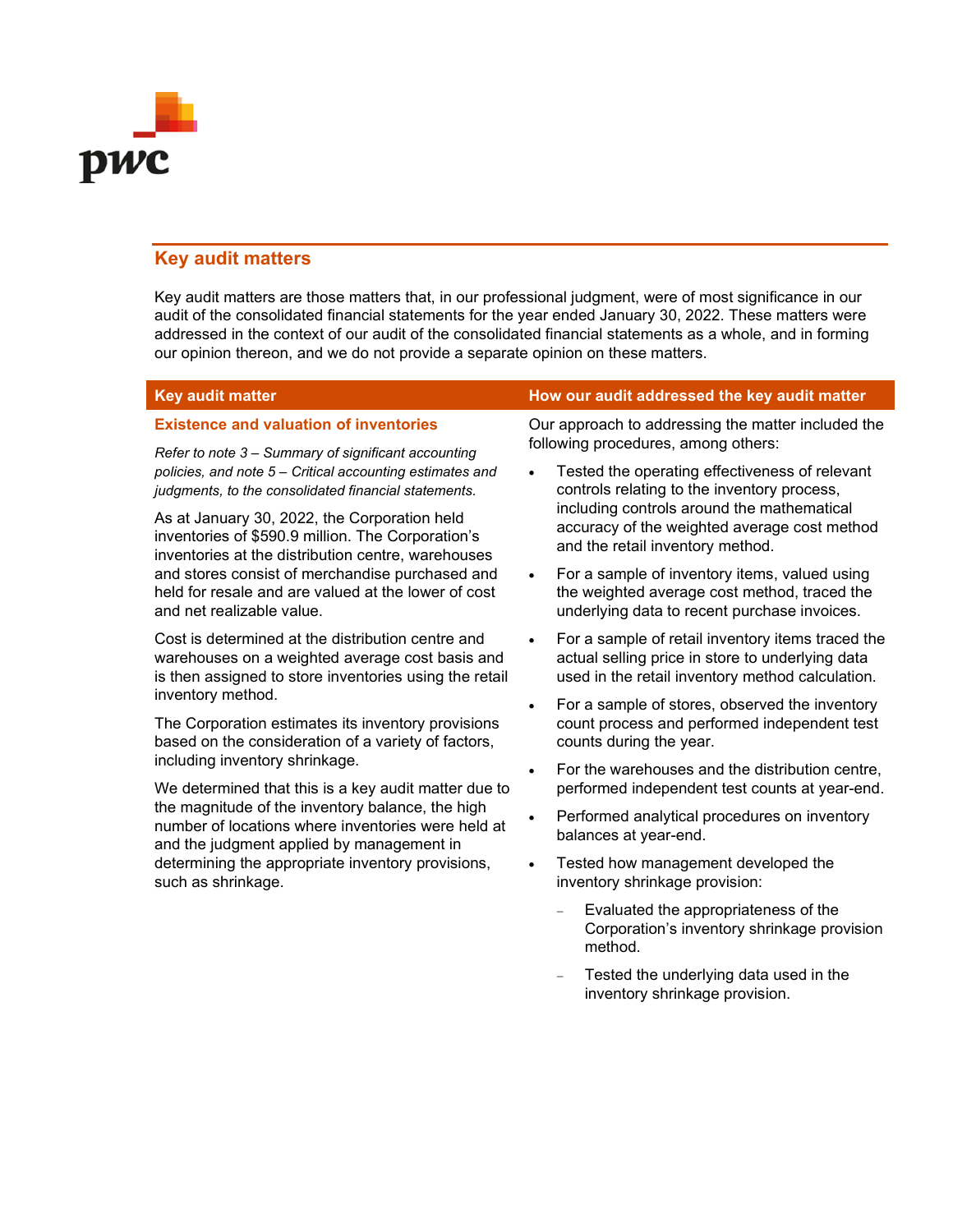## Key audit matters

Key audit matters are those matters that, in our professional judgment, were of most significance in our audit of the consolidated financial statements for the year ended January 30, 2022. These matters were addressed in the context of our audit of the consolidated financial statements as a whole, and in forming our opinion thereon, and we do not provide a separate opinion on these matters.

| Key audit matter | How our audit addressed the key audit matter |
| --- | --- |
| **Existence and valuation of inventories**<br><br>*Refer to note 3 – Summary of significant accounting policies, and note 5 – Critical accounting estimates and judgments, to the consolidated financial statements.*<br><br>As at January 30, 2022, the Corporation held inventories of $590.9 million. The Corporation's inventories at the distribution centre, warehouses and stores consist of merchandise purchased and held for resale and are valued at the lower of cost and net realizable value.<br><br>Cost is determined at the distribution centre and warehouses on a weighted average cost basis and is then assigned to store inventories using the retail inventory method.<br><br>The Corporation estimates its inventory provisions based on the consideration of a variety of factors, including inventory shrinkage.<br><br>We determined that this is a key audit matter due to the magnitude of the inventory balance, the high number of locations where inventories were held at and the judgment applied by management in determining the appropriate inventory provisions, such as shrinkage. | Our approach to addressing the matter included the following procedures, among others:<br><br>• Tested the operating effectiveness of relevant controls relating to the inventory process, including controls around the mathematical accuracy of the weighted average cost method and the retail inventory method.<br><br>• For a sample of inventory items, valued using the weighted average cost method, traced the underlying data to recent purchase invoices.<br><br>• For a sample of retail inventory items traced the actual selling price in store to underlying data used in the retail inventory method calculation.<br><br>• For a sample of stores, observed the inventory count process and performed independent test counts during the year.<br><br>• For the warehouses and the distribution centre, performed independent test counts at year-end.<br><br>• Performed analytical procedures on inventory balances at year-end.<br><br>• Tested how management developed the inventory shrinkage provision:<br><br>– Evaluated the appropriateness of the Corporation's inventory shrinkage provision method.<br><br>– Tested the underlying data used in the inventory shrinkage provision. |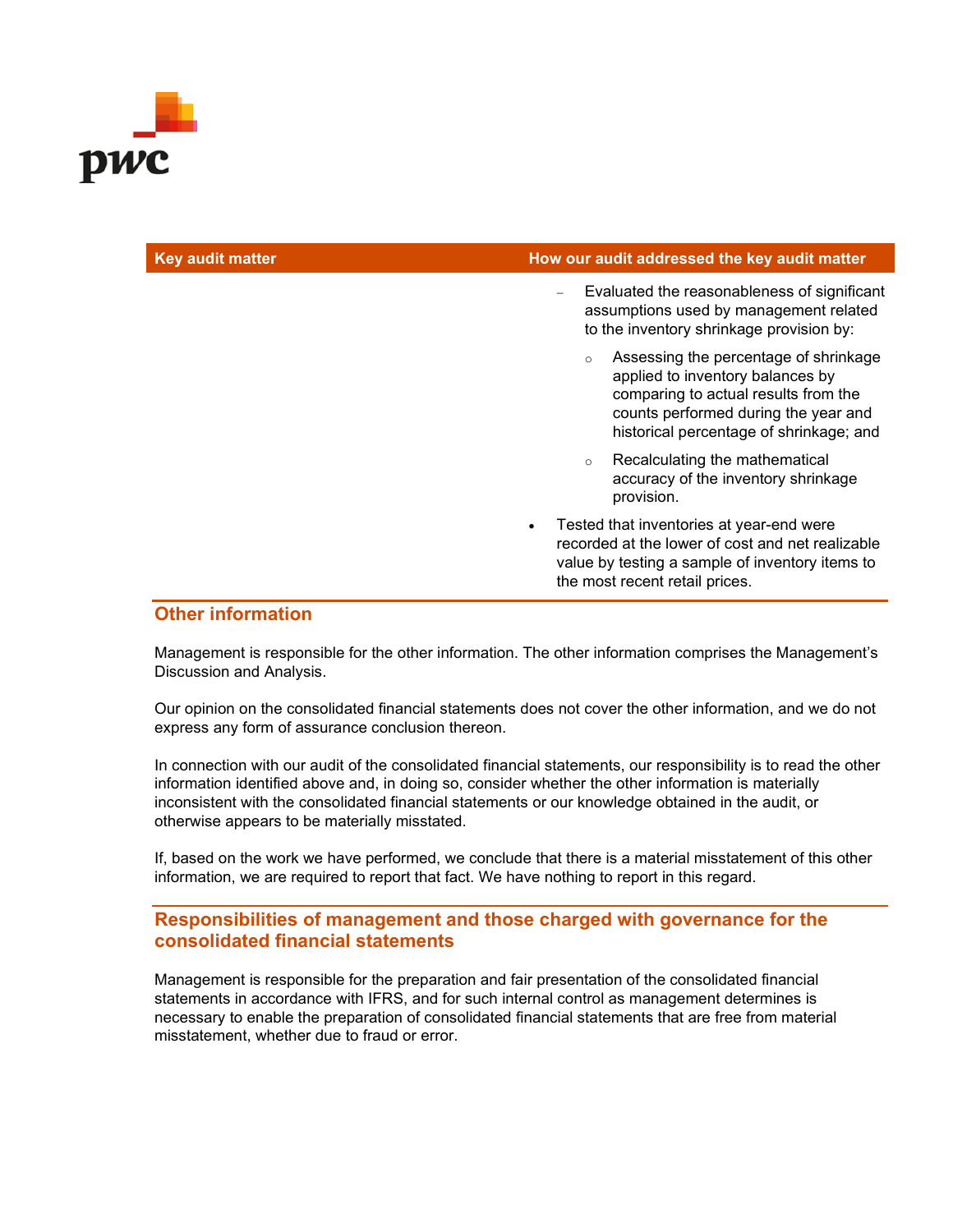| Key audit matter | How our audit addressed the key audit matter |
| --- | --- |
| | – Evaluated the reasonableness of significant assumptions used by management related to the inventory shrinkage provision by:<br>○ Assessing the percentage of shrinkage applied to inventory balances by comparing to actual results from the counts performed during the year and historical percentage of shrinkage; and<br>○ Recalculating the mathematical accuracy of the inventory shrinkage provision.<br>• Tested that inventories at year-end were recorded at the lower of cost and net realizable value by testing a sample of inventory items to the most recent retail prices. |

## Other information

Management is responsible for the other information. The other information comprises the Management's Discussion and Analysis.

Our opinion on the consolidated financial statements does not cover the other information, and we do not express any form of assurance conclusion thereon.

In connection with our audit of the consolidated financial statements, our responsibility is to read the other information identified above and, in doing so, consider whether the other information is materially inconsistent with the consolidated financial statements or our knowledge obtained in the audit, or otherwise appears to be materially misstated.

If, based on the work we have performed, we conclude that there is a material misstatement of this other information, we are required to report that fact. We have nothing to report in this regard.

## Responsibilities of management and those charged with governance for the consolidated financial statements

Management is responsible for the preparation and fair presentation of the consolidated financial statements in accordance with IFRS, and for such internal control as management determines is necessary to enable the preparation of consolidated financial statements that are free from material misstatement, whether due to fraud or error.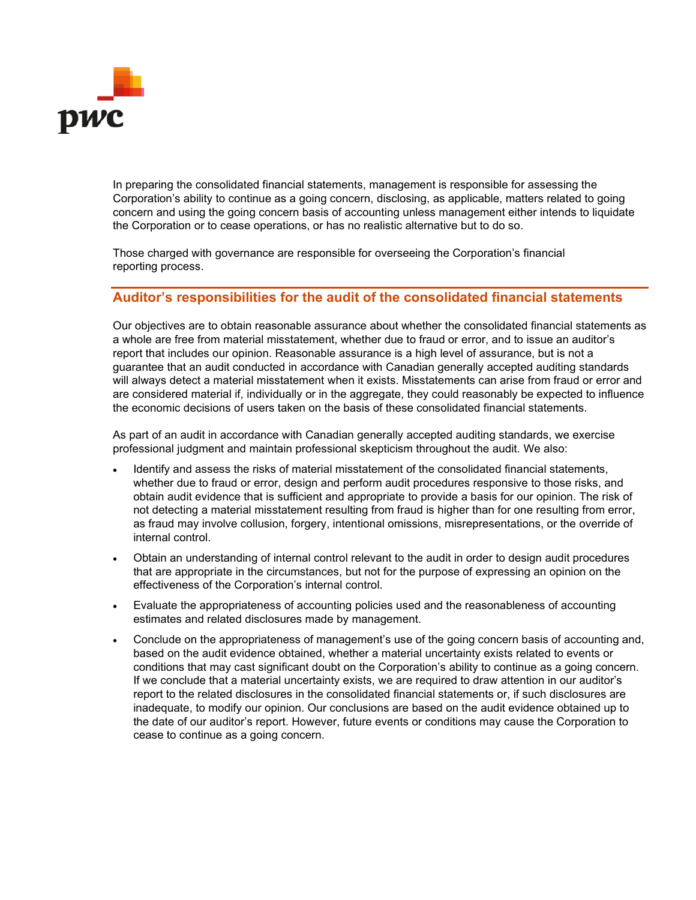In preparing the consolidated financial statements, management is responsible for assessing the Corporation's ability to continue as a going concern, disclosing, as applicable, matters related to going concern and using the going concern basis of accounting unless management either intends to liquidate the Corporation or to cease operations, or has no realistic alternative but to do so.

Those charged with governance are responsible for overseeing the Corporation's financial reporting process.

## Auditor's responsibilities for the audit of the consolidated financial statements

Our objectives are to obtain reasonable assurance about whether the consolidated financial statements as a whole are free from material misstatement, whether due to fraud or error, and to issue an auditor's report that includes our opinion. Reasonable assurance is a high level of assurance, but is not a guarantee that an audit conducted in accordance with Canadian generally accepted auditing standards will always detect a material misstatement when it exists. Misstatements can arise from fraud or error and are considered material if, individually or in the aggregate, they could reasonably be expected to influence the economic decisions of users taken on the basis of these consolidated financial statements.

As part of an audit in accordance with Canadian generally accepted auditing standards, we exercise professional judgment and maintain professional skepticism throughout the audit. We also:

- Identify and assess the risks of material misstatement of the consolidated financial statements, whether due to fraud or error, design and perform audit procedures responsive to those risks, and obtain audit evidence that is sufficient and appropriate to provide a basis for our opinion. The risk of not detecting a material misstatement resulting from fraud is higher than for one resulting from error, as fraud may involve collusion, forgery, intentional omissions, misrepresentations, or the override of internal control.
- Obtain an understanding of internal control relevant to the audit in order to design audit procedures that are appropriate in the circumstances, but not for the purpose of expressing an opinion on the effectiveness of the Corporation's internal control.
- Evaluate the appropriateness of accounting policies used and the reasonableness of accounting estimates and related disclosures made by management.
- Conclude on the appropriateness of management's use of the going concern basis of accounting and, based on the audit evidence obtained, whether a material uncertainty exists related to events or conditions that may cast significant doubt on the Corporation's ability to continue as a going concern. If we conclude that a material uncertainty exists, we are required to draw attention in our auditor's report to the related disclosures in the consolidated financial statements or, if such disclosures are inadequate, to modify our opinion. Our conclusions are based on the audit evidence obtained up to the date of our auditor's report. However, future events or conditions may cause the Corporation to cease to continue as a going concern.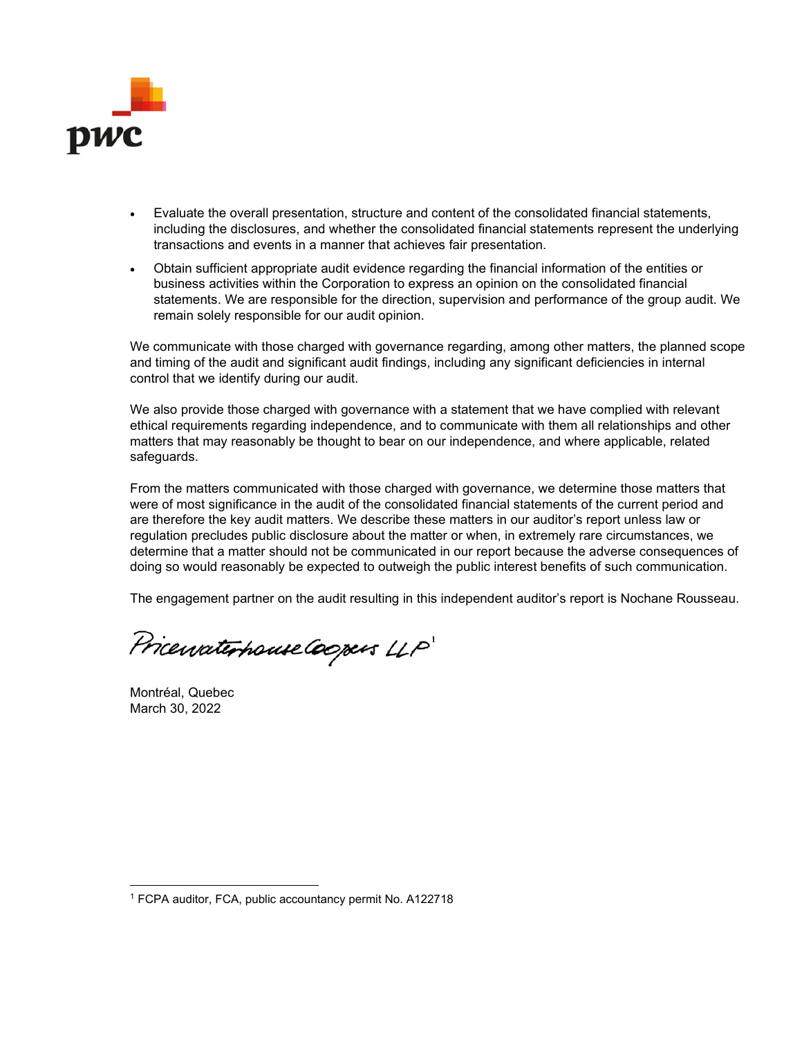- Evaluate the overall presentation, structure and content of the consolidated financial statements, including the disclosures, and whether the consolidated financial statements represent the underlying transactions and events in a manner that achieves fair presentation.
- Obtain sufficient appropriate audit evidence regarding the financial information of the entities or business activities within the Corporation to express an opinion on the consolidated financial statements. We are responsible for the direction, supervision and performance of the group audit. We remain solely responsible for our audit opinion.

We communicate with those charged with governance regarding, among other matters, the planned scope and timing of the audit and significant audit findings, including any significant deficiencies in internal control that we identify during our audit.

We also provide those charged with governance with a statement that we have complied with relevant ethical requirements regarding independence, and to communicate with them all relationships and other matters that may reasonably be thought to bear on our independence, and where applicable, related safeguards.

From the matters communicated with those charged with governance, we determine those matters that were of most significance in the audit of the consolidated financial statements of the current period and are therefore the key audit matters. We describe these matters in our auditor's report unless law or regulation precludes public disclosure about the matter or when, in extremely rare circumstances, we determine that a matter should not be communicated in our report because the adverse consequences of doing so would reasonably be expected to outweigh the public interest benefits of such communication.

The engagement partner on the audit resulting in this independent auditor's report is Nochane Rousseau.

PricewaterhouseCoopers LLP[1]

Montréal, Quebec
March 30, 2022

[1] FCPA auditor, FCA, public accountancy permit No. A122718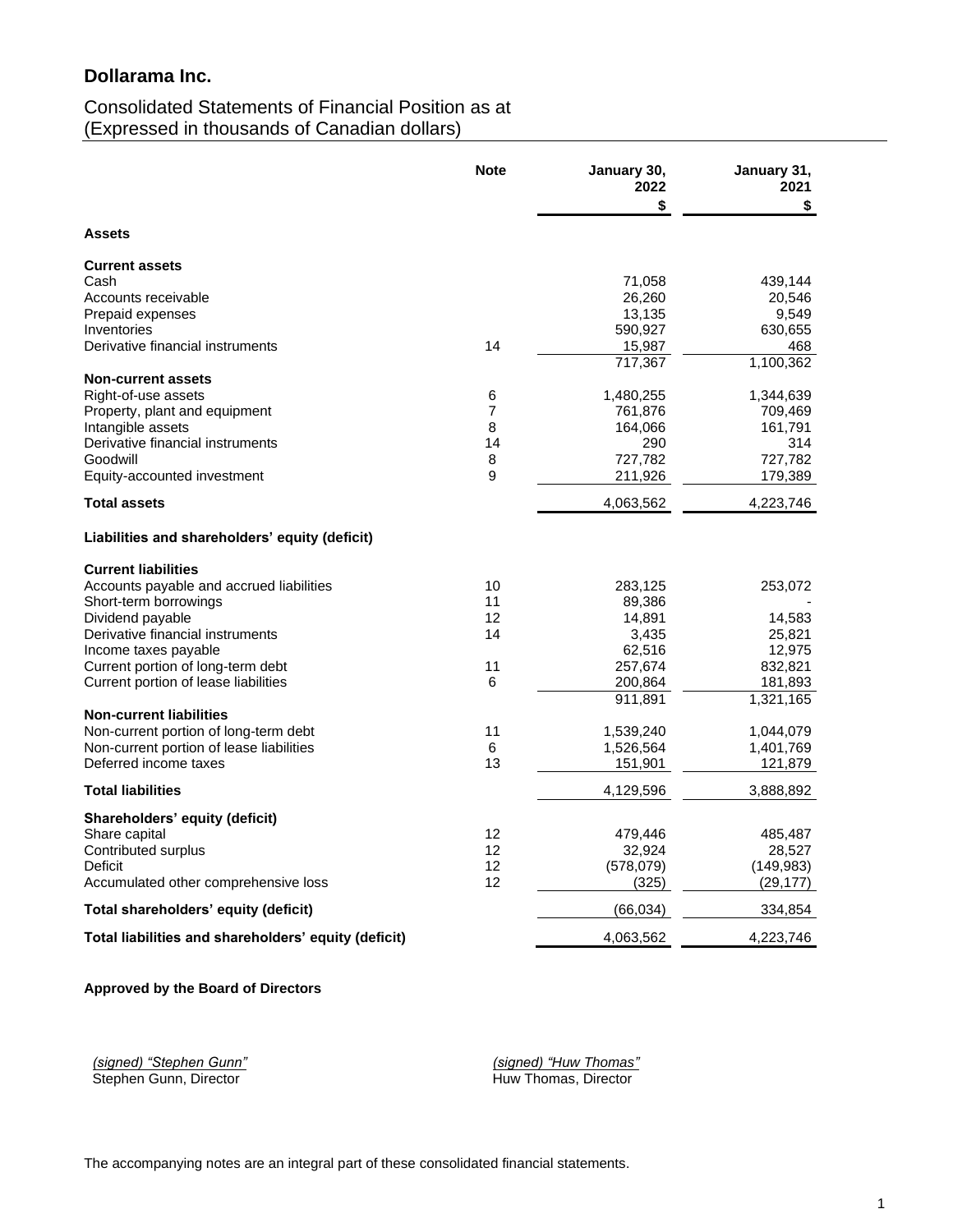# Dollarama Inc.

## Consolidated Statements of Financial Position as at
(Expressed in thousands of Canadian dollars)

| | Note | January 30, 2022 | January 31, 2021 |
|---|---|---|---|
| | | $ | $ |
| **Assets** | | | |
| **Current assets** | | | |
| Cash | | 71,058 | 439,144 |
| Accounts receivable | | 26,260 | 20,546 |
| Prepaid expenses | | 13,135 | 9,549 |
| Inventories | | 590,927 | 630,655 |
| Derivative financial instruments | 14 | 15,987 | 468 |
| | | 717,367 | 1,100,362 |
| **Non-current assets** | | | |
| Right-of-use assets | 6 | 1,480,255 | 1,344,639 |
| Property, plant and equipment | 7 | 761,876 | 709,469 |
| Intangible assets | 8 | 164,066 | 161,791 |
| Derivative financial instruments | 14 | 290 | 314 |
| Goodwill | 8 | 727,782 | 727,782 |
| Equity-accounted investment | 9 | 211,926 | 179,389 |
| **Total assets** | | 4,063,562 | 4,223,746 |
| **Liabilities and shareholders' equity (deficit)** | | | |
| **Current liabilities** | | | |
| Accounts payable and accrued liabilities | 10 | 283,125 | 253,072 |
| Short-term borrowings | 11 | 89,386 | - |
| Dividend payable | 12 | 14,891 | 14,583 |
| Derivative financial instruments | 14 | 3,435 | 25,821 |
| Income taxes payable | | 62,516 | 12,975 |
| Current portion of long-term debt | 11 | 257,674 | 832,821 |
| Current portion of lease liabilities | 6 | 200,864 | 181,893 |
| | | 911,891 | 1,321,165 |
| **Non-current liabilities** | | | |
| Non-current portion of long-term debt | 11 | 1,539,240 | 1,044,079 |
| Non-current portion of lease liabilities | 6 | 1,526,564 | 1,401,769 |
| Deferred income taxes | 13 | 151,901 | 121,879 |
| **Total liabilities** | | 4,129,596 | 3,888,892 |
| **Shareholders' equity (deficit)** | | | |
| Share capital | 12 | 479,446 | 485,487 |
| Contributed surplus | 12 | 32,924 | 28,527 |
| Deficit | 12 | (578,079) | (149,983) |
| Accumulated other comprehensive loss | 12 | (325) | (29,177) |
| **Total shareholders' equity (deficit)** | | (66,034) | 334,854 |
| **Total liabilities and shareholders' equity (deficit)** | | 4,063,562 | 4,223,746 |

**Approved by the Board of Directors**

*(signed) "Stephen Gunn"*
Stephen Gunn, Director

*(signed) "Huw Thomas"*
Huw Thomas, Director

The accompanying notes are an integral part of these consolidated financial statements.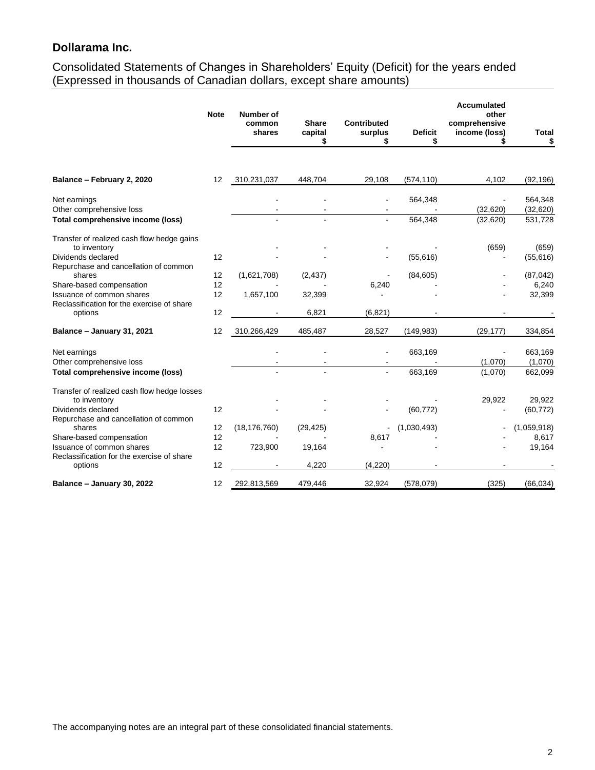## Dollarama Inc.

Consolidated Statements of Changes in Shareholders' Equity (Deficit) for the years ended
(Expressed in thousands of Canadian dollars, except share amounts)

| | Note | Number of common shares | Share capital $ | Contributed surplus $ | Deficit $ | Accumulated other comprehensive income (loss) $ | Total $ |
|---|---|---|---|---|---|---|---|
| **Balance – February 2, 2020** | 12 | 310,231,037 | 448,704 | 29,108 | (574,110) | 4,102 | (92,196) |
| Net earnings | | - | - | - | 564,348 | - | 564,348 |
| Other comprehensive loss | | - | - | - | - | (32,620) | (32,620) |
| **Total comprehensive income (loss)** | | - | - | - | 564,348 | (32,620) | 531,728 |
| Transfer of realized cash flow hedge gains to inventory | | - | - | - | - | (659) | (659) |
| Dividends declared | 12 | - | - | - | (55,616) | - | (55,616) |
| Repurchase and cancellation of common shares | 12 | (1,621,708) | (2,437) | - | (84,605) | - | (87,042) |
| Share-based compensation | 12 | - | - | 6,240 | - | - | 6,240 |
| Issuance of common shares | 12 | 1,657,100 | 32,399 | - | - | - | 32,399 |
| Reclassification for the exercise of share options | 12 | - | 6,821 | (6,821) | - | - | - |
| **Balance – January 31, 2021** | 12 | 310,266,429 | 485,487 | 28,527 | (149,983) | (29,177) | 334,854 |
| Net earnings | | - | - | - | 663,169 | - | 663,169 |
| Other comprehensive loss | | - | - | - | - | (1,070) | (1,070) |
| **Total comprehensive income (loss)** | | - | - | - | 663,169 | (1,070) | 662,099 |
| Transfer of realized cash flow hedge losses to inventory | | - | - | - | - | 29,922 | 29,922 |
| Dividends declared | 12 | - | - | - | (60,772) | - | (60,772) |
| Repurchase and cancellation of common shares | 12 | (18,176,760) | (29,425) | - | (1,030,493) | - | (1,059,918) |
| Share-based compensation | 12 | - | - | 8,617 | - | - | 8,617 |
| Issuance of common shares | 12 | 723,900 | 19,164 | - | - | - | 19,164 |
| Reclassification for the exercise of share options | 12 | - | 4,220 | (4,220) | - | - | - |
| **Balance – January 30, 2022** | 12 | 292,813,569 | 479,446 | 32,924 | (578,079) | (325) | (66,034) |

The accompanying notes are an integral part of these consolidated financial statements.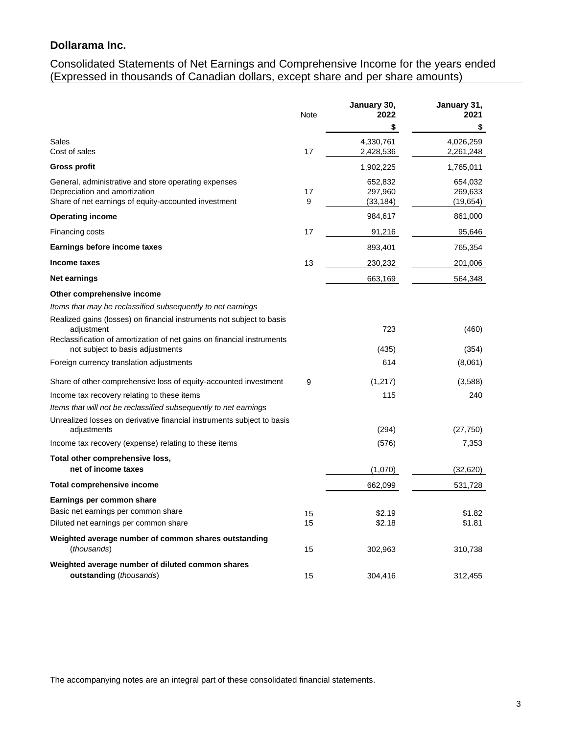## Dollarama Inc.

Consolidated Statements of Net Earnings and Comprehensive Income for the years ended
(Expressed in thousands of Canadian dollars, except share and per share amounts)

| | Note | January 30, 2022 | January 31, 2021 |
|---|---|---|---|
| | | $ | $ |
| Sales | | 4,330,761 | 4,026,259 |
| Cost of sales | 17 | 2,428,536 | 2,261,248 |
| **Gross profit** | | 1,902,225 | 1,765,011 |
| General, administrative and store operating expenses | | 652,832 | 654,032 |
| Depreciation and amortization | 17 | 297,960 | 269,633 |
| Share of net earnings of equity-accounted investment | 9 | (33,184) | (19,654) |
| **Operating income** | | 984,617 | 861,000 |
| Financing costs | 17 | 91,216 | 95,646 |
| **Earnings before income taxes** | | 893,401 | 765,354 |
| **Income taxes** | 13 | 230,232 | 201,006 |
| **Net earnings** | | 663,169 | 564,348 |
| **Other comprehensive income** | | | |
| *Items that may be reclassified subsequently to net earnings* | | | |
| Realized gains (losses) on financial instruments not subject to basis adjustment | | 723 | (460) |
| Reclassification of amortization of net gains on financial instruments not subject to basis adjustments | | (435) | (354) |
| Foreign currency translation adjustments | | 614 | (8,061) |
| Share of other comprehensive loss of equity-accounted investment | 9 | (1,217) | (3,588) |
| Income tax recovery relating to these items | | 115 | 240 |
| *Items that will not be reclassified subsequently to net earnings* | | | |
| Unrealized losses on derivative financial instruments subject to basis adjustments | | (294) | (27,750) |
| Income tax recovery (expense) relating to these items | | (576) | 7,353 |
| **Total other comprehensive loss, net of income taxes** | | (1,070) | (32,620) |
| **Total comprehensive income** | | 662,099 | 531,728 |
| **Earnings per common share** | | | |
| Basic net earnings per common share | 15 | $2.19 | $1.82 |
| Diluted net earnings per common share | 15 | $2.18 | $1.81 |
| **Weighted average number of common shares outstanding** (*thousands*) | 15 | 302,963 | 310,738 |
| **Weighted average number of diluted common shares outstanding** (*thousands*) | 15 | 304,416 | 312,455 |

The accompanying notes are an integral part of these consolidated financial statements.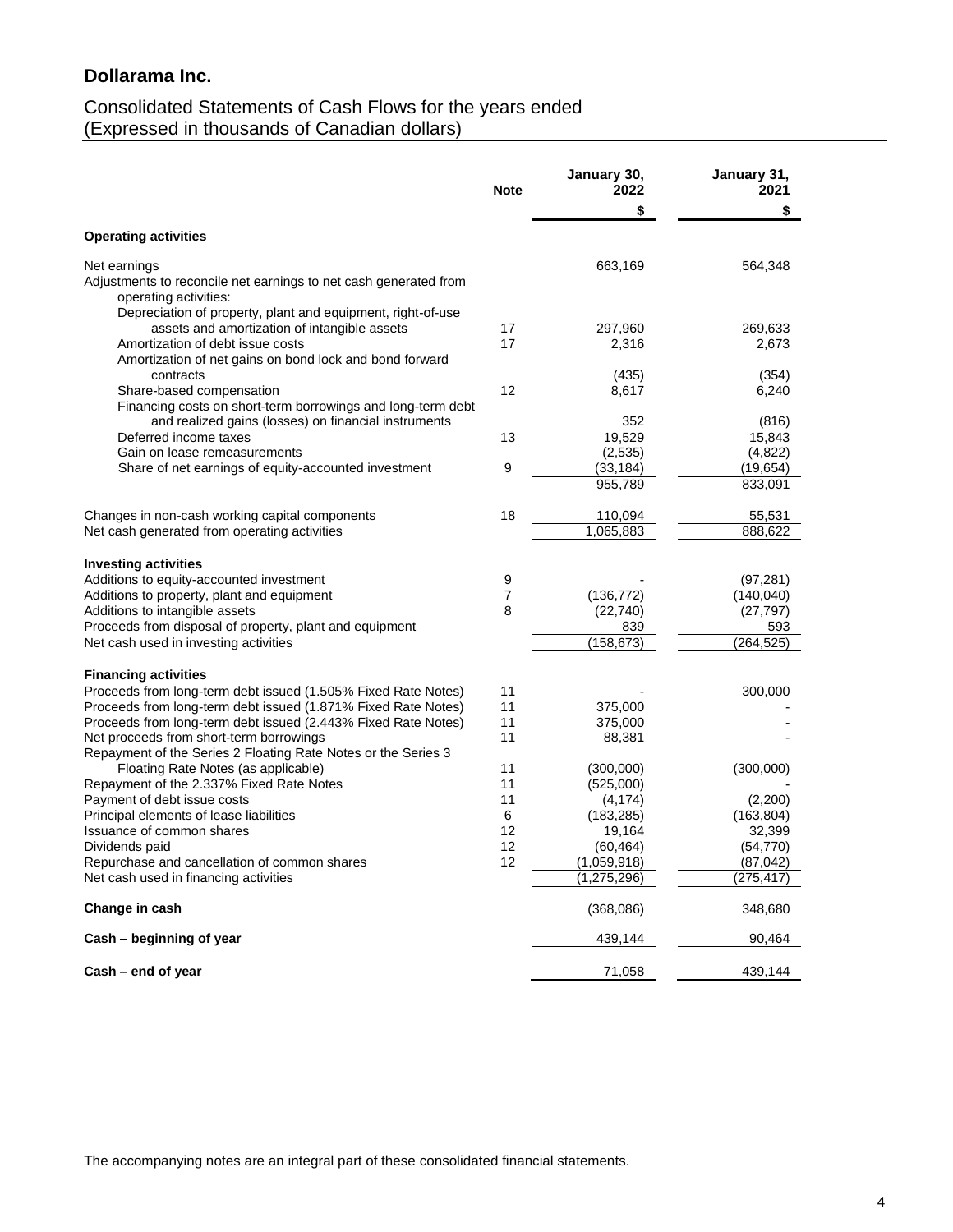## Dollarama Inc.

### Consolidated Statements of Cash Flows for the years ended
### (Expressed in thousands of Canadian dollars)

| | Note | January 30, 2022 | January 31, 2021 |
|---|---|---|---|
| | | $ | $ |
| **Operating activities** | | | |
| Net earnings | | 663,169 | 564,348 |
| Adjustments to reconcile net earnings to net cash generated from operating activities: | | | |
| Depreciation of property, plant and equipment, right-of-use assets and amortization of intangible assets | 17 | 297,960 | 269,633 |
| Amortization of debt issue costs | 17 | 2,316 | 2,673 |
| Amortization of net gains on bond lock and bond forward contracts | | (435) | (354) |
| Share-based compensation | 12 | 8,617 | 6,240 |
| Financing costs on short-term borrowings and long-term debt and realized gains (losses) on financial instruments | | 352 | (816) |
| Deferred income taxes | 13 | 19,529 | 15,843 |
| Gain on lease remeasurements | | (2,535) | (4,822) |
| Share of net earnings of equity-accounted investment | 9 | (33,184) | (19,654) |
| | | 955,789 | 833,091 |
| Changes in non-cash working capital components | 18 | 110,094 | 55,531 |
| Net cash generated from operating activities | | 1,065,883 | 888,622 |
| **Investing activities** | | | |
| Additions to equity-accounted investment | 9 | - | (97,281) |
| Additions to property, plant and equipment | 7 | (136,772) | (140,040) |
| Additions to intangible assets | 8 | (22,740) | (27,797) |
| Proceeds from disposal of property, plant and equipment | | 839 | 593 |
| Net cash used in investing activities | | (158,673) | (264,525) |
| **Financing activities** | | | |
| Proceeds from long-term debt issued (1.505% Fixed Rate Notes) | 11 | - | 300,000 |
| Proceeds from long-term debt issued (1.871% Fixed Rate Notes) | 11 | 375,000 | - |
| Proceeds from long-term debt issued (2.443% Fixed Rate Notes) | 11 | 375,000 | - |
| Net proceeds from short-term borrowings | 11 | 88,381 | - |
| Repayment of the Series 2 Floating Rate Notes or the Series 3 Floating Rate Notes (as applicable) | 11 | (300,000) | (300,000) |
| Repayment of the 2.337% Fixed Rate Notes | 11 | (525,000) | - |
| Payment of debt issue costs | 11 | (4,174) | (2,200) |
| Principal elements of lease liabilities | 6 | (183,285) | (163,804) |
| Issuance of common shares | 12 | 19,164 | 32,399 |
| Dividends paid | 12 | (60,464) | (54,770) |
| Repurchase and cancellation of common shares | 12 | (1,059,918) | (87,042) |
| Net cash used in financing activities | | (1,275,296) | (275,417) |
| **Change in cash** | | (368,086) | 348,680 |
| **Cash – beginning of year** | | 439,144 | 90,464 |
| **Cash – end of year** | | 71,058 | 439,144 |

The accompanying notes are an integral part of these consolidated financial statements.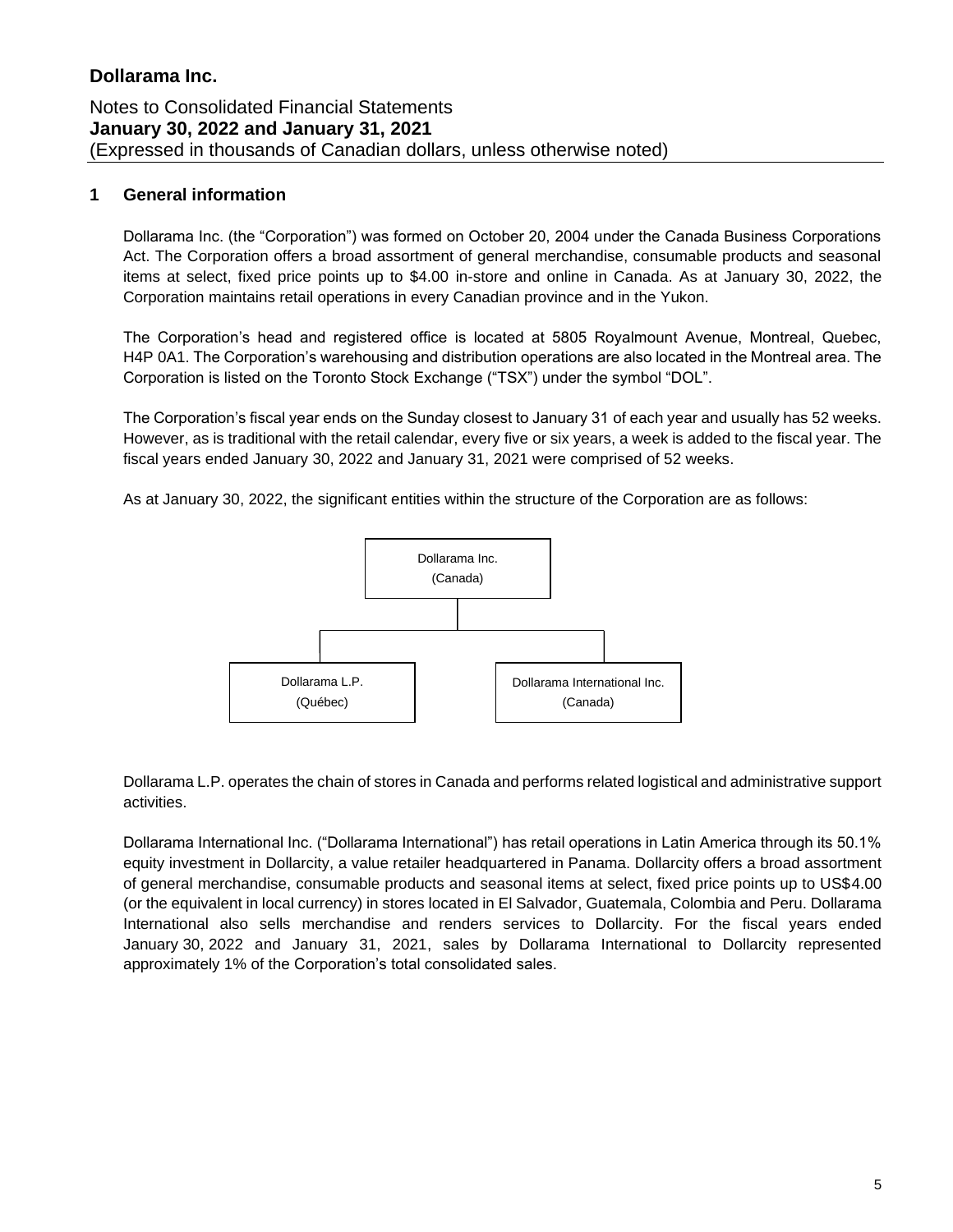## 1 General information

Dollarama Inc. (the "Corporation") was formed on October 20, 2004 under the Canada Business Corporations Act. The Corporation offers a broad assortment of general merchandise, consumable products and seasonal items at select, fixed price points up to $4.00 in-store and online in Canada. As at January 30, 2022, the Corporation maintains retail operations in every Canadian province and in the Yukon.

The Corporation's head and registered office is located at 5805 Royalmount Avenue, Montreal, Quebec, H4P 0A1. The Corporation's warehousing and distribution operations are also located in the Montreal area. The Corporation is listed on the Toronto Stock Exchange ("TSX") under the symbol "DOL".

The Corporation's fiscal year ends on the Sunday closest to January 31 of each year and usually has 52 weeks. However, as is traditional with the retail calendar, every five or six years, a week is added to the fiscal year. The fiscal years ended January 30, 2022 and January 31, 2021 were comprised of 52 weeks.

As at January 30, 2022, the significant entities within the structure of the Corporation are as follows:

Dollarama Inc. (Canada)

- Dollarama L.P. (Québec)
- Dollarama International Inc. (Canada)

Dollarama L.P. operates the chain of stores in Canada and performs related logistical and administrative support activities.

Dollarama International Inc. ("Dollarama International") has retail operations in Latin America through its 50.1% equity investment in Dollarcity, a value retailer headquartered in Panama. Dollarcity offers a broad assortment of general merchandise, consumable products and seasonal items at select, fixed price points up to US$4.00 (or the equivalent in local currency) in stores located in El Salvador, Guatemala, Colombia and Peru. Dollarama International also sells merchandise and renders services to Dollarcity. For the fiscal years ended January 30, 2022 and January 31, 2021, sales by Dollarama International to Dollarcity represented approximately 1% of the Corporation's total consolidated sales.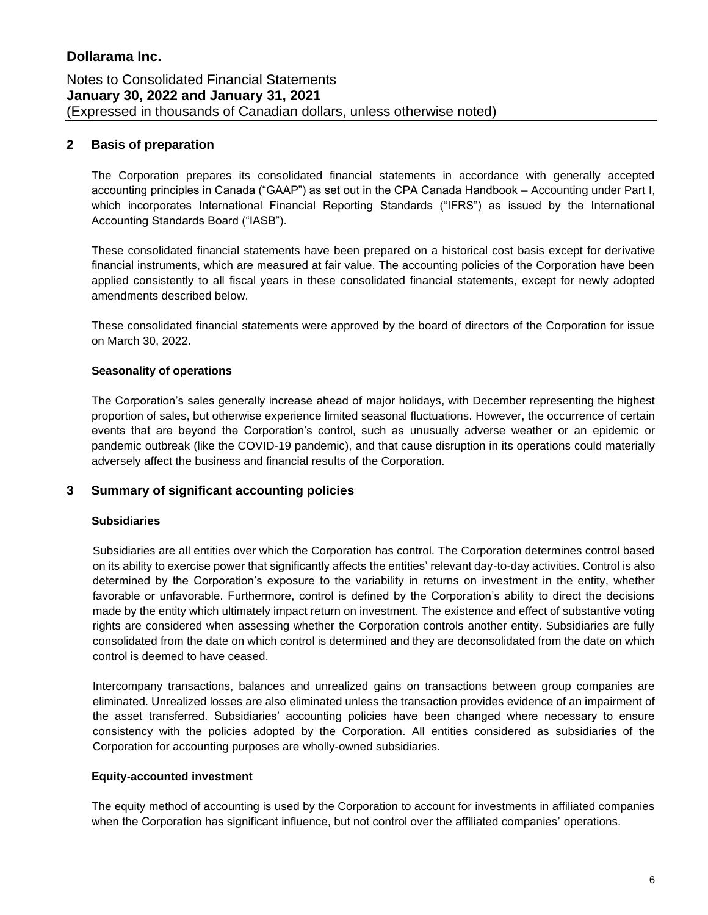## 2 Basis of preparation

The Corporation prepares its consolidated financial statements in accordance with generally accepted accounting principles in Canada ("GAAP") as set out in the CPA Canada Handbook – Accounting under Part I, which incorporates International Financial Reporting Standards ("IFRS") as issued by the International Accounting Standards Board ("IASB").

These consolidated financial statements have been prepared on a historical cost basis except for derivative financial instruments, which are measured at fair value. The accounting policies of the Corporation have been applied consistently to all fiscal years in these consolidated financial statements, except for newly adopted amendments described below.

These consolidated financial statements were approved by the board of directors of the Corporation for issue on March 30, 2022.

### Seasonality of operations

The Corporation's sales generally increase ahead of major holidays, with December representing the highest proportion of sales, but otherwise experience limited seasonal fluctuations. However, the occurrence of certain events that are beyond the Corporation's control, such as unusually adverse weather or an epidemic or pandemic outbreak (like the COVID-19 pandemic), and that cause disruption in its operations could materially adversely affect the business and financial results of the Corporation.

## 3 Summary of significant accounting policies

### Subsidiaries

Subsidiaries are all entities over which the Corporation has control. The Corporation determines control based on its ability to exercise power that significantly affects the entities' relevant day-to-day activities. Control is also determined by the Corporation's exposure to the variability in returns on investment in the entity, whether favorable or unfavorable. Furthermore, control is defined by the Corporation's ability to direct the decisions made by the entity which ultimately impact return on investment. The existence and effect of substantive voting rights are considered when assessing whether the Corporation controls another entity. Subsidiaries are fully consolidated from the date on which control is determined and they are deconsolidated from the date on which control is deemed to have ceased.

Intercompany transactions, balances and unrealized gains on transactions between group companies are eliminated. Unrealized losses are also eliminated unless the transaction provides evidence of an impairment of the asset transferred. Subsidiaries' accounting policies have been changed where necessary to ensure consistency with the policies adopted by the Corporation. All entities considered as subsidiaries of the Corporation for accounting purposes are wholly-owned subsidiaries.

### Equity-accounted investment

The equity method of accounting is used by the Corporation to account for investments in affiliated companies when the Corporation has significant influence, but not control over the affiliated companies' operations.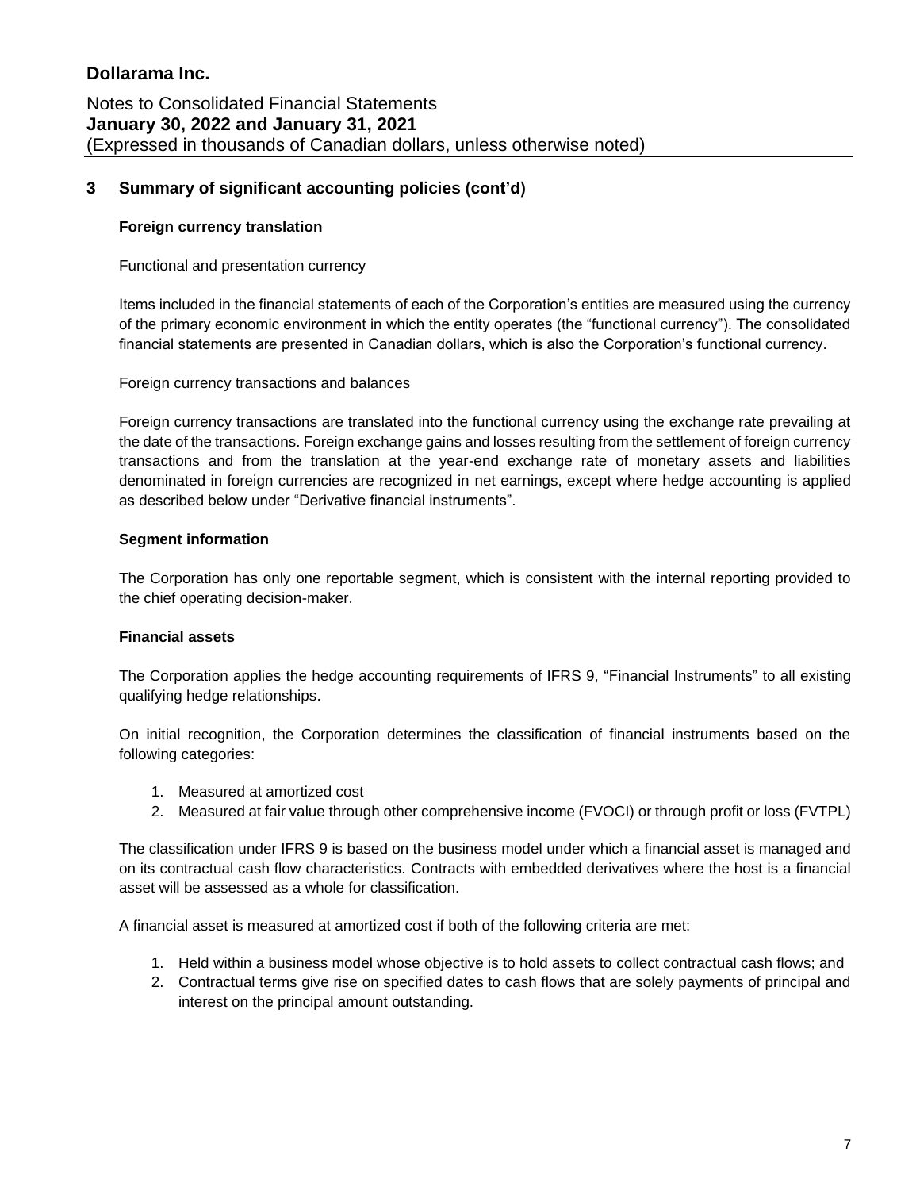## 3 Summary of significant accounting policies (cont'd)

### Foreign currency translation

Functional and presentation currency

Items included in the financial statements of each of the Corporation's entities are measured using the currency of the primary economic environment in which the entity operates (the "functional currency"). The consolidated financial statements are presented in Canadian dollars, which is also the Corporation's functional currency.

Foreign currency transactions and balances

Foreign currency transactions are translated into the functional currency using the exchange rate prevailing at the date of the transactions. Foreign exchange gains and losses resulting from the settlement of foreign currency transactions and from the translation at the year-end exchange rate of monetary assets and liabilities denominated in foreign currencies are recognized in net earnings, except where hedge accounting is applied as described below under "Derivative financial instruments".

### Segment information

The Corporation has only one reportable segment, which is consistent with the internal reporting provided to the chief operating decision-maker.

### Financial assets

The Corporation applies the hedge accounting requirements of IFRS 9, "Financial Instruments" to all existing qualifying hedge relationships.

On initial recognition, the Corporation determines the classification of financial instruments based on the following categories:

1. Measured at amortized cost
2. Measured at fair value through other comprehensive income (FVOCI) or through profit or loss (FVTPL)

The classification under IFRS 9 is based on the business model under which a financial asset is managed and on its contractual cash flow characteristics. Contracts with embedded derivatives where the host is a financial asset will be assessed as a whole for classification.

A financial asset is measured at amortized cost if both of the following criteria are met:

1. Held within a business model whose objective is to hold assets to collect contractual cash flows; and
2. Contractual terms give rise on specified dates to cash flows that are solely payments of principal and interest on the principal amount outstanding.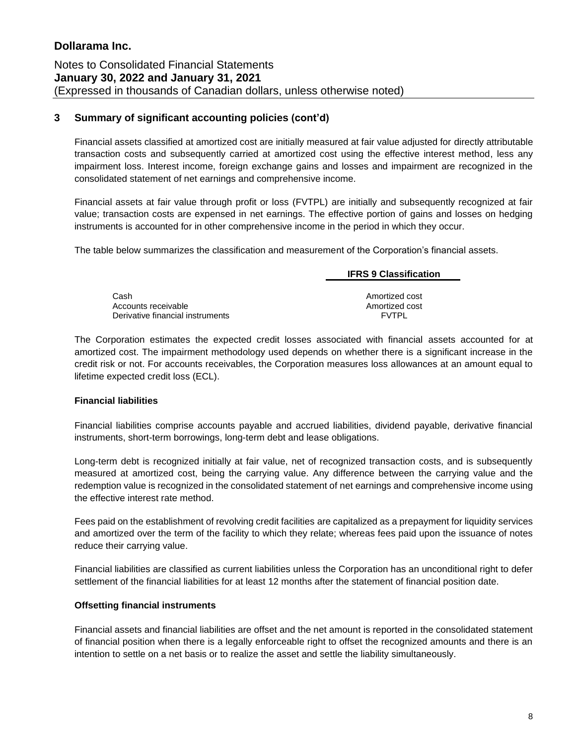## 3 Summary of significant accounting policies (cont'd)

Financial assets classified at amortized cost are initially measured at fair value adjusted for directly attributable transaction costs and subsequently carried at amortized cost using the effective interest method, less any impairment loss. Interest income, foreign exchange gains and losses and impairment are recognized in the consolidated statement of net earnings and comprehensive income.

Financial assets at fair value through profit or loss (FVTPL) are initially and subsequently recognized at fair value; transaction costs are expensed in net earnings. The effective portion of gains and losses on hedging instruments is accounted for in other comprehensive income in the period in which they occur.

The table below summarizes the classification and measurement of the Corporation's financial assets.

| | IFRS 9 Classification |
|---|---|
| Cash | Amortized cost |
| Accounts receivable | Amortized cost |
| Derivative financial instruments | FVTPL |

The Corporation estimates the expected credit losses associated with financial assets accounted for at amortized cost. The impairment methodology used depends on whether there is a significant increase in the credit risk or not. For accounts receivables, the Corporation measures loss allowances at an amount equal to lifetime expected credit loss (ECL).

### Financial liabilities

Financial liabilities comprise accounts payable and accrued liabilities, dividend payable, derivative financial instruments, short-term borrowings, long-term debt and lease obligations.

Long-term debt is recognized initially at fair value, net of recognized transaction costs, and is subsequently measured at amortized cost, being the carrying value. Any difference between the carrying value and the redemption value is recognized in the consolidated statement of net earnings and comprehensive income using the effective interest rate method.

Fees paid on the establishment of revolving credit facilities are capitalized as a prepayment for liquidity services and amortized over the term of the facility to which they relate; whereas fees paid upon the issuance of notes reduce their carrying value.

Financial liabilities are classified as current liabilities unless the Corporation has an unconditional right to defer settlement of the financial liabilities for at least 12 months after the statement of financial position date.

### Offsetting financial instruments

Financial assets and financial liabilities are offset and the net amount is reported in the consolidated statement of financial position when there is a legally enforceable right to offset the recognized amounts and there is an intention to settle on a net basis or to realize the asset and settle the liability simultaneously.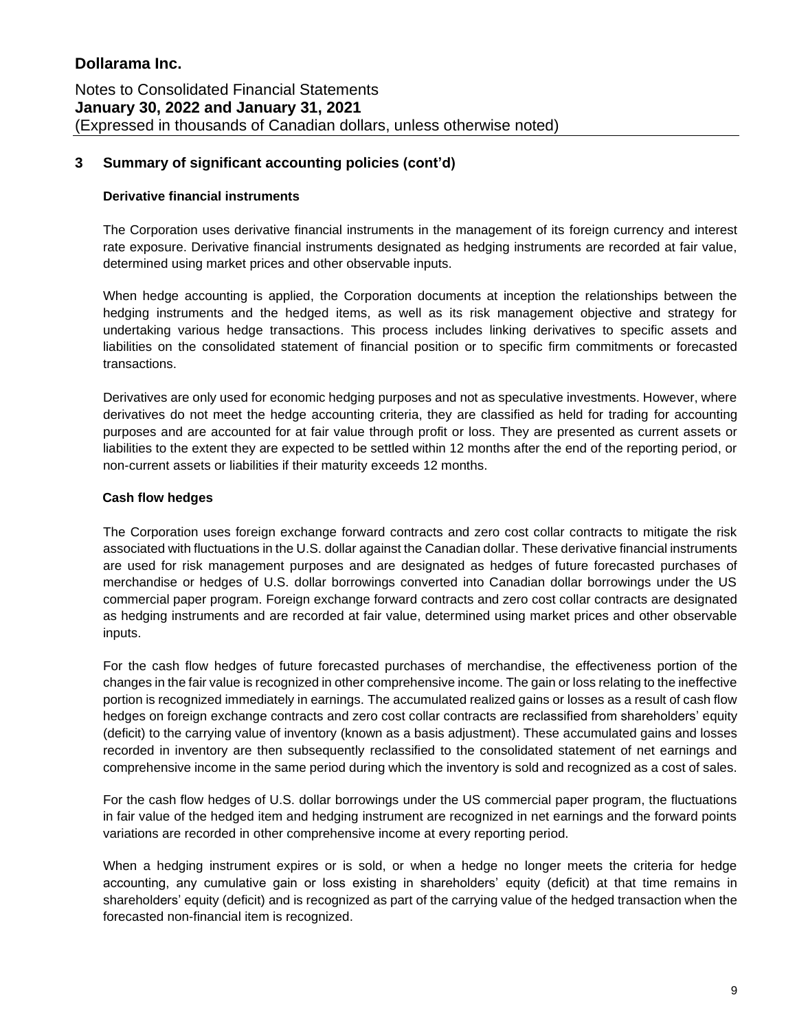## 3 Summary of significant accounting policies (cont'd)

### Derivative financial instruments

The Corporation uses derivative financial instruments in the management of its foreign currency and interest rate exposure. Derivative financial instruments designated as hedging instruments are recorded at fair value, determined using market prices and other observable inputs.

When hedge accounting is applied, the Corporation documents at inception the relationships between the hedging instruments and the hedged items, as well as its risk management objective and strategy for undertaking various hedge transactions. This process includes linking derivatives to specific assets and liabilities on the consolidated statement of financial position or to specific firm commitments or forecasted transactions.

Derivatives are only used for economic hedging purposes and not as speculative investments. However, where derivatives do not meet the hedge accounting criteria, they are classified as held for trading for accounting purposes and are accounted for at fair value through profit or loss. They are presented as current assets or liabilities to the extent they are expected to be settled within 12 months after the end of the reporting period, or non-current assets or liabilities if their maturity exceeds 12 months.

### Cash flow hedges

The Corporation uses foreign exchange forward contracts and zero cost collar contracts to mitigate the risk associated with fluctuations in the U.S. dollar against the Canadian dollar. These derivative financial instruments are used for risk management purposes and are designated as hedges of future forecasted purchases of merchandise or hedges of U.S. dollar borrowings converted into Canadian dollar borrowings under the US commercial paper program. Foreign exchange forward contracts and zero cost collar contracts are designated as hedging instruments and are recorded at fair value, determined using market prices and other observable inputs.

For the cash flow hedges of future forecasted purchases of merchandise, the effectiveness portion of the changes in the fair value is recognized in other comprehensive income. The gain or loss relating to the ineffective portion is recognized immediately in earnings. The accumulated realized gains or losses as a result of cash flow hedges on foreign exchange contracts and zero cost collar contracts are reclassified from shareholders' equity (deficit) to the carrying value of inventory (known as a basis adjustment). These accumulated gains and losses recorded in inventory are then subsequently reclassified to the consolidated statement of net earnings and comprehensive income in the same period during which the inventory is sold and recognized as a cost of sales.

For the cash flow hedges of U.S. dollar borrowings under the US commercial paper program, the fluctuations in fair value of the hedged item and hedging instrument are recognized in net earnings and the forward points variations are recorded in other comprehensive income at every reporting period.

When a hedging instrument expires or is sold, or when a hedge no longer meets the criteria for hedge accounting, any cumulative gain or loss existing in shareholders' equity (deficit) at that time remains in shareholders' equity (deficit) and is recognized as part of the carrying value of the hedged transaction when the forecasted non-financial item is recognized.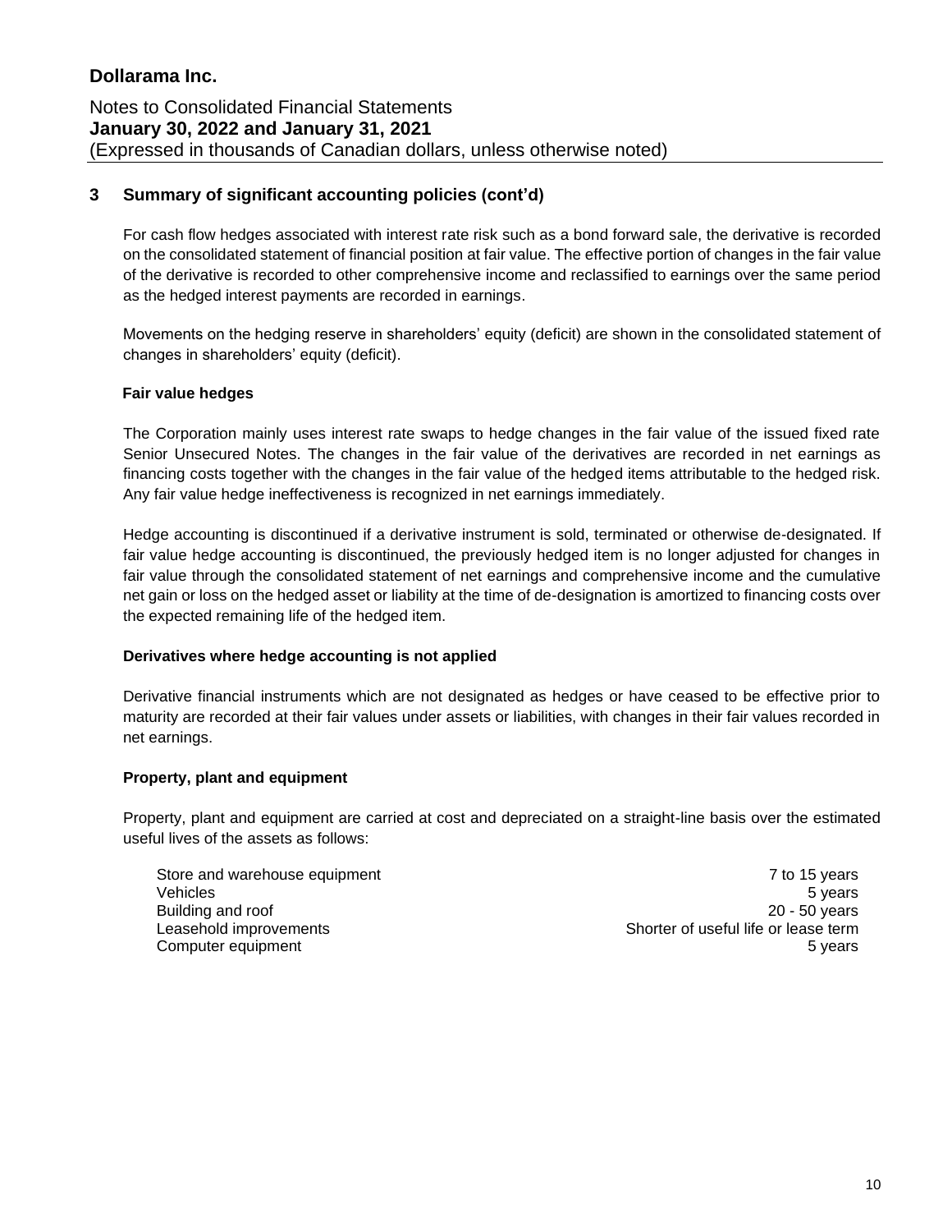## 3 Summary of significant accounting policies (cont'd)

For cash flow hedges associated with interest rate risk such as a bond forward sale, the derivative is recorded on the consolidated statement of financial position at fair value. The effective portion of changes in the fair value of the derivative is recorded to other comprehensive income and reclassified to earnings over the same period as the hedged interest payments are recorded in earnings.

Movements on the hedging reserve in shareholders' equity (deficit) are shown in the consolidated statement of changes in shareholders' equity (deficit).

**Fair value hedges**

The Corporation mainly uses interest rate swaps to hedge changes in the fair value of the issued fixed rate Senior Unsecured Notes. The changes in the fair value of the derivatives are recorded in net earnings as financing costs together with the changes in the fair value of the hedged items attributable to the hedged risk. Any fair value hedge ineffectiveness is recognized in net earnings immediately.

Hedge accounting is discontinued if a derivative instrument is sold, terminated or otherwise de-designated. If fair value hedge accounting is discontinued, the previously hedged item is no longer adjusted for changes in fair value through the consolidated statement of net earnings and comprehensive income and the cumulative net gain or loss on the hedged asset or liability at the time of de-designation is amortized to financing costs over the expected remaining life of the hedged item.

**Derivatives where hedge accounting is not applied**

Derivative financial instruments which are not designated as hedges or have ceased to be effective prior to maturity are recorded at their fair values under assets or liabilities, with changes in their fair values recorded in net earnings.

**Property, plant and equipment**

Property, plant and equipment are carried at cost and depreciated on a straight-line basis over the estimated useful lives of the assets as follows:

| | |
|---|---|
| Store and warehouse equipment | 7 to 15 years |
| Vehicles | 5 years |
| Building and roof | 20 - 50 years |
| Leasehold improvements | Shorter of useful life or lease term |
| Computer equipment | 5 years |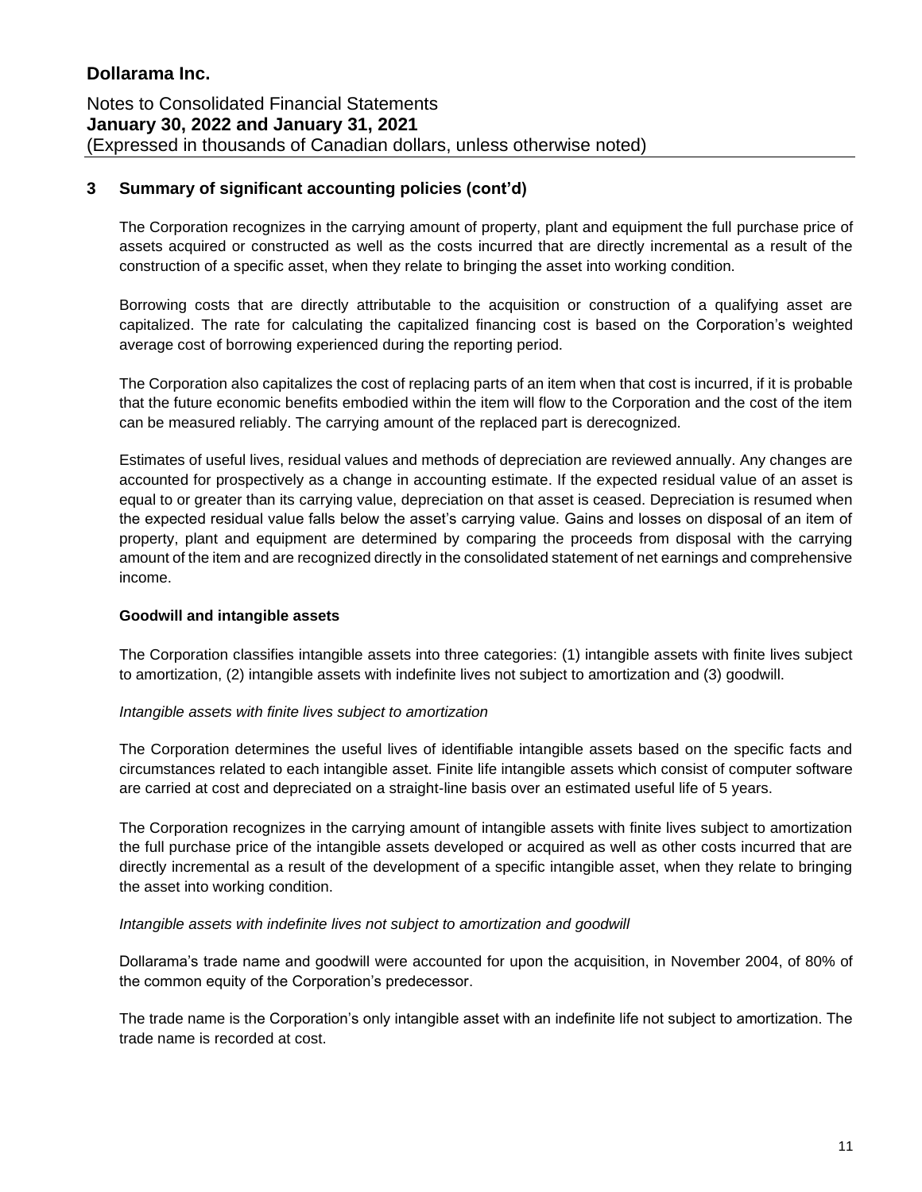## 3 Summary of significant accounting policies (cont'd)

The Corporation recognizes in the carrying amount of property, plant and equipment the full purchase price of assets acquired or constructed as well as the costs incurred that are directly incremental as a result of the construction of a specific asset, when they relate to bringing the asset into working condition.

Borrowing costs that are directly attributable to the acquisition or construction of a qualifying asset are capitalized. The rate for calculating the capitalized financing cost is based on the Corporation's weighted average cost of borrowing experienced during the reporting period.

The Corporation also capitalizes the cost of replacing parts of an item when that cost is incurred, if it is probable that the future economic benefits embodied within the item will flow to the Corporation and the cost of the item can be measured reliably. The carrying amount of the replaced part is derecognized.

Estimates of useful lives, residual values and methods of depreciation are reviewed annually. Any changes are accounted for prospectively as a change in accounting estimate. If the expected residual value of an asset is equal to or greater than its carrying value, depreciation on that asset is ceased. Depreciation is resumed when the expected residual value falls below the asset's carrying value. Gains and losses on disposal of an item of property, plant and equipment are determined by comparing the proceeds from disposal with the carrying amount of the item and are recognized directly in the consolidated statement of net earnings and comprehensive income.

**Goodwill and intangible assets**

The Corporation classifies intangible assets into three categories: (1) intangible assets with finite lives subject to amortization, (2) intangible assets with indefinite lives not subject to amortization and (3) goodwill.

*Intangible assets with finite lives subject to amortization*

The Corporation determines the useful lives of identifiable intangible assets based on the specific facts and circumstances related to each intangible asset. Finite life intangible assets which consist of computer software are carried at cost and depreciated on a straight-line basis over an estimated useful life of 5 years.

The Corporation recognizes in the carrying amount of intangible assets with finite lives subject to amortization the full purchase price of the intangible assets developed or acquired as well as other costs incurred that are directly incremental as a result of the development of a specific intangible asset, when they relate to bringing the asset into working condition.

*Intangible assets with indefinite lives not subject to amortization and goodwill*

Dollarama's trade name and goodwill were accounted for upon the acquisition, in November 2004, of 80% of the common equity of the Corporation's predecessor.

The trade name is the Corporation's only intangible asset with an indefinite life not subject to amortization. The trade name is recorded at cost.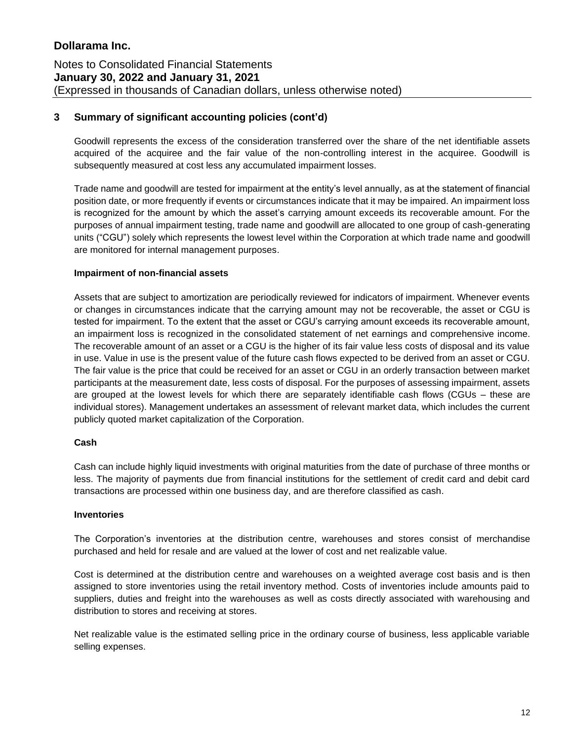## 3 Summary of significant accounting policies (cont'd)

Goodwill represents the excess of the consideration transferred over the share of the net identifiable assets acquired of the acquiree and the fair value of the non-controlling interest in the acquiree. Goodwill is subsequently measured at cost less any accumulated impairment losses.

Trade name and goodwill are tested for impairment at the entity's level annually, as at the statement of financial position date, or more frequently if events or circumstances indicate that it may be impaired. An impairment loss is recognized for the amount by which the asset's carrying amount exceeds its recoverable amount. For the purposes of annual impairment testing, trade name and goodwill are allocated to one group of cash-generating units ("CGU") solely which represents the lowest level within the Corporation at which trade name and goodwill are monitored for internal management purposes.

### Impairment of non-financial assets

Assets that are subject to amortization are periodically reviewed for indicators of impairment. Whenever events or changes in circumstances indicate that the carrying amount may not be recoverable, the asset or CGU is tested for impairment. To the extent that the asset or CGU's carrying amount exceeds its recoverable amount, an impairment loss is recognized in the consolidated statement of net earnings and comprehensive income. The recoverable amount of an asset or a CGU is the higher of its fair value less costs of disposal and its value in use. Value in use is the present value of the future cash flows expected to be derived from an asset or CGU. The fair value is the price that could be received for an asset or CGU in an orderly transaction between market participants at the measurement date, less costs of disposal. For the purposes of assessing impairment, assets are grouped at the lowest levels for which there are separately identifiable cash flows (CGUs – these are individual stores). Management undertakes an assessment of relevant market data, which includes the current publicly quoted market capitalization of the Corporation.

### Cash

Cash can include highly liquid investments with original maturities from the date of purchase of three months or less. The majority of payments due from financial institutions for the settlement of credit card and debit card transactions are processed within one business day, and are therefore classified as cash.

### Inventories

The Corporation's inventories at the distribution centre, warehouses and stores consist of merchandise purchased and held for resale and are valued at the lower of cost and net realizable value.

Cost is determined at the distribution centre and warehouses on a weighted average cost basis and is then assigned to store inventories using the retail inventory method. Costs of inventories include amounts paid to suppliers, duties and freight into the warehouses as well as costs directly associated with warehousing and distribution to stores and receiving at stores.

Net realizable value is the estimated selling price in the ordinary course of business, less applicable variable selling expenses.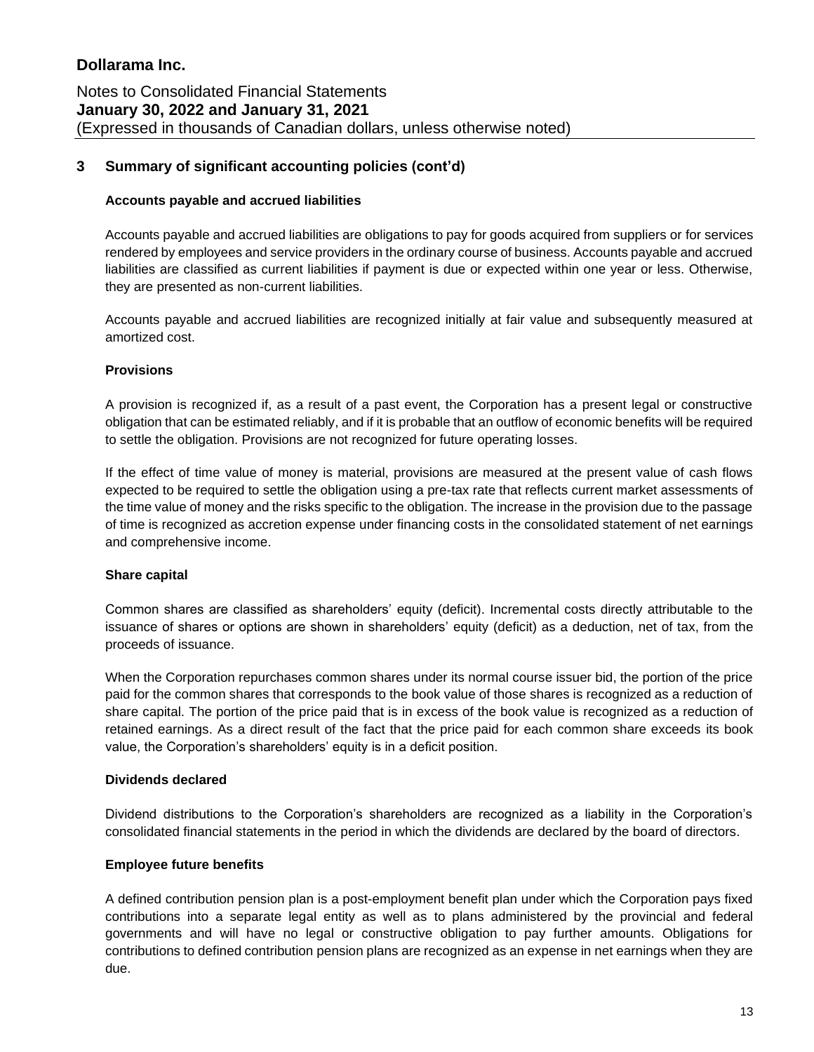## 3 Summary of significant accounting policies (cont'd)

### Accounts payable and accrued liabilities

Accounts payable and accrued liabilities are obligations to pay for goods acquired from suppliers or for services rendered by employees and service providers in the ordinary course of business. Accounts payable and accrued liabilities are classified as current liabilities if payment is due or expected within one year or less. Otherwise, they are presented as non-current liabilities.

Accounts payable and accrued liabilities are recognized initially at fair value and subsequently measured at amortized cost.

### Provisions

A provision is recognized if, as a result of a past event, the Corporation has a present legal or constructive obligation that can be estimated reliably, and if it is probable that an outflow of economic benefits will be required to settle the obligation. Provisions are not recognized for future operating losses.

If the effect of time value of money is material, provisions are measured at the present value of cash flows expected to be required to settle the obligation using a pre-tax rate that reflects current market assessments of the time value of money and the risks specific to the obligation. The increase in the provision due to the passage of time is recognized as accretion expense under financing costs in the consolidated statement of net earnings and comprehensive income.

### Share capital

Common shares are classified as shareholders' equity (deficit). Incremental costs directly attributable to the issuance of shares or options are shown in shareholders' equity (deficit) as a deduction, net of tax, from the proceeds of issuance.

When the Corporation repurchases common shares under its normal course issuer bid, the portion of the price paid for the common shares that corresponds to the book value of those shares is recognized as a reduction of share capital. The portion of the price paid that is in excess of the book value is recognized as a reduction of retained earnings. As a direct result of the fact that the price paid for each common share exceeds its book value, the Corporation's shareholders' equity is in a deficit position.

### Dividends declared

Dividend distributions to the Corporation's shareholders are recognized as a liability in the Corporation's consolidated financial statements in the period in which the dividends are declared by the board of directors.

### Employee future benefits

A defined contribution pension plan is a post-employment benefit plan under which the Corporation pays fixed contributions into a separate legal entity as well as to plans administered by the provincial and federal governments and will have no legal or constructive obligation to pay further amounts. Obligations for contributions to defined contribution pension plans are recognized as an expense in net earnings when they are due.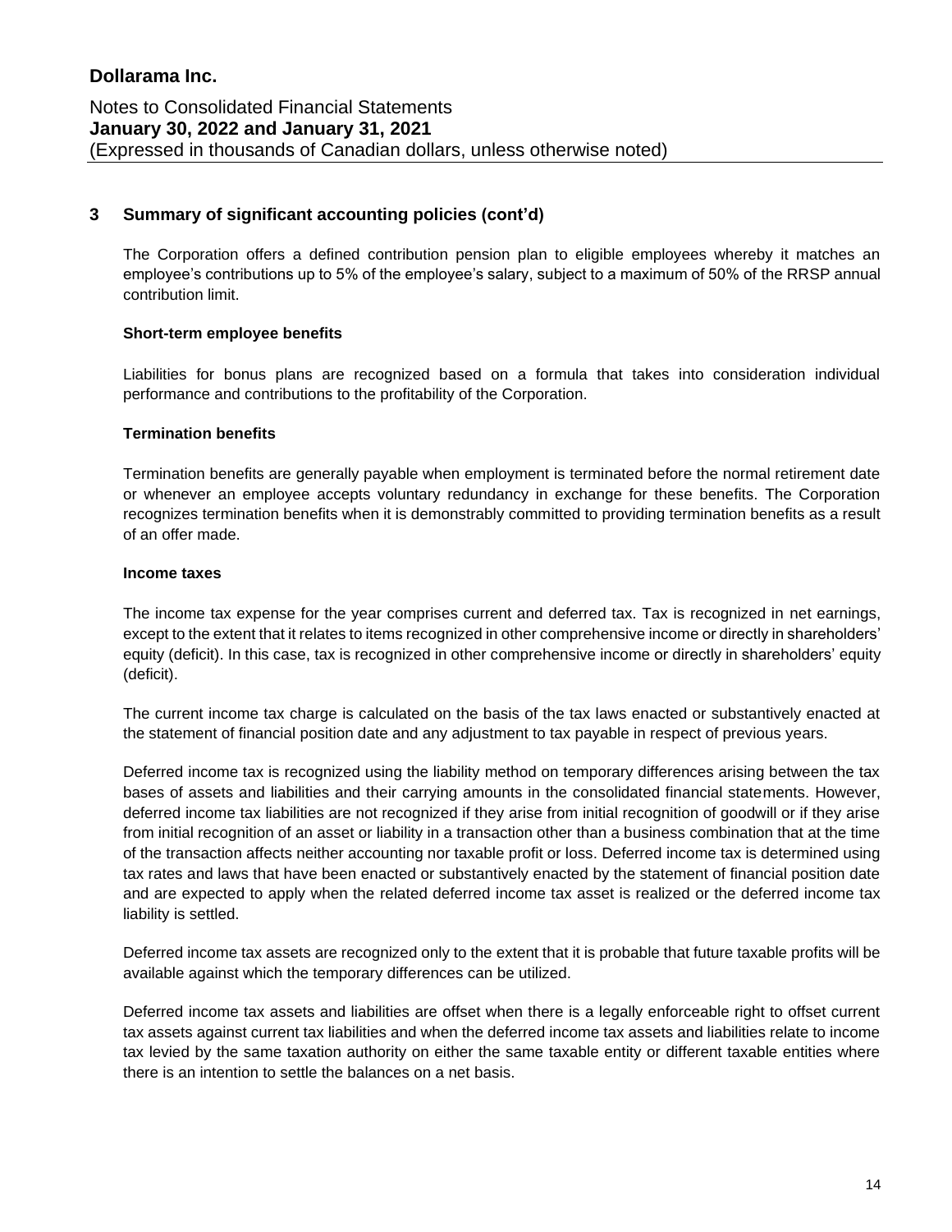## 3 Summary of significant accounting policies (cont'd)

The Corporation offers a defined contribution pension plan to eligible employees whereby it matches an employee's contributions up to 5% of the employee's salary, subject to a maximum of 50% of the RRSP annual contribution limit.

**Short-term employee benefits**

Liabilities for bonus plans are recognized based on a formula that takes into consideration individual performance and contributions to the profitability of the Corporation.

**Termination benefits**

Termination benefits are generally payable when employment is terminated before the normal retirement date or whenever an employee accepts voluntary redundancy in exchange for these benefits. The Corporation recognizes termination benefits when it is demonstrably committed to providing termination benefits as a result of an offer made.

**Income taxes**

The income tax expense for the year comprises current and deferred tax. Tax is recognized in net earnings, except to the extent that it relates to items recognized in other comprehensive income or directly in shareholders' equity (deficit). In this case, tax is recognized in other comprehensive income or directly in shareholders' equity (deficit).

The current income tax charge is calculated on the basis of the tax laws enacted or substantively enacted at the statement of financial position date and any adjustment to tax payable in respect of previous years.

Deferred income tax is recognized using the liability method on temporary differences arising between the tax bases of assets and liabilities and their carrying amounts in the consolidated financial statements. However, deferred income tax liabilities are not recognized if they arise from initial recognition of goodwill or if they arise from initial recognition of an asset or liability in a transaction other than a business combination that at the time of the transaction affects neither accounting nor taxable profit or loss. Deferred income tax is determined using tax rates and laws that have been enacted or substantively enacted by the statement of financial position date and are expected to apply when the related deferred income tax asset is realized or the deferred income tax liability is settled.

Deferred income tax assets are recognized only to the extent that it is probable that future taxable profits will be available against which the temporary differences can be utilized.

Deferred income tax assets and liabilities are offset when there is a legally enforceable right to offset current tax assets against current tax liabilities and when the deferred income tax assets and liabilities relate to income tax levied by the same taxation authority on either the same taxable entity or different taxable entities where there is an intention to settle the balances on a net basis.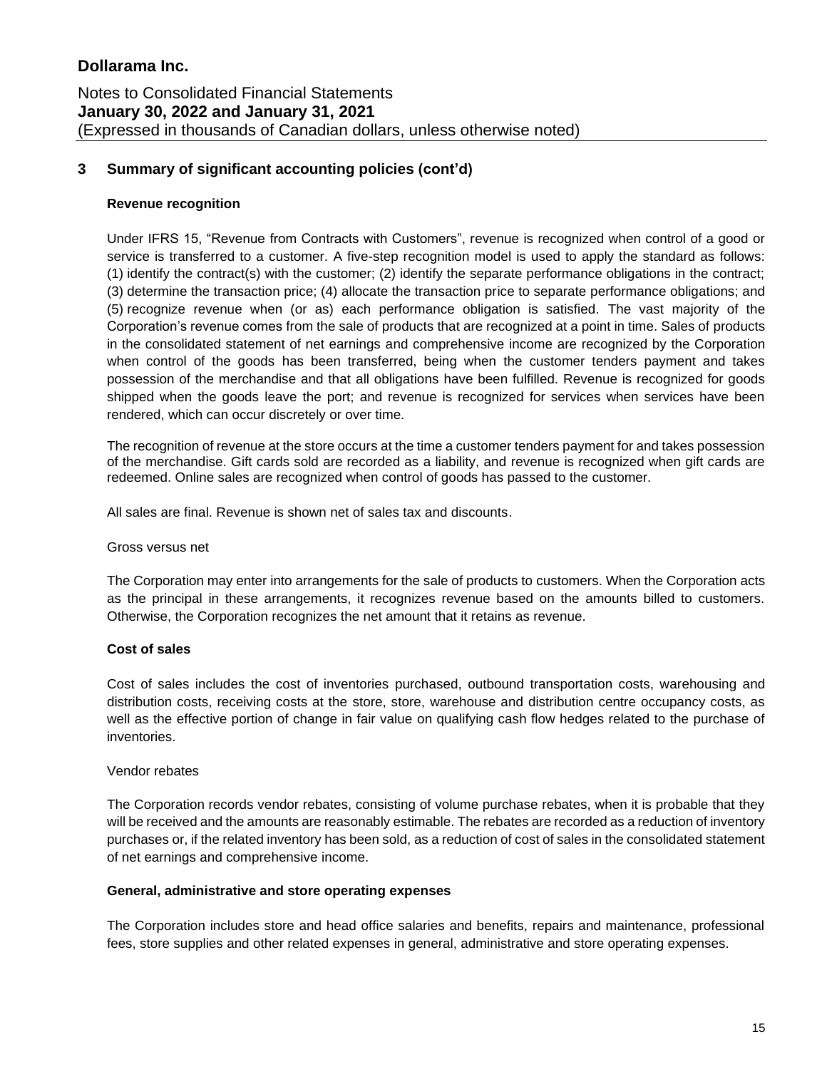## 3 Summary of significant accounting policies (cont'd)

### Revenue recognition

Under IFRS 15, "Revenue from Contracts with Customers", revenue is recognized when control of a good or service is transferred to a customer. A five-step recognition model is used to apply the standard as follows: (1) identify the contract(s) with the customer; (2) identify the separate performance obligations in the contract; (3) determine the transaction price; (4) allocate the transaction price to separate performance obligations; and (5) recognize revenue when (or as) each performance obligation is satisfied. The vast majority of the Corporation's revenue comes from the sale of products that are recognized at a point in time. Sales of products in the consolidated statement of net earnings and comprehensive income are recognized by the Corporation when control of the goods has been transferred, being when the customer tenders payment and takes possession of the merchandise and that all obligations have been fulfilled. Revenue is recognized for goods shipped when the goods leave the port; and revenue is recognized for services when services have been rendered, which can occur discretely or over time.

The recognition of revenue at the store occurs at the time a customer tenders payment for and takes possession of the merchandise. Gift cards sold are recorded as a liability, and revenue is recognized when gift cards are redeemed. Online sales are recognized when control of goods has passed to the customer.

All sales are final. Revenue is shown net of sales tax and discounts.

Gross versus net

The Corporation may enter into arrangements for the sale of products to customers. When the Corporation acts as the principal in these arrangements, it recognizes revenue based on the amounts billed to customers. Otherwise, the Corporation recognizes the net amount that it retains as revenue.

### Cost of sales

Cost of sales includes the cost of inventories purchased, outbound transportation costs, warehousing and distribution costs, receiving costs at the store, store, warehouse and distribution centre occupancy costs, as well as the effective portion of change in fair value on qualifying cash flow hedges related to the purchase of inventories.

Vendor rebates

The Corporation records vendor rebates, consisting of volume purchase rebates, when it is probable that they will be received and the amounts are reasonably estimable. The rebates are recorded as a reduction of inventory purchases or, if the related inventory has been sold, as a reduction of cost of sales in the consolidated statement of net earnings and comprehensive income.

### General, administrative and store operating expenses

The Corporation includes store and head office salaries and benefits, repairs and maintenance, professional fees, store supplies and other related expenses in general, administrative and store operating expenses.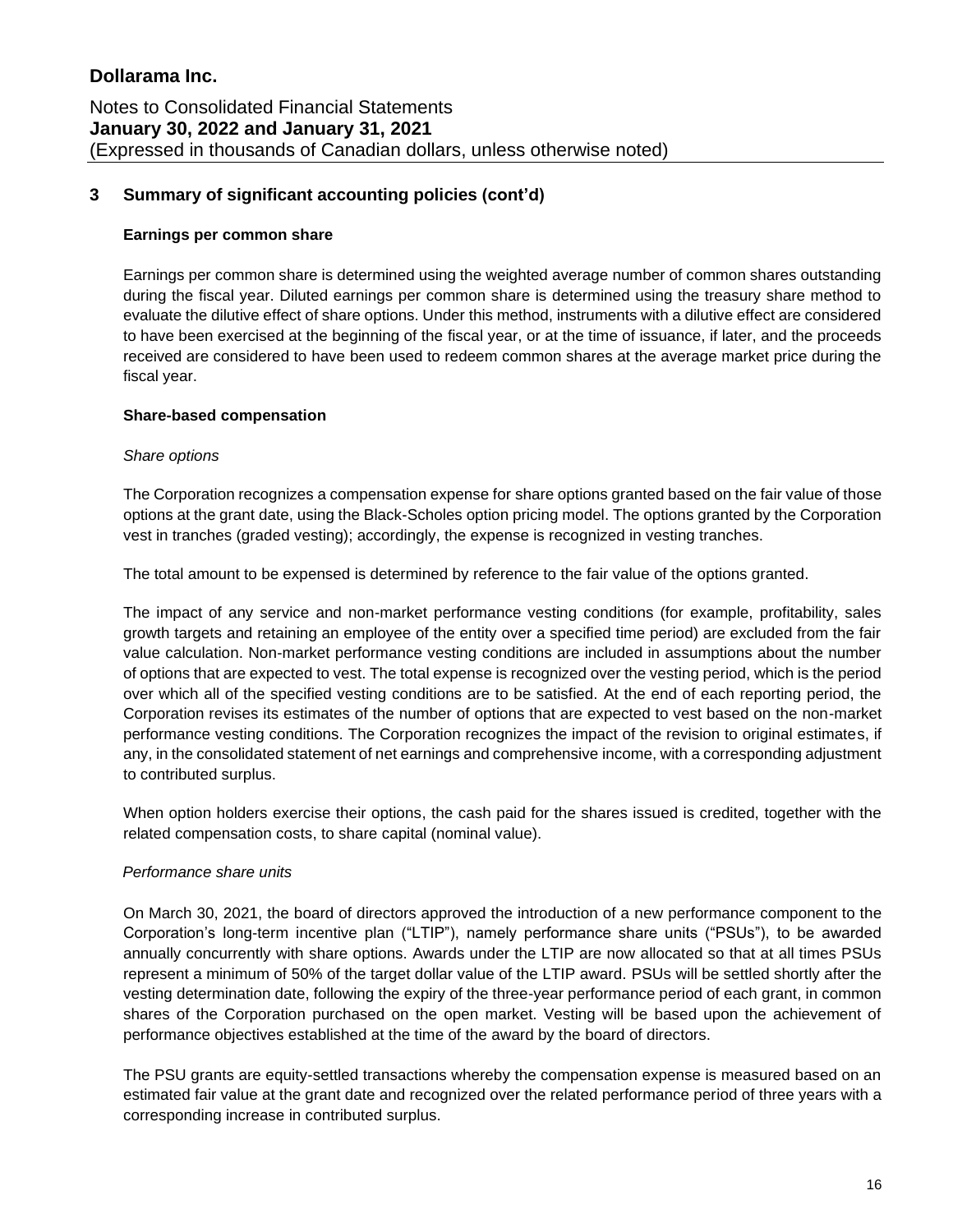## 3 Summary of significant accounting policies (cont'd)

### Earnings per common share

Earnings per common share is determined using the weighted average number of common shares outstanding during the fiscal year. Diluted earnings per common share is determined using the treasury share method to evaluate the dilutive effect of share options. Under this method, instruments with a dilutive effect are considered to have been exercised at the beginning of the fiscal year, or at the time of issuance, if later, and the proceeds received are considered to have been used to redeem common shares at the average market price during the fiscal year.

### Share-based compensation

*Share options*

The Corporation recognizes a compensation expense for share options granted based on the fair value of those options at the grant date, using the Black-Scholes option pricing model. The options granted by the Corporation vest in tranches (graded vesting); accordingly, the expense is recognized in vesting tranches.

The total amount to be expensed is determined by reference to the fair value of the options granted.

The impact of any service and non-market performance vesting conditions (for example, profitability, sales growth targets and retaining an employee of the entity over a specified time period) are excluded from the fair value calculation. Non-market performance vesting conditions are included in assumptions about the number of options that are expected to vest. The total expense is recognized over the vesting period, which is the period over which all of the specified vesting conditions are to be satisfied. At the end of each reporting period, the Corporation revises its estimates of the number of options that are expected to vest based on the non-market performance vesting conditions. The Corporation recognizes the impact of the revision to original estimates, if any, in the consolidated statement of net earnings and comprehensive income, with a corresponding adjustment to contributed surplus.

When option holders exercise their options, the cash paid for the shares issued is credited, together with the related compensation costs, to share capital (nominal value).

*Performance share units*

On March 30, 2021, the board of directors approved the introduction of a new performance component to the Corporation's long-term incentive plan ("LTIP"), namely performance share units ("PSUs"), to be awarded annually concurrently with share options. Awards under the LTIP are now allocated so that at all times PSUs represent a minimum of 50% of the target dollar value of the LTIP award. PSUs will be settled shortly after the vesting determination date, following the expiry of the three-year performance period of each grant, in common shares of the Corporation purchased on the open market. Vesting will be based upon the achievement of performance objectives established at the time of the award by the board of directors.

The PSU grants are equity-settled transactions whereby the compensation expense is measured based on an estimated fair value at the grant date and recognized over the related performance period of three years with a corresponding increase in contributed surplus.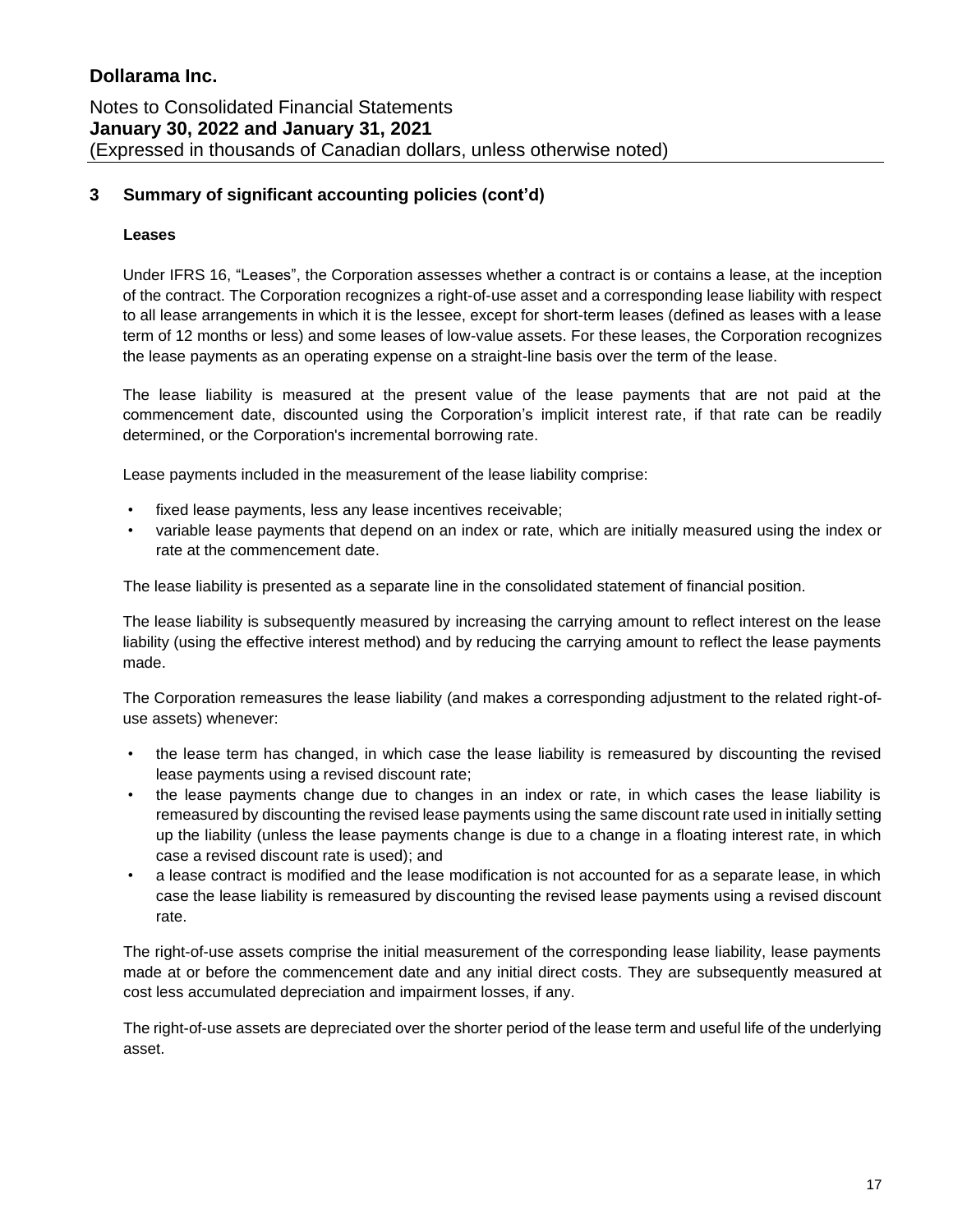## 3 Summary of significant accounting policies (cont'd)

### Leases

Under IFRS 16, "Leases", the Corporation assesses whether a contract is or contains a lease, at the inception of the contract. The Corporation recognizes a right-of-use asset and a corresponding lease liability with respect to all lease arrangements in which it is the lessee, except for short-term leases (defined as leases with a lease term of 12 months or less) and some leases of low-value assets. For these leases, the Corporation recognizes the lease payments as an operating expense on a straight-line basis over the term of the lease.

The lease liability is measured at the present value of the lease payments that are not paid at the commencement date, discounted using the Corporation's implicit interest rate, if that rate can be readily determined, or the Corporation's incremental borrowing rate.

Lease payments included in the measurement of the lease liability comprise:

- fixed lease payments, less any lease incentives receivable;
- variable lease payments that depend on an index or rate, which are initially measured using the index or rate at the commencement date.

The lease liability is presented as a separate line in the consolidated statement of financial position.

The lease liability is subsequently measured by increasing the carrying amount to reflect interest on the lease liability (using the effective interest method) and by reducing the carrying amount to reflect the lease payments made.

The Corporation remeasures the lease liability (and makes a corresponding adjustment to the related right-of-use assets) whenever:

- the lease term has changed, in which case the lease liability is remeasured by discounting the revised lease payments using a revised discount rate;
- the lease payments change due to changes in an index or rate, in which cases the lease liability is remeasured by discounting the revised lease payments using the same discount rate used in initially setting up the liability (unless the lease payments change is due to a change in a floating interest rate, in which case a revised discount rate is used); and
- a lease contract is modified and the lease modification is not accounted for as a separate lease, in which case the lease liability is remeasured by discounting the revised lease payments using a revised discount rate.

The right-of-use assets comprise the initial measurement of the corresponding lease liability, lease payments made at or before the commencement date and any initial direct costs. They are subsequently measured at cost less accumulated depreciation and impairment losses, if any.

The right-of-use assets are depreciated over the shorter period of the lease term and useful life of the underlying asset.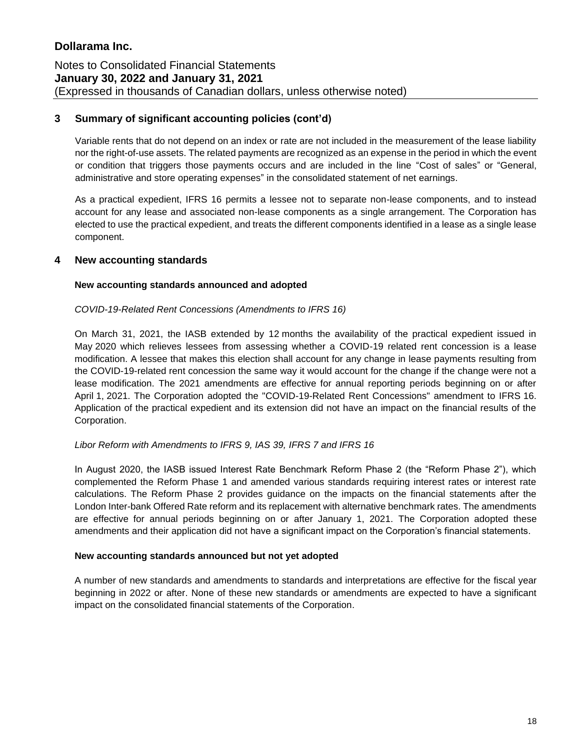## 3 Summary of significant accounting policies (cont'd)

Variable rents that do not depend on an index or rate are not included in the measurement of the lease liability nor the right-of-use assets. The related payments are recognized as an expense in the period in which the event or condition that triggers those payments occurs and are included in the line "Cost of sales" or "General, administrative and store operating expenses" in the consolidated statement of net earnings.

As a practical expedient, IFRS 16 permits a lessee not to separate non-lease components, and to instead account for any lease and associated non-lease components as a single arrangement. The Corporation has elected to use the practical expedient, and treats the different components identified in a lease as a single lease component.

## 4 New accounting standards

### New accounting standards announced and adopted

*COVID-19-Related Rent Concessions (Amendments to IFRS 16)*

On March 31, 2021, the IASB extended by 12 months the availability of the practical expedient issued in May 2020 which relieves lessees from assessing whether a COVID-19 related rent concession is a lease modification. A lessee that makes this election shall account for any change in lease payments resulting from the COVID-19-related rent concession the same way it would account for the change if the change were not a lease modification. The 2021 amendments are effective for annual reporting periods beginning on or after April 1, 2021. The Corporation adopted the "COVID-19-Related Rent Concessions" amendment to IFRS 16. Application of the practical expedient and its extension did not have an impact on the financial results of the Corporation.

*Libor Reform with Amendments to IFRS 9, IAS 39, IFRS 7 and IFRS 16*

In August 2020, the IASB issued Interest Rate Benchmark Reform Phase 2 (the "Reform Phase 2"), which complemented the Reform Phase 1 and amended various standards requiring interest rates or interest rate calculations. The Reform Phase 2 provides guidance on the impacts on the financial statements after the London Inter-bank Offered Rate reform and its replacement with alternative benchmark rates. The amendments are effective for annual periods beginning on or after January 1, 2021. The Corporation adopted these amendments and their application did not have a significant impact on the Corporation's financial statements.

### New accounting standards announced but not yet adopted

A number of new standards and amendments to standards and interpretations are effective for the fiscal year beginning in 2022 or after. None of these new standards or amendments are expected to have a significant impact on the consolidated financial statements of the Corporation.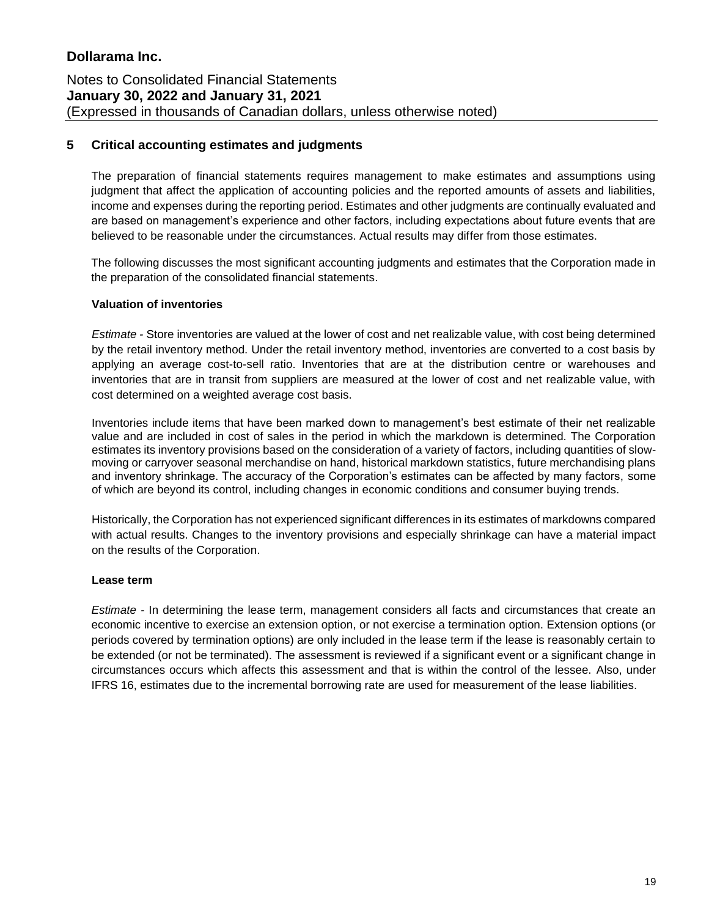## 5 Critical accounting estimates and judgments

The preparation of financial statements requires management to make estimates and assumptions using judgment that affect the application of accounting policies and the reported amounts of assets and liabilities, income and expenses during the reporting period. Estimates and other judgments are continually evaluated and are based on management's experience and other factors, including expectations about future events that are believed to be reasonable under the circumstances. Actual results may differ from those estimates.

The following discusses the most significant accounting judgments and estimates that the Corporation made in the preparation of the consolidated financial statements.

### Valuation of inventories

*Estimate* - Store inventories are valued at the lower of cost and net realizable value, with cost being determined by the retail inventory method. Under the retail inventory method, inventories are converted to a cost basis by applying an average cost-to-sell ratio. Inventories that are at the distribution centre or warehouses and inventories that are in transit from suppliers are measured at the lower of cost and net realizable value, with cost determined on a weighted average cost basis.

Inventories include items that have been marked down to management's best estimate of their net realizable value and are included in cost of sales in the period in which the markdown is determined. The Corporation estimates its inventory provisions based on the consideration of a variety of factors, including quantities of slow-moving or carryover seasonal merchandise on hand, historical markdown statistics, future merchandising plans and inventory shrinkage. The accuracy of the Corporation's estimates can be affected by many factors, some of which are beyond its control, including changes in economic conditions and consumer buying trends.

Historically, the Corporation has not experienced significant differences in its estimates of markdowns compared with actual results. Changes to the inventory provisions and especially shrinkage can have a material impact on the results of the Corporation.

### Lease term

*Estimate* - In determining the lease term, management considers all facts and circumstances that create an economic incentive to exercise an extension option, or not exercise a termination option. Extension options (or periods covered by termination options) are only included in the lease term if the lease is reasonably certain to be extended (or not be terminated). The assessment is reviewed if a significant event or a significant change in circumstances occurs which affects this assessment and that is within the control of the lessee. Also, under IFRS 16, estimates due to the incremental borrowing rate are used for measurement of the lease liabilities.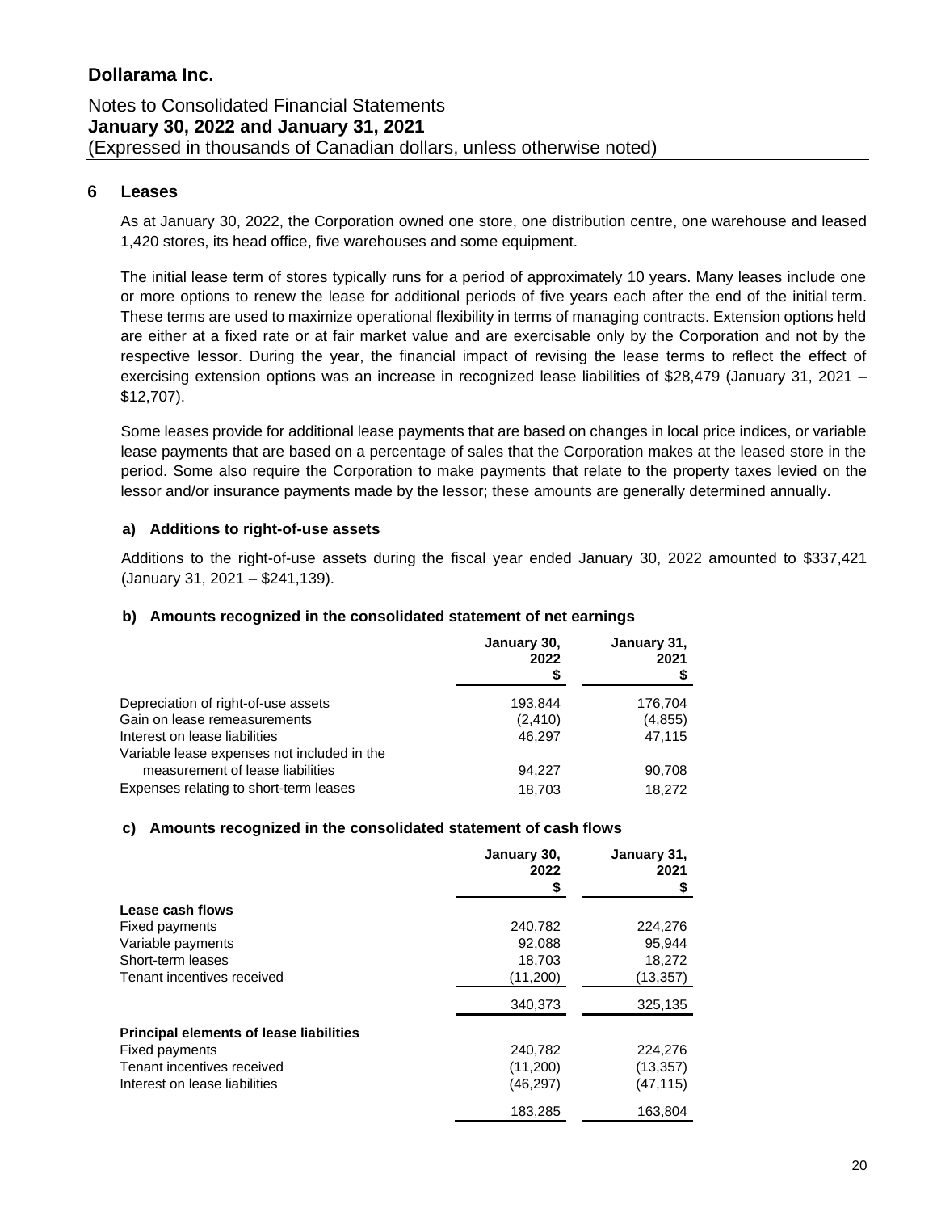# Dollarama Inc.

Notes to Consolidated Financial Statements
**January 30, 2022 and January 31, 2021**
(Expressed in thousands of Canadian dollars, unless otherwise noted)

## 6 Leases

As at January 30, 2022, the Corporation owned one store, one distribution centre, one warehouse and leased 1,420 stores, its head office, five warehouses and some equipment.

The initial lease term of stores typically runs for a period of approximately 10 years. Many leases include one or more options to renew the lease for additional periods of five years each after the end of the initial term. These terms are used to maximize operational flexibility in terms of managing contracts. Extension options held are either at a fixed rate or at fair market value and are exercisable only by the Corporation and not by the respective lessor. During the year, the financial impact of revising the lease terms to reflect the effect of exercising extension options was an increase in recognized lease liabilities of $28,479 (January 31, 2021 – $12,707).

Some leases provide for additional lease payments that are based on changes in local price indices, or variable lease payments that are based on a percentage of sales that the Corporation makes at the leased store in the period. Some also require the Corporation to make payments that relate to the property taxes levied on the lessor and/or insurance payments made by the lessor; these amounts are generally determined annually.

### a) Additions to right-of-use assets

Additions to the right-of-use assets during the fiscal year ended January 30, 2022 amounted to $337,421 (January 31, 2021 – $241,139).

### b) Amounts recognized in the consolidated statement of net earnings

| | January 30, 2022 $ | January 31, 2021 $ |
|---|---|---|
| Depreciation of right-of-use assets | 193,844 | 176,704 |
| Gain on lease remeasurements | (2,410) | (4,855) |
| Interest on lease liabilities | 46,297 | 47,115 |
| Variable lease expenses not included in the measurement of lease liabilities | 94,227 | 90,708 |
| Expenses relating to short-term leases | 18,703 | 18,272 |

### c) Amounts recognized in the consolidated statement of cash flows

| | January 30, 2022 $ | January 31, 2021 $ |
|---|---|---|
| **Lease cash flows** | | |
| Fixed payments | 240,782 | 224,276 |
| Variable payments | 92,088 | 95,944 |
| Short-term leases | 18,703 | 18,272 |
| Tenant incentives received | (11,200) | (13,357) |
| | 340,373 | 325,135 |
| **Principal elements of lease liabilities** | | |
| Fixed payments | 240,782 | 224,276 |
| Tenant incentives received | (11,200) | (13,357) |
| Interest on lease liabilities | (46,297) | (47,115) |
| | 183,285 | 163,804 |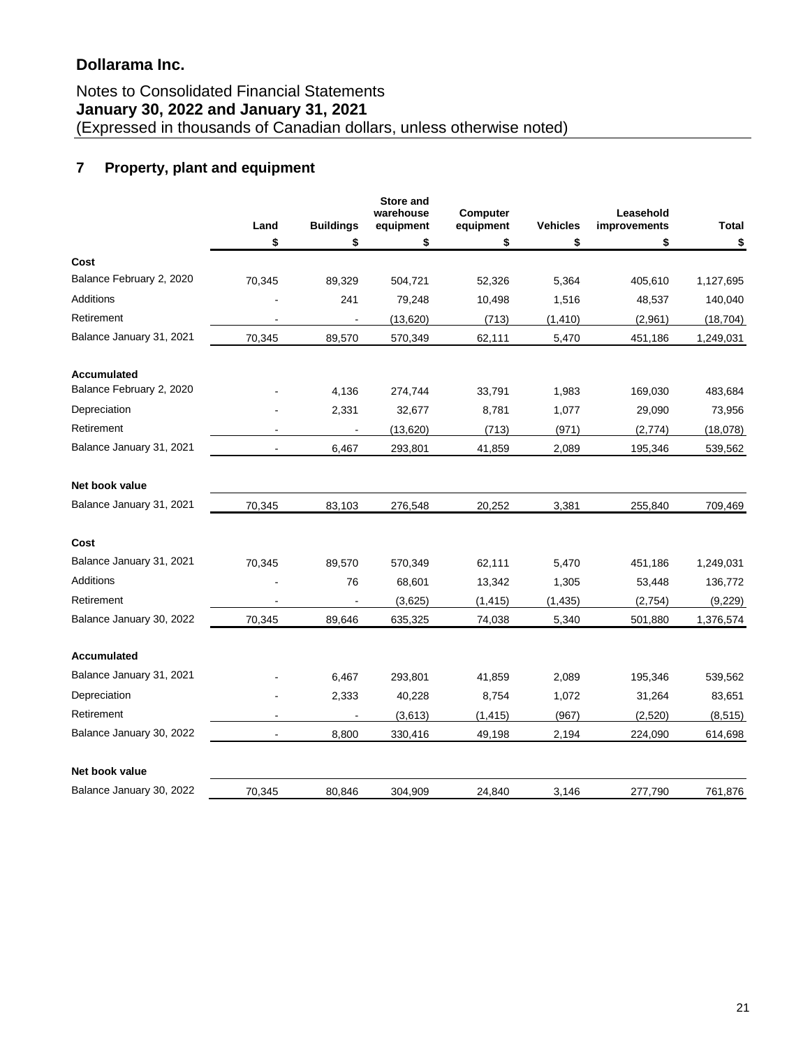# Dollarama Inc.

Notes to Consolidated Financial Statements
**January 30, 2022 and January 31, 2021**
(Expressed in thousands of Canadian dollars, unless otherwise noted)

## 7 Property, plant and equipment

| | Land | Buildings | Store and warehouse equipment | Computer equipment | Vehicles | Leasehold improvements | Total |
|---|---|---|---|---|---|---|---|
| | $ | $ | $ | $ | $ | $ | $ |
| **Cost** | | | | | | | |
| Balance February 2, 2020 | 70,345 | 89,329 | 504,721 | 52,326 | 5,364 | 405,610 | 1,127,695 |
| Additions | - | 241 | 79,248 | 10,498 | 1,516 | 48,537 | 140,040 |
| Retirement | - | - | (13,620) | (713) | (1,410) | (2,961) | (18,704) |
| Balance January 31, 2021 | 70,345 | 89,570 | 570,349 | 62,111 | 5,470 | 451,186 | 1,249,031 |
| **Accumulated** | | | | | | | |
| Balance February 2, 2020 | - | 4,136 | 274,744 | 33,791 | 1,983 | 169,030 | 483,684 |
| Depreciation | - | 2,331 | 32,677 | 8,781 | 1,077 | 29,090 | 73,956 |
| Retirement | - | - | (13,620) | (713) | (971) | (2,774) | (18,078) |
| Balance January 31, 2021 | - | 6,467 | 293,801 | 41,859 | 2,089 | 195,346 | 539,562 |
| **Net book value** | | | | | | | |
| Balance January 31, 2021 | 70,345 | 83,103 | 276,548 | 20,252 | 3,381 | 255,840 | 709,469 |
| **Cost** | | | | | | | |
| Balance January 31, 2021 | 70,345 | 89,570 | 570,349 | 62,111 | 5,470 | 451,186 | 1,249,031 |
| Additions | - | 76 | 68,601 | 13,342 | 1,305 | 53,448 | 136,772 |
| Retirement | - | - | (3,625) | (1,415) | (1,435) | (2,754) | (9,229) |
| Balance January 30, 2022 | 70,345 | 89,646 | 635,325 | 74,038 | 5,340 | 501,880 | 1,376,574 |
| **Accumulated** | | | | | | | |
| Balance January 31, 2021 | - | 6,467 | 293,801 | 41,859 | 2,089 | 195,346 | 539,562 |
| Depreciation | - | 2,333 | 40,228 | 8,754 | 1,072 | 31,264 | 83,651 |
| Retirement | - | - | (3,613) | (1,415) | (967) | (2,520) | (8,515) |
| Balance January 30, 2022 | - | 8,800 | 330,416 | 49,198 | 2,194 | 224,090 | 614,698 |
| **Net book value** | | | | | | | |
| Balance January 30, 2022 | 70,345 | 80,846 | 304,909 | 24,840 | 3,146 | 277,790 | 761,876 |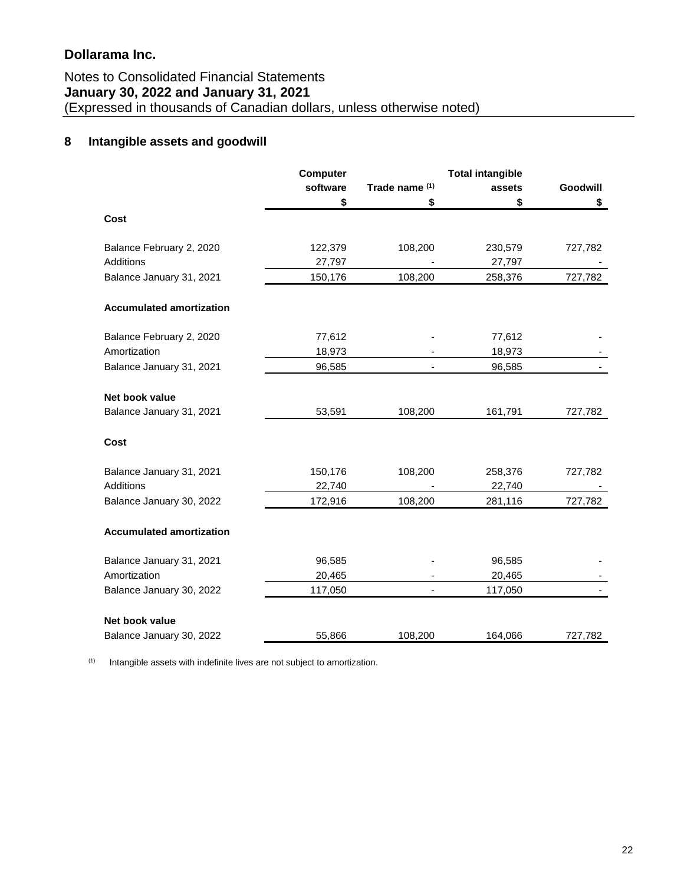**Dollarama Inc.**

Notes to Consolidated Financial Statements
**January 30, 2022 and January 31, 2021**
(Expressed in thousands of Canadian dollars, unless otherwise noted)

## 8 Intangible assets and goodwill

| | Computer software $ | Trade name (1) $ | Total intangible assets $ | Goodwill $ |
|---|---|---|---|---|
| **Cost** | | | | |
| Balance February 2, 2020 | 122,379 | 108,200 | 230,579 | 727,782 |
| Additions | 27,797 | - | 27,797 | - |
| Balance January 31, 2021 | 150,176 | 108,200 | 258,376 | 727,782 |
| **Accumulated amortization** | | | | |
| Balance February 2, 2020 | 77,612 | - | 77,612 | - |
| Amortization | 18,973 | - | 18,973 | - |
| Balance January 31, 2021 | 96,585 | - | 96,585 | - |
| **Net book value** | | | | |
| Balance January 31, 2021 | 53,591 | 108,200 | 161,791 | 727,782 |
| **Cost** | | | | |
| Balance January 31, 2021 | 150,176 | 108,200 | 258,376 | 727,782 |
| Additions | 22,740 | - | 22,740 | - |
| Balance January 30, 2022 | 172,916 | 108,200 | 281,116 | 727,782 |
| **Accumulated amortization** | | | | |
| Balance January 31, 2021 | 96,585 | - | 96,585 | - |
| Amortization | 20,465 | - | 20,465 | - |
| Balance January 30, 2022 | 117,050 | - | 117,050 | - |
| **Net book value** | | | | |
| Balance January 30, 2022 | 55,866 | 108,200 | 164,066 | 727,782 |

(1) Intangible assets with indefinite lives are not subject to amortization.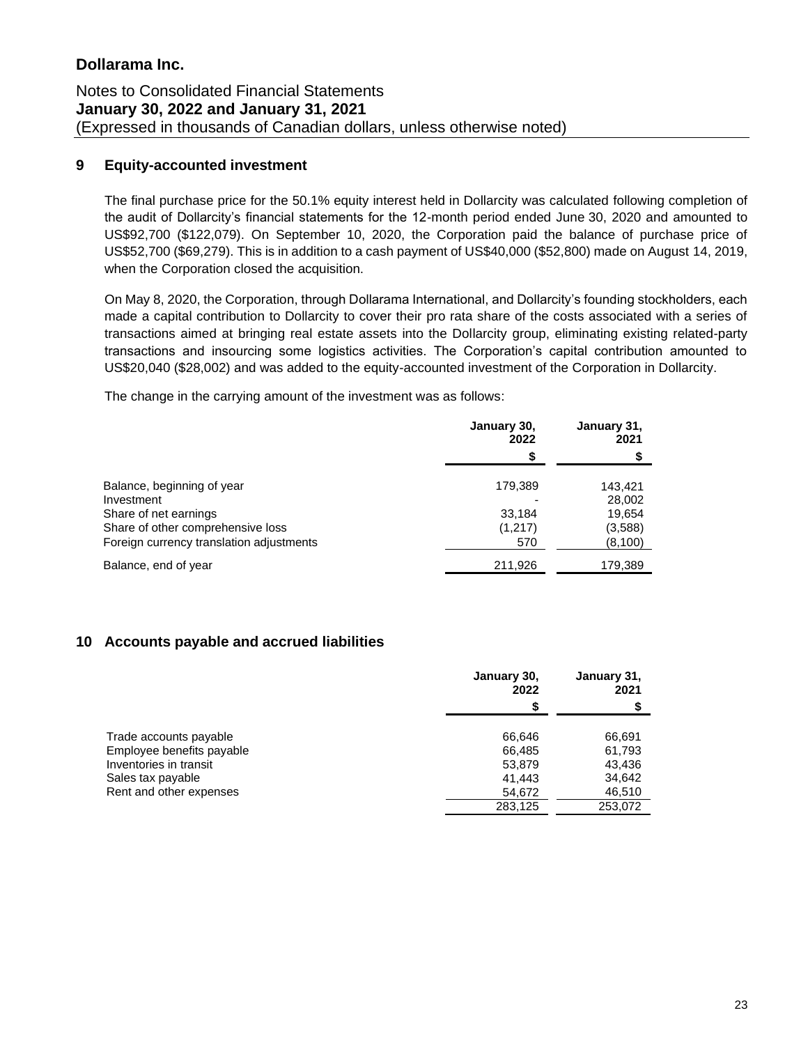# 9 Equity-accounted investment

The final purchase price for the 50.1% equity interest held in Dollarcity was calculated following completion of the audit of Dollarcity's financial statements for the 12-month period ended June 30, 2020 and amounted to US$92,700 ($122,079). On September 10, 2020, the Corporation paid the balance of purchase price of US$52,700 ($69,279). This is in addition to a cash payment of US$40,000 ($52,800) made on August 14, 2019, when the Corporation closed the acquisition.

On May 8, 2020, the Corporation, through Dollarama International, and Dollarcity's founding stockholders, each made a capital contribution to Dollarcity to cover their pro rata share of the costs associated with a series of transactions aimed at bringing real estate assets into the Dollarcity group, eliminating existing related-party transactions and insourcing some logistics activities. The Corporation's capital contribution amounted to US$20,040 ($28,002) and was added to the equity-accounted investment of the Corporation in Dollarcity.

The change in the carrying amount of the investment was as follows:

| | January 30, 2022 | January 31, 2021 |
|---|---|---|
| | $ | $ |
| Balance, beginning of year | 179,389 | 143,421 |
| Investment | - | 28,002 |
| Share of net earnings | 33,184 | 19,654 |
| Share of other comprehensive loss | (1,217) | (3,588) |
| Foreign currency translation adjustments | 570 | (8,100) |
| Balance, end of year | 211,926 | 179,389 |

# 10 Accounts payable and accrued liabilities

| | January 30, 2022 | January 31, 2021 |
|---|---|---|
| | $ | $ |
| Trade accounts payable | 66,646 | 66,691 |
| Employee benefits payable | 66,485 | 61,793 |
| Inventories in transit | 53,879 | 43,436 |
| Sales tax payable | 41,443 | 34,642 |
| Rent and other expenses | 54,672 | 46,510 |
| | 283,125 | 253,072 |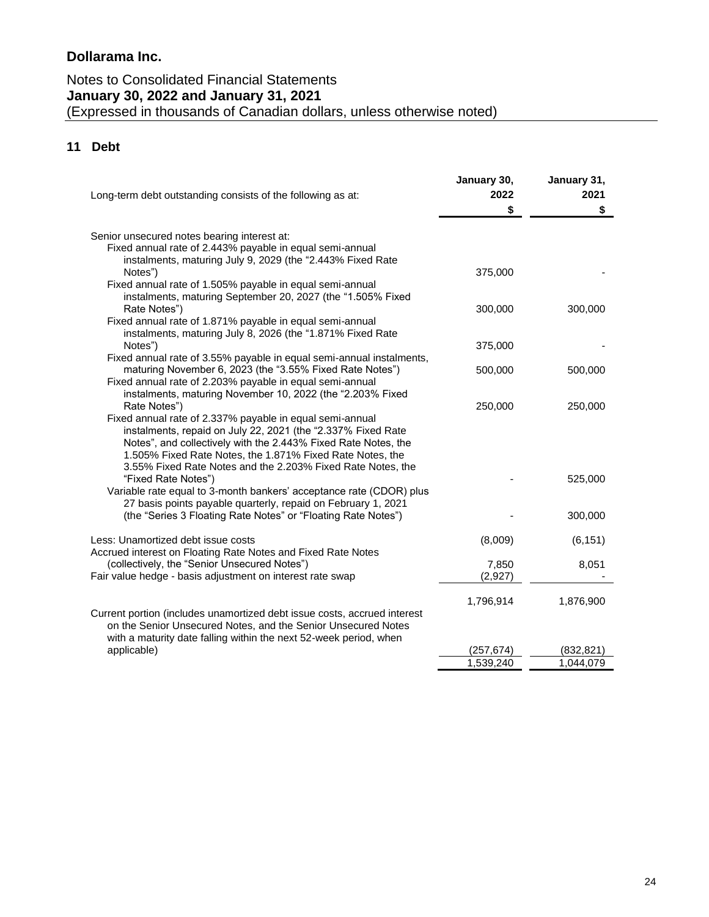## 11 Debt

| Long-term debt outstanding consists of the following as at: | January 30, 2022 $ | January 31, 2021 $ |
|---|---|---|
| Senior unsecured notes bearing interest at: | | |
| Fixed annual rate of 2.443% payable in equal semi-annual instalments, maturing July 9, 2029 (the "2.443% Fixed Rate Notes") | 375,000 | - |
| Fixed annual rate of 1.505% payable in equal semi-annual instalments, maturing September 20, 2027 (the "1.505% Fixed Rate Notes") | 300,000 | 300,000 |
| Fixed annual rate of 1.871% payable in equal semi-annual instalments, maturing July 8, 2026 (the "1.871% Fixed Rate Notes") | 375,000 | - |
| Fixed annual rate of 3.55% payable in equal semi-annual instalments, maturing November 6, 2023 (the "3.55% Fixed Rate Notes") | 500,000 | 500,000 |
| Fixed annual rate of 2.203% payable in equal semi-annual instalments, maturing November 10, 2022 (the "2.203% Fixed Rate Notes") | 250,000 | 250,000 |
| Fixed annual rate of 2.337% payable in equal semi-annual instalments, repaid on July 22, 2021 (the "2.337% Fixed Rate Notes", and collectively with the 2.443% Fixed Rate Notes, the 1.505% Fixed Rate Notes, the 1.871% Fixed Rate Notes, the 3.55% Fixed Rate Notes and the 2.203% Fixed Rate Notes, the "Fixed Rate Notes") | - | 525,000 |
| Variable rate equal to 3-month bankers' acceptance rate (CDOR) plus 27 basis points payable quarterly, repaid on February 1, 2021 (the "Series 3 Floating Rate Notes" or "Floating Rate Notes") | - | 300,000 |
| Less: Unamortized debt issue costs | (8,009) | (6,151) |
| Accrued interest on Floating Rate Notes and Fixed Rate Notes (collectively, the "Senior Unsecured Notes") | 7,850 | 8,051 |
| Fair value hedge - basis adjustment on interest rate swap | (2,927) | - |
| | 1,796,914 | 1,876,900 |
| Current portion (includes unamortized debt issue costs, accrued interest on the Senior Unsecured Notes, and the Senior Unsecured Notes with a maturity date falling within the next 52-week period, when applicable) | (257,674) | (832,821) |
| | 1,539,240 | 1,044,079 |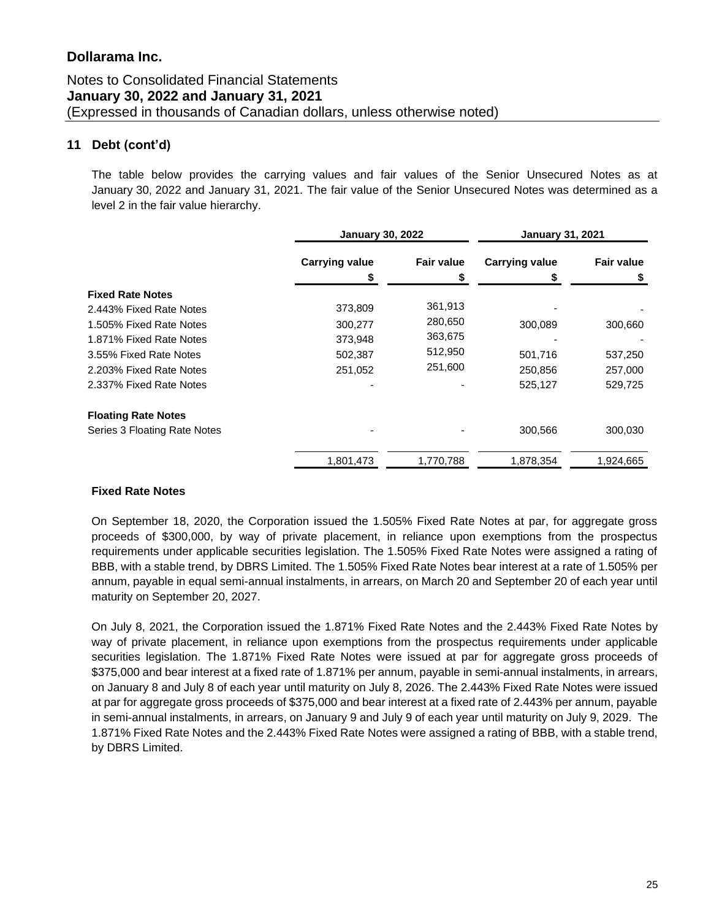## 11 Debt (cont'd)

The table below provides the carrying values and fair values of the Senior Unsecured Notes as at January 30, 2022 and January 31, 2021. The fair value of the Senior Unsecured Notes was determined as a level 2 in the fair value hierarchy.

| | January 30, 2022 | | January 31, 2021 | |
|---|---|---|---|---|
| | Carrying value<br>$ | Fair value<br>$ | Carrying value<br>$ | Fair value<br>$ |
| **Fixed Rate Notes** | | | | |
| 2.443% Fixed Rate Notes | 373,809 | 361,913 | - | - |
| 1.505% Fixed Rate Notes | 300,277 | 280,650 | 300,089 | 300,660 |
| 1.871% Fixed Rate Notes | 373,948 | 363,675 | - | - |
| 3.55% Fixed Rate Notes | 502,387 | 512,950 | 501,716 | 537,250 |
| 2.203% Fixed Rate Notes | 251,052 | 251,600 | 250,856 | 257,000 |
| 2.337% Fixed Rate Notes | - | - | 525,127 | 529,725 |
| **Floating Rate Notes** | | | | |
| Series 3 Floating Rate Notes | - | - | 300,566 | 300,030 |
| | 1,801,473 | 1,770,788 | 1,878,354 | 1,924,665 |

### Fixed Rate Notes

On September 18, 2020, the Corporation issued the 1.505% Fixed Rate Notes at par, for aggregate gross proceeds of $300,000, by way of private placement, in reliance upon exemptions from the prospectus requirements under applicable securities legislation. The 1.505% Fixed Rate Notes were assigned a rating of BBB, with a stable trend, by DBRS Limited. The 1.505% Fixed Rate Notes bear interest at a rate of 1.505% per annum, payable in equal semi-annual instalments, in arrears, on March 20 and September 20 of each year until maturity on September 20, 2027.

On July 8, 2021, the Corporation issued the 1.871% Fixed Rate Notes and the 2.443% Fixed Rate Notes by way of private placement, in reliance upon exemptions from the prospectus requirements under applicable securities legislation. The 1.871% Fixed Rate Notes were issued at par for aggregate gross proceeds of $375,000 and bear interest at a fixed rate of 1.871% per annum, payable in semi-annual instalments, in arrears, on January 8 and July 8 of each year until maturity on July 8, 2026. The 2.443% Fixed Rate Notes were issued at par for aggregate gross proceeds of $375,000 and bear interest at a fixed rate of 2.443% per annum, payable in semi-annual instalments, in arrears, on January 9 and July 9 of each year until maturity on July 9, 2029. The 1.871% Fixed Rate Notes and the 2.443% Fixed Rate Notes were assigned a rating of BBB, with a stable trend, by DBRS Limited.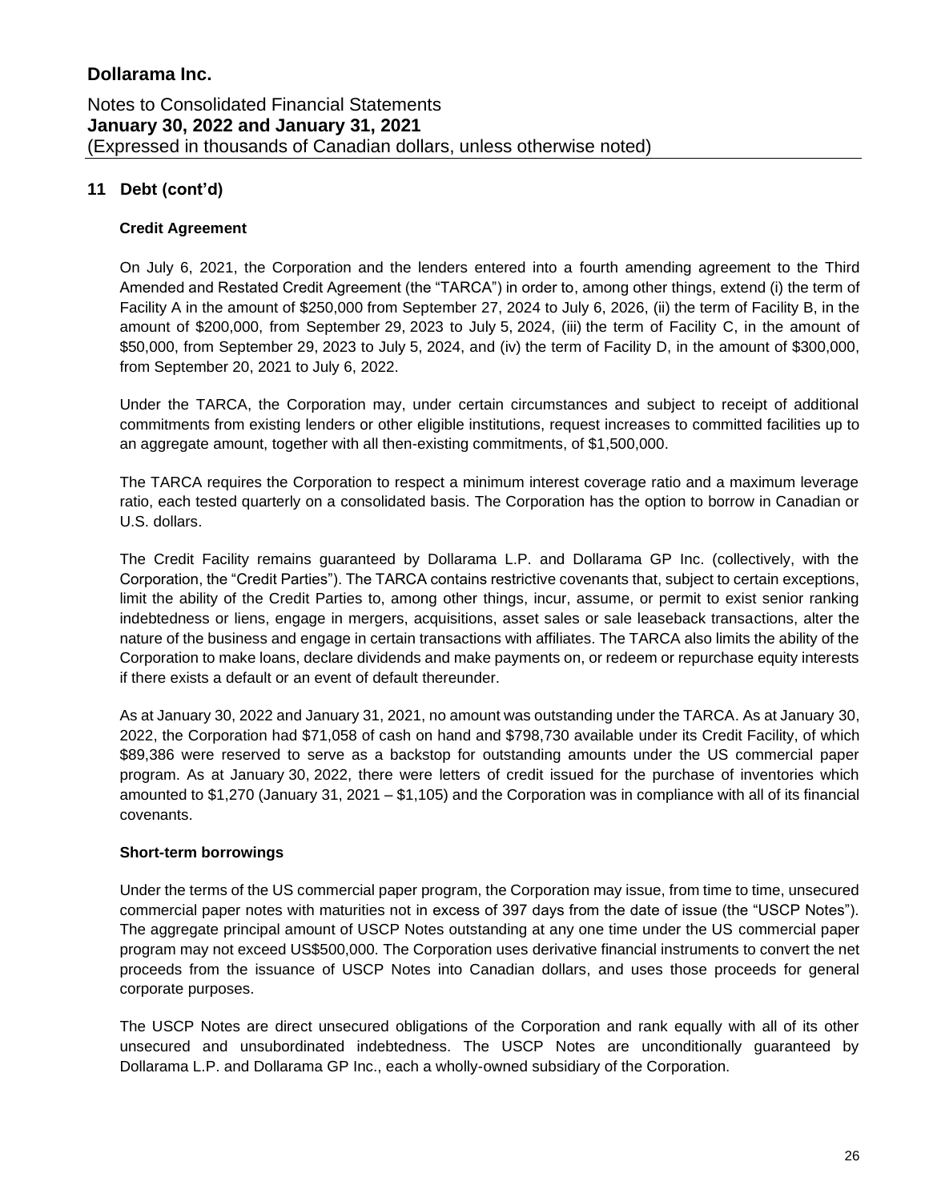# Dollarama Inc.

Notes to Consolidated Financial Statements
**January 30, 2022 and January 31, 2021**
(Expressed in thousands of Canadian dollars, unless otherwise noted)

## 11 Debt (cont'd)

### Credit Agreement

On July 6, 2021, the Corporation and the lenders entered into a fourth amending agreement to the Third Amended and Restated Credit Agreement (the "TARCA") in order to, among other things, extend (i) the term of Facility A in the amount of $250,000 from September 27, 2024 to July 6, 2026, (ii) the term of Facility B, in the amount of $200,000, from September 29, 2023 to July 5, 2024, (iii) the term of Facility C, in the amount of $50,000, from September 29, 2023 to July 5, 2024, and (iv) the term of Facility D, in the amount of $300,000, from September 20, 2021 to July 6, 2022.

Under the TARCA, the Corporation may, under certain circumstances and subject to receipt of additional commitments from existing lenders or other eligible institutions, request increases to committed facilities up to an aggregate amount, together with all then-existing commitments, of $1,500,000.

The TARCA requires the Corporation to respect a minimum interest coverage ratio and a maximum leverage ratio, each tested quarterly on a consolidated basis. The Corporation has the option to borrow in Canadian or U.S. dollars.

The Credit Facility remains guaranteed by Dollarama L.P. and Dollarama GP Inc. (collectively, with the Corporation, the "Credit Parties"). The TARCA contains restrictive covenants that, subject to certain exceptions, limit the ability of the Credit Parties to, among other things, incur, assume, or permit to exist senior ranking indebtedness or liens, engage in mergers, acquisitions, asset sales or sale leaseback transactions, alter the nature of the business and engage in certain transactions with affiliates. The TARCA also limits the ability of the Corporation to make loans, declare dividends and make payments on, or redeem or repurchase equity interests if there exists a default or an event of default thereunder.

As at January 30, 2022 and January 31, 2021, no amount was outstanding under the TARCA. As at January 30, 2022, the Corporation had $71,058 of cash on hand and $798,730 available under its Credit Facility, of which $89,386 were reserved to serve as a backstop for outstanding amounts under the US commercial paper program. As at January 30, 2022, there were letters of credit issued for the purchase of inventories which amounted to $1,270 (January 31, 2021 – $1,105) and the Corporation was in compliance with all of its financial covenants.

### Short-term borrowings

Under the terms of the US commercial paper program, the Corporation may issue, from time to time, unsecured commercial paper notes with maturities not in excess of 397 days from the date of issue (the "USCP Notes"). The aggregate principal amount of USCP Notes outstanding at any one time under the US commercial paper program may not exceed US$500,000. The Corporation uses derivative financial instruments to convert the net proceeds from the issuance of USCP Notes into Canadian dollars, and uses those proceeds for general corporate purposes.

The USCP Notes are direct unsecured obligations of the Corporation and rank equally with all of its other unsecured and unsubordinated indebtedness. The USCP Notes are unconditionally guaranteed by Dollarama L.P. and Dollarama GP Inc., each a wholly-owned subsidiary of the Corporation.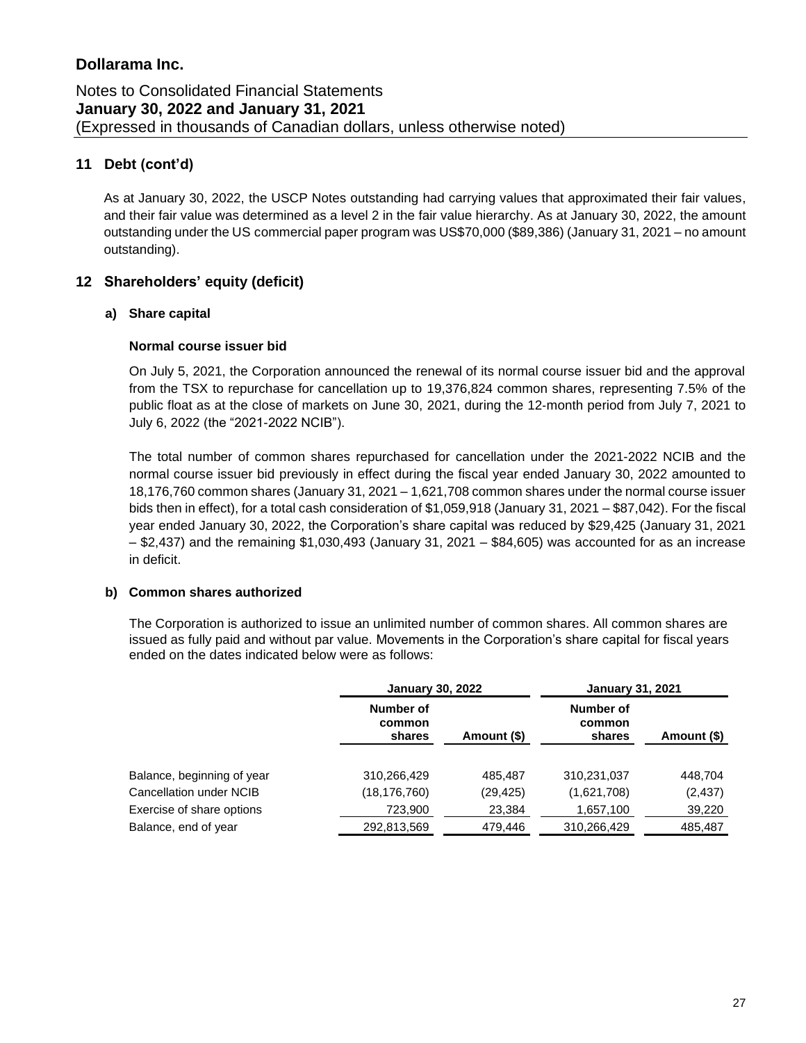## 11 Debt (cont'd)

As at January 30, 2022, the USCP Notes outstanding had carrying values that approximated their fair values, and their fair value was determined as a level 2 in the fair value hierarchy. As at January 30, 2022, the amount outstanding under the US commercial paper program was US$70,000 ($89,386) (January 31, 2021 – no amount outstanding).

## 12 Shareholders' equity (deficit)

### a) Share capital

**Normal course issuer bid**

On July 5, 2021, the Corporation announced the renewal of its normal course issuer bid and the approval from the TSX to repurchase for cancellation up to 19,376,824 common shares, representing 7.5% of the public float as at the close of markets on June 30, 2021, during the 12-month period from July 7, 2021 to July 6, 2022 (the "2021-2022 NCIB").

The total number of common shares repurchased for cancellation under the 2021-2022 NCIB and the normal course issuer bid previously in effect during the fiscal year ended January 30, 2022 amounted to 18,176,760 common shares (January 31, 2021 – 1,621,708 common shares under the normal course issuer bids then in effect), for a total cash consideration of $1,059,918 (January 31, 2021 – $87,042). For the fiscal year ended January 30, 2022, the Corporation's share capital was reduced by $29,425 (January 31, 2021 – $2,437) and the remaining $1,030,493 (January 31, 2021 – $84,605) was accounted for as an increase in deficit.

### b) Common shares authorized

The Corporation is authorized to issue an unlimited number of common shares. All common shares are issued as fully paid and without par value. Movements in the Corporation's share capital for fiscal years ended on the dates indicated below were as follows:

| | January 30, 2022 | | January 31, 2021 | |
|---|---|---|---|---|
| | Number of common shares | Amount ($) | Number of common shares | Amount ($) |
| Balance, beginning of year | 310,266,429 | 485,487 | 310,231,037 | 448,704 |
| Cancellation under NCIB | (18,176,760) | (29,425) | (1,621,708) | (2,437) |
| Exercise of share options | 723,900 | 23,384 | 1,657,100 | 39,220 |
| Balance, end of year | 292,813,569 | 479,446 | 310,266,429 | 485,487 |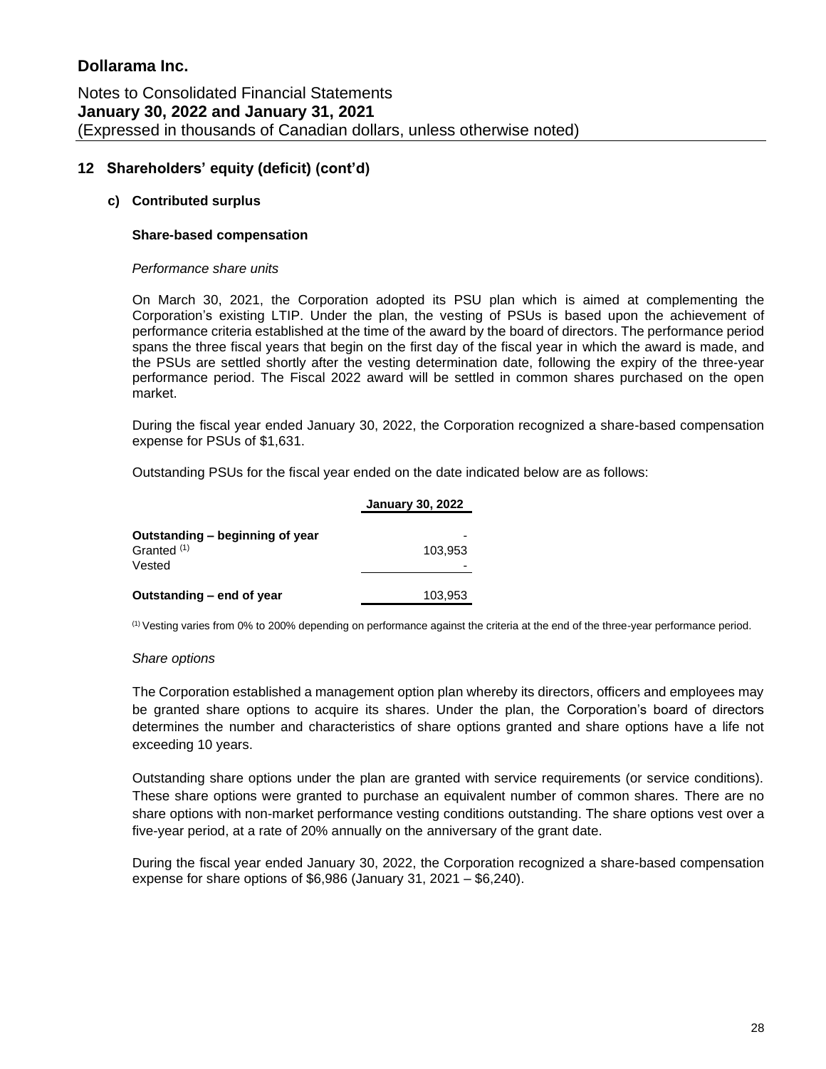# Dollarama Inc.

Notes to Consolidated Financial Statements
**January 30, 2022 and January 31, 2021**
(Expressed in thousands of Canadian dollars, unless otherwise noted)

## 12 Shareholders' equity (deficit) (cont'd)

### c) Contributed surplus

**Share-based compensation**

*Performance share units*

On March 30, 2021, the Corporation adopted its PSU plan which is aimed at complementing the Corporation's existing LTIP. Under the plan, the vesting of PSUs is based upon the achievement of performance criteria established at the time of the award by the board of directors. The performance period spans the three fiscal years that begin on the first day of the fiscal year in which the award is made, and the PSUs are settled shortly after the vesting determination date, following the expiry of the three-year performance period. The Fiscal 2022 award will be settled in common shares purchased on the open market.

During the fiscal year ended January 30, 2022, the Corporation recognized a share-based compensation expense for PSUs of $1,631.

Outstanding PSUs for the fiscal year ended on the date indicated below are as follows:

| | January 30, 2022 |
|---|---|
| **Outstanding – beginning of year** | - |
| Granted [(1)] | 103,953 |
| Vested | - |
| **Outstanding – end of year** | 103,953 |

[(1)] Vesting varies from 0% to 200% depending on performance against the criteria at the end of the three-year performance period.

*Share options*

The Corporation established a management option plan whereby its directors, officers and employees may be granted share options to acquire its shares. Under the plan, the Corporation's board of directors determines the number and characteristics of share options granted and share options have a life not exceeding 10 years.

Outstanding share options under the plan are granted with service requirements (or service conditions). These share options were granted to purchase an equivalent number of common shares. There are no share options with non-market performance vesting conditions outstanding. The share options vest over a five-year period, at a rate of 20% annually on the anniversary of the grant date.

During the fiscal year ended January 30, 2022, the Corporation recognized a share-based compensation expense for share options of $6,986 (January 31, 2021 – $6,240).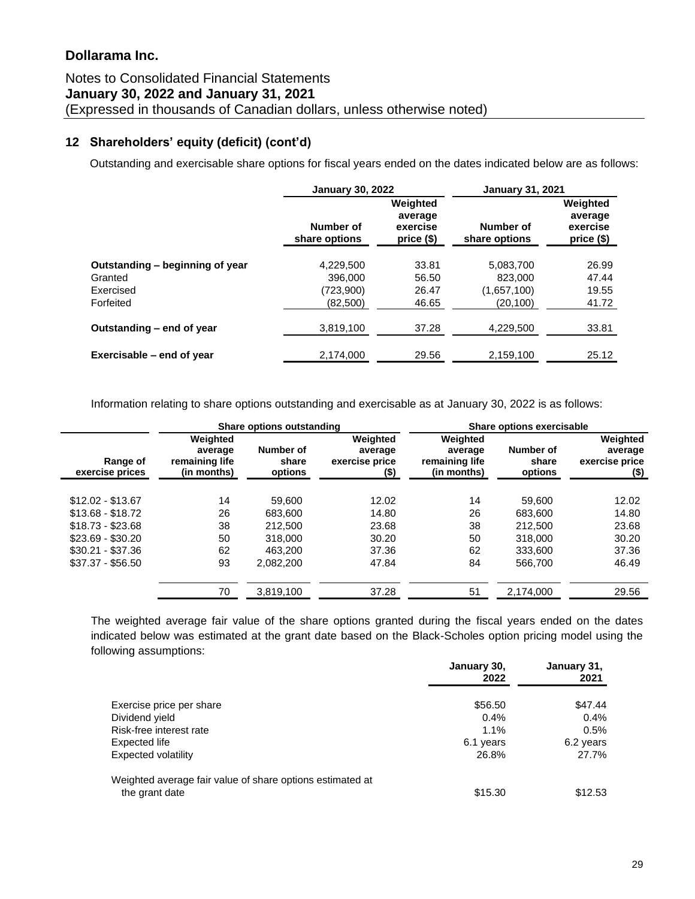## 12 Shareholders' equity (deficit) (cont'd)

Outstanding and exercisable share options for fiscal years ended on the dates indicated below are as follows:

| | January 30, 2022 | | January 31, 2021 | |
|---|---|---|---|---|
| | Number of share options | Weighted average exercise price ($) | Number of share options | Weighted average exercise price ($) |
| **Outstanding – beginning of year** | 4,229,500 | 33.81 | 5,083,700 | 26.99 |
| Granted | 396,000 | 56.50 | 823,000 | 47.44 |
| Exercised | (723,900) | 26.47 | (1,657,100) | 19.55 |
| Forfeited | (82,500) | 46.65 | (20,100) | 41.72 |
| **Outstanding – end of year** | 3,819,100 | 37.28 | 4,229,500 | 33.81 |
| **Exercisable – end of year** | 2,174,000 | 29.56 | 2,159,100 | 25.12 |

Information relating to share options outstanding and exercisable as at January 30, 2022 is as follows:

| | Share options outstanding | | | Share options exercisable | | |
|---|---|---|---|---|---|---|
| Range of exercise prices | Weighted average remaining life (in months) | Number of share options | Weighted average exercise price ($) | Weighted average remaining life (in months) | Number of share options | Weighted average exercise price ($) |
| $12.02 - $13.67 | 14 | 59,600 | 12.02 | 14 | 59,600 | 12.02 |
| $13.68 - $18.72 | 26 | 683,600 | 14.80 | 26 | 683,600 | 14.80 |
| $18.73 - $23.68 | 38 | 212,500 | 23.68 | 38 | 212,500 | 23.68 |
| $23.69 - $30.20 | 50 | 318,000 | 30.20 | 50 | 318,000 | 30.20 |
| $30.21 - $37.36 | 62 | 463,200 | 37.36 | 62 | 333,600 | 37.36 |
| $37.37 - $56.50 | 93 | 2,082,200 | 47.84 | 84 | 566,700 | 46.49 |
| | 70 | 3,819,100 | 37.28 | 51 | 2,174,000 | 29.56 |

The weighted average fair value of the share options granted during the fiscal years ended on the dates indicated below was estimated at the grant date based on the Black-Scholes option pricing model using the following assumptions:

| | January 30, 2022 | January 31, 2021 |
|---|---|---|
| Exercise price per share | $56.50 | $47.44 |
| Dividend yield | 0.4% | 0.4% |
| Risk-free interest rate | 1.1% | 0.5% |
| Expected life | 6.1 years | 6.2 years |
| Expected volatility | 26.8% | 27.7% |
| Weighted average fair value of share options estimated at the grant date | $15.30 | $12.53 |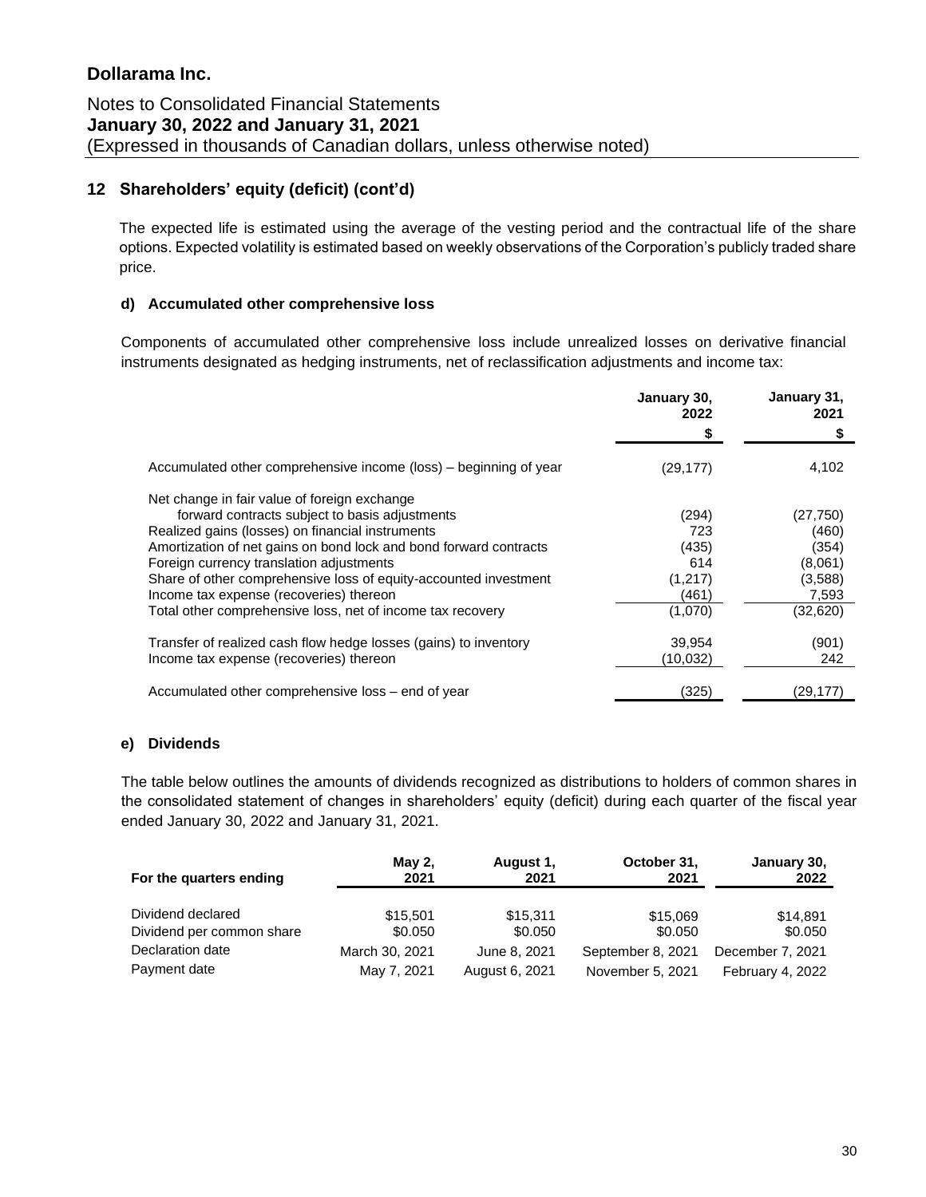## 12 Shareholders' equity (deficit) (cont'd)

The expected life is estimated using the average of the vesting period and the contractual life of the share options. Expected volatility is estimated based on weekly observations of the Corporation's publicly traded share price.

### d) Accumulated other comprehensive loss

Components of accumulated other comprehensive loss include unrealized losses on derivative financial instruments designated as hedging instruments, net of reclassification adjustments and income tax:

| | January 30, 2022 | January 31, 2021 |
|---|---|---|
| | $ | $ |
| Accumulated other comprehensive income (loss) – beginning of year | (29,177) | 4,102 |
| Net change in fair value of foreign exchange forward contracts subject to basis adjustments | (294) | (27,750) |
| Realized gains (losses) on financial instruments | 723 | (460) |
| Amortization of net gains on bond lock and bond forward contracts | (435) | (354) |
| Foreign currency translation adjustments | 614 | (8,061) |
| Share of other comprehensive loss of equity-accounted investment | (1,217) | (3,588) |
| Income tax expense (recoveries) thereon | (461) | 7,593 |
| Total other comprehensive loss, net of income tax recovery | (1,070) | (32,620) |
| Transfer of realized cash flow hedge losses (gains) to inventory | 39,954 | (901) |
| Income tax expense (recoveries) thereon | (10,032) | 242 |
| Accumulated other comprehensive loss – end of year | (325) | (29,177) |

### e) Dividends

The table below outlines the amounts of dividends recognized as distributions to holders of common shares in the consolidated statement of changes in shareholders' equity (deficit) during each quarter of the fiscal year ended January 30, 2022 and January 31, 2021.

| For the quarters ending | May 2, 2021 | August 1, 2021 | October 31, 2021 | January 30, 2022 |
|---|---|---|---|---|
| Dividend declared | $15,501 | $15,311 | $15,069 | $14,891 |
| Dividend per common share | $0.050 | $0.050 | $0.050 | $0.050 |
| Declaration date | March 30, 2021 | June 8, 2021 | September 8, 2021 | December 7, 2021 |
| Payment date | May 7, 2021 | August 6, 2021 | November 5, 2021 | February 4, 2022 |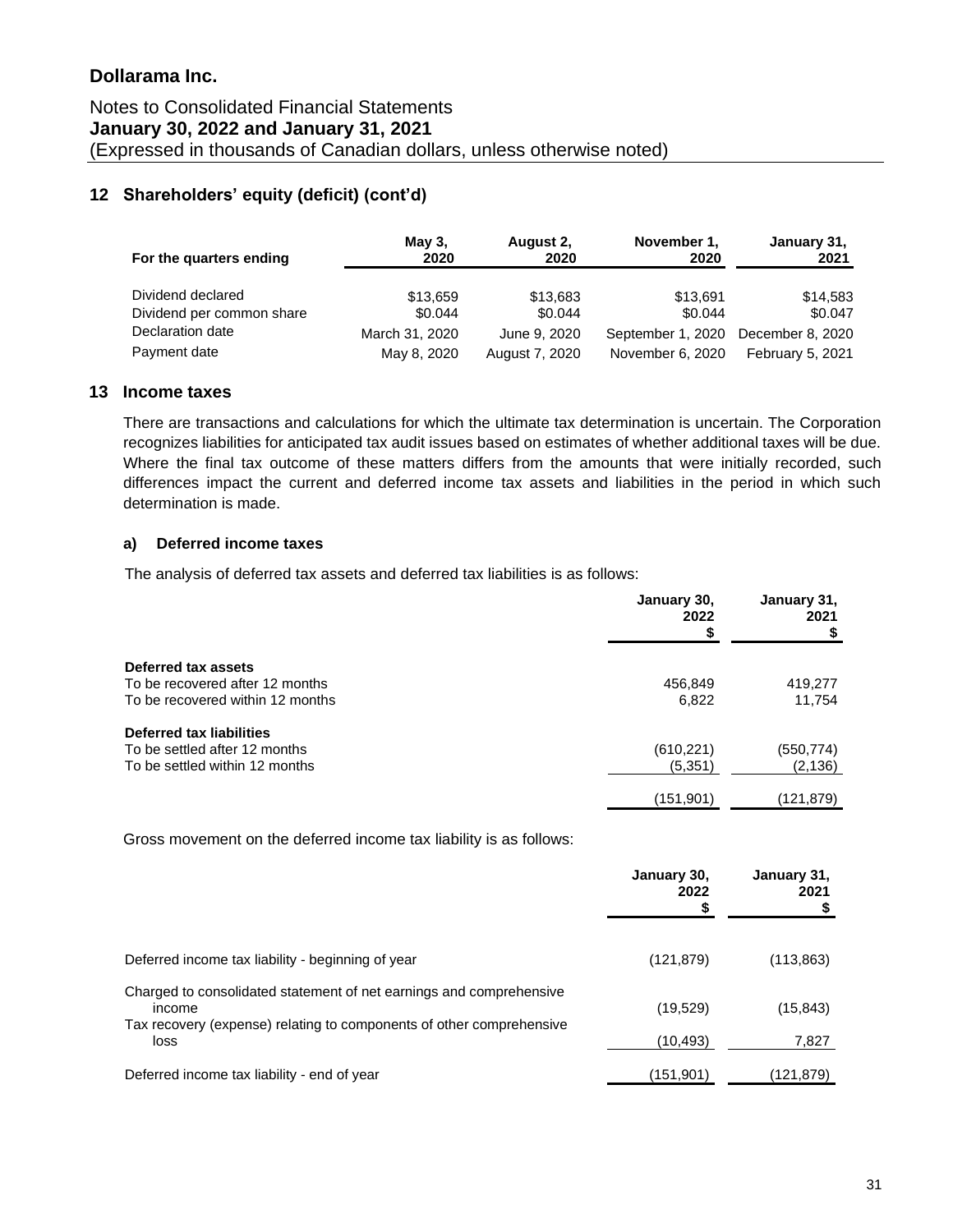# Dollarama Inc.

Notes to Consolidated Financial Statements
**January 30, 2022 and January 31, 2021**
(Expressed in thousands of Canadian dollars, unless otherwise noted)

## 12 Shareholders' equity (deficit) (cont'd)

| For the quarters ending | May 3, 2020 | August 2, 2020 | November 1, 2020 | January 31, 2021 |
|---|---|---|---|---|
| Dividend declared | $13,659 | $13,683 | $13,691 | $14,583 |
| Dividend per common share | $0.044 | $0.044 | $0.044 | $0.047 |
| Declaration date | March 31, 2020 | June 9, 2020 | September 1, 2020 | December 8, 2020 |
| Payment date | May 8, 2020 | August 7, 2020 | November 6, 2020 | February 5, 2021 |

## 13 Income taxes

There are transactions and calculations for which the ultimate tax determination is uncertain. The Corporation recognizes liabilities for anticipated tax audit issues based on estimates of whether additional taxes will be due. Where the final tax outcome of these matters differs from the amounts that were initially recorded, such differences impact the current and deferred income tax assets and liabilities in the period in which such determination is made.

### a) Deferred income taxes

The analysis of deferred tax assets and deferred tax liabilities is as follows:

| | January 30, 2022 $ | January 31, 2021 $ |
|---|---|---|
| **Deferred tax assets** | | |
| To be recovered after 12 months | 456,849 | 419,277 |
| To be recovered within 12 months | 6,822 | 11,754 |
| **Deferred tax liabilities** | | |
| To be settled after 12 months | (610,221) | (550,774) |
| To be settled within 12 months | (5,351) | (2,136) |
| | (151,901) | (121,879) |

Gross movement on the deferred income tax liability is as follows:

| | January 30, 2022 $ | January 31, 2021 $ |
|---|---|---|
| Deferred income tax liability - beginning of year | (121,879) | (113,863) |
| Charged to consolidated statement of net earnings and comprehensive income | (19,529) | (15,843) |
| Tax recovery (expense) relating to components of other comprehensive loss | (10,493) | 7,827 |
| Deferred income tax liability - end of year | (151,901) | (121,879) |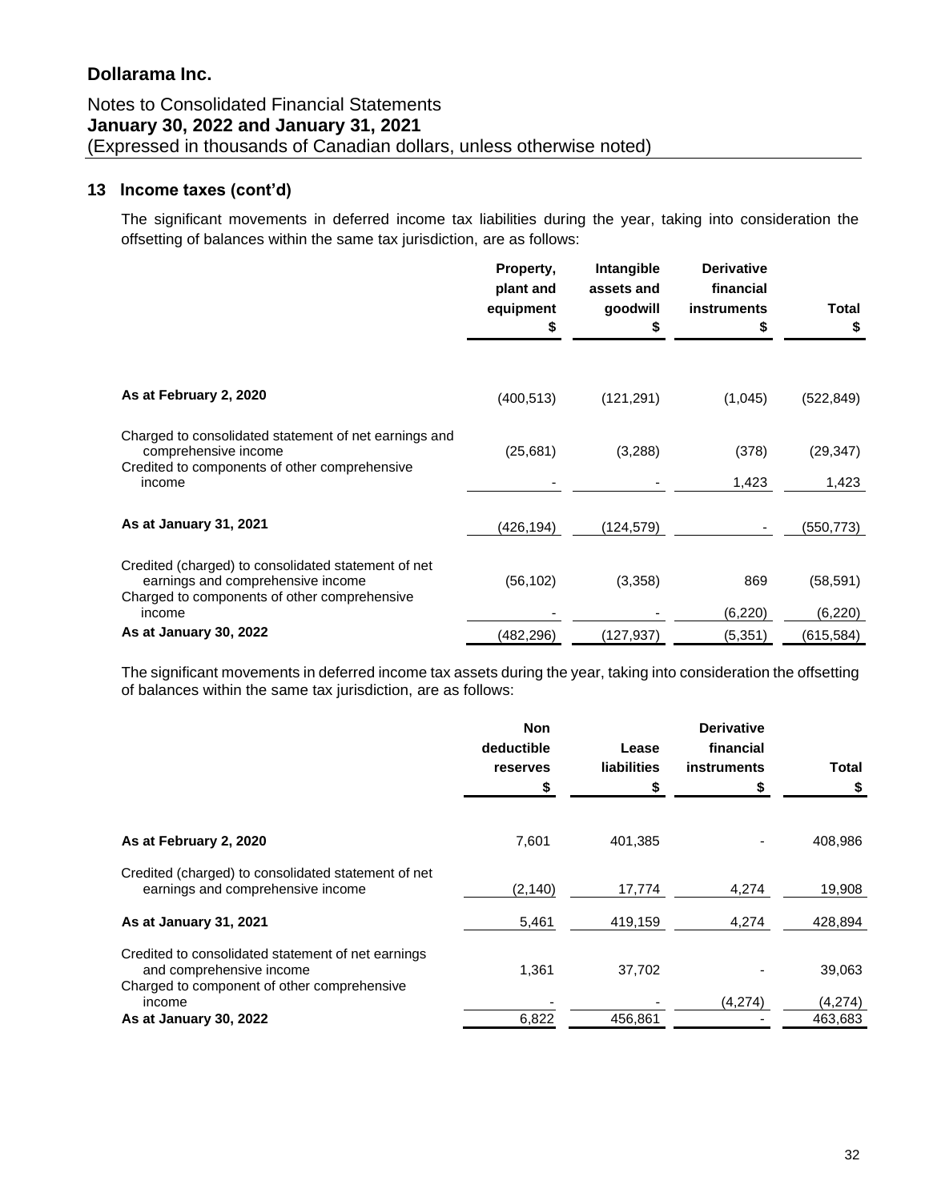# Dollarama Inc.

Notes to Consolidated Financial Statements
**January 30, 2022 and January 31, 2021**
(Expressed in thousands of Canadian dollars, unless otherwise noted)

## 13 Income taxes (cont'd)

The significant movements in deferred income tax liabilities during the year, taking into consideration the offsetting of balances within the same tax jurisdiction, are as follows:

| | Property, plant and equipment $ | Intangible assets and goodwill $ | Derivative financial instruments $ | Total $ |
|---|---|---|---|---|
| **As at February 2, 2020** | (400,513) | (121,291) | (1,045) | (522,849) |
| Charged to consolidated statement of net earnings and comprehensive income | (25,681) | (3,288) | (378) | (29,347) |
| Credited to components of other comprehensive income | - | - | 1,423 | 1,423 |
| **As at January 31, 2021** | (426,194) | (124,579) | - | (550,773) |
| Credited (charged) to consolidated statement of net earnings and comprehensive income | (56,102) | (3,358) | 869 | (58,591) |
| Charged to components of other comprehensive income | - | - | (6,220) | (6,220) |
| **As at January 30, 2022** | (482,296) | (127,937) | (5,351) | (615,584) |

The significant movements in deferred income tax assets during the year, taking into consideration the offsetting of balances within the same tax jurisdiction, are as follows:

| | Non deductible reserves $ | Lease liabilities $ | Derivative financial instruments $ | Total $ |
|---|---|---|---|---|
| **As at February 2, 2020** | 7,601 | 401,385 | - | 408,986 |
| Credited (charged) to consolidated statement of net earnings and comprehensive income | (2,140) | 17,774 | 4,274 | 19,908 |
| **As at January 31, 2021** | 5,461 | 419,159 | 4,274 | 428,894 |
| Credited to consolidated statement of net earnings and comprehensive income | 1,361 | 37,702 | - | 39,063 |
| Charged to component of other comprehensive income | - | - | (4,274) | (4,274) |
| **As at January 30, 2022** | 6,822 | 456,861 | - | 463,683 |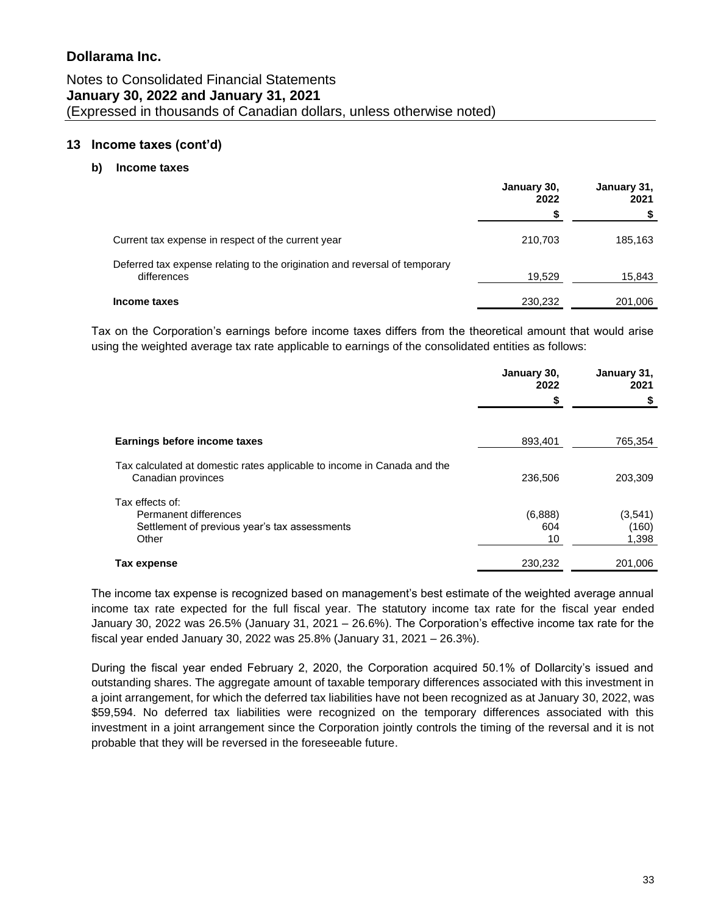## 13 Income taxes (cont'd)

### b) Income taxes

| | January 30, 2022 | January 31, 2021 |
|---|---|---|
| | $ | $ |
| Current tax expense in respect of the current year | 210,703 | 185,163 |
| Deferred tax expense relating to the origination and reversal of temporary differences | 19,529 | 15,843 |
| **Income taxes** | 230,232 | 201,006 |

Tax on the Corporation's earnings before income taxes differs from the theoretical amount that would arise using the weighted average tax rate applicable to earnings of the consolidated entities as follows:

| | January 30, 2022 | January 31, 2021 |
|---|---|---|
| | $ | $ |
| **Earnings before income taxes** | 893,401 | 765,354 |
| Tax calculated at domestic rates applicable to income in Canada and the Canadian provinces | 236,506 | 203,309 |
| Tax effects of: | | |
| Permanent differences | (6,888) | (3,541) |
| Settlement of previous year's tax assessments | 604 | (160) |
| Other | 10 | 1,398 |
| **Tax expense** | 230,232 | 201,006 |

The income tax expense is recognized based on management's best estimate of the weighted average annual income tax rate expected for the full fiscal year. The statutory income tax rate for the fiscal year ended January 30, 2022 was 26.5% (January 31, 2021 – 26.6%). The Corporation's effective income tax rate for the fiscal year ended January 30, 2022 was 25.8% (January 31, 2021 – 26.3%).

During the fiscal year ended February 2, 2020, the Corporation acquired 50.1% of Dollarcity's issued and outstanding shares. The aggregate amount of taxable temporary differences associated with this investment in a joint arrangement, for which the deferred tax liabilities have not been recognized as at January 30, 2022, was $59,594. No deferred tax liabilities were recognized on the temporary differences associated with this investment in a joint arrangement since the Corporation jointly controls the timing of the reversal and it is not probable that they will be reversed in the foreseeable future.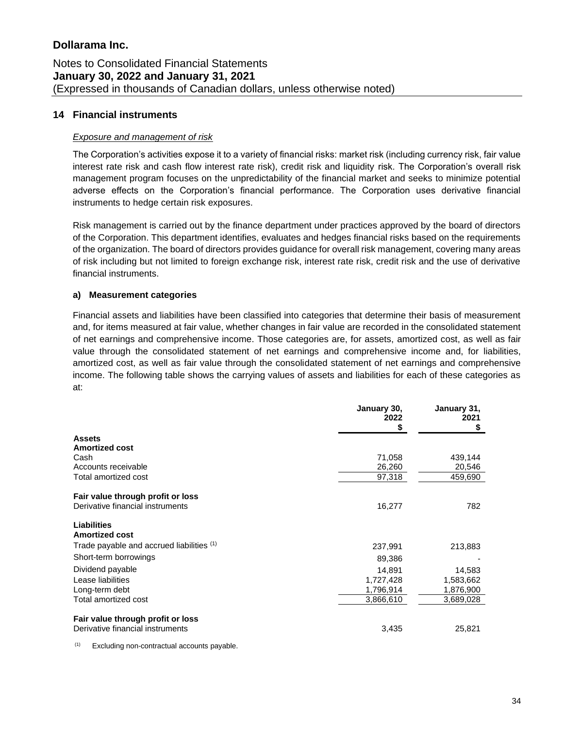# Dollarama Inc.

Notes to Consolidated Financial Statements
**January 30, 2022 and January 31, 2021**
(Expressed in thousands of Canadian dollars, unless otherwise noted)

## 14 Financial instruments

*Exposure and management of risk*

The Corporation's activities expose it to a variety of financial risks: market risk (including currency risk, fair value interest rate risk and cash flow interest rate risk), credit risk and liquidity risk. The Corporation's overall risk management program focuses on the unpredictability of the financial market and seeks to minimize potential adverse effects on the Corporation's financial performance. The Corporation uses derivative financial instruments to hedge certain risk exposures.

Risk management is carried out by the finance department under practices approved by the board of directors of the Corporation. This department identifies, evaluates and hedges financial risks based on the requirements of the organization. The board of directors provides guidance for overall risk management, covering many areas of risk including but not limited to foreign exchange risk, interest rate risk, credit risk and the use of derivative financial instruments.

### a) Measurement categories

Financial assets and liabilities have been classified into categories that determine their basis of measurement and, for items measured at fair value, whether changes in fair value are recorded in the consolidated statement of net earnings and comprehensive income. Those categories are, for assets, amortized cost, as well as fair value through the consolidated statement of net earnings and comprehensive income and, for liabilities, amortized cost, as well as fair value through the consolidated statement of net earnings and comprehensive income. The following table shows the carrying values of assets and liabilities for each of these categories as at:

| | January 30, 2022 $ | January 31, 2021 $ |
|---|---|---|
| **Assets** | | |
| **Amortized cost** | | |
| Cash | 71,058 | 439,144 |
| Accounts receivable | 26,260 | 20,546 |
| Total amortized cost | 97,318 | 459,690 |
| **Fair value through profit or loss** | | |
| Derivative financial instruments | 16,277 | 782 |
| **Liabilities** | | |
| **Amortized cost** | | |
| Trade payable and accrued liabilities (1) | 237,991 | 213,883 |
| Short-term borrowings | 89,386 | - |
| Dividend payable | 14,891 | 14,583 |
| Lease liabilities | 1,727,428 | 1,583,662 |
| Long-term debt | 1,796,914 | 1,876,900 |
| Total amortized cost | 3,866,610 | 3,689,028 |
| **Fair value through profit or loss** | | |
| Derivative financial instruments | 3,435 | 25,821 |

(1) Excluding non-contractual accounts payable.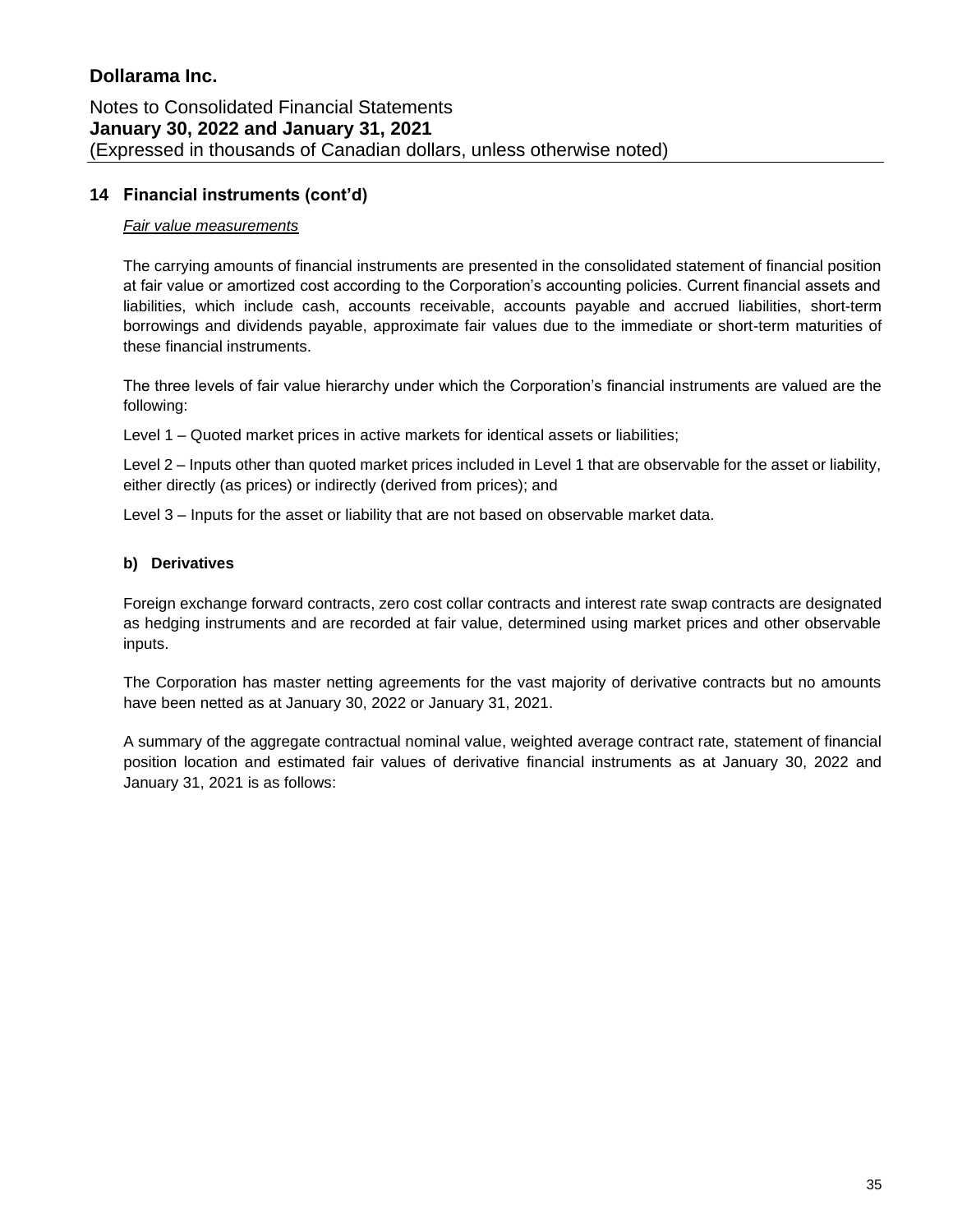## 14 Financial instruments (cont'd)

*Fair value measurements*

The carrying amounts of financial instruments are presented in the consolidated statement of financial position at fair value or amortized cost according to the Corporation's accounting policies. Current financial assets and liabilities, which include cash, accounts receivable, accounts payable and accrued liabilities, short-term borrowings and dividends payable, approximate fair values due to the immediate or short-term maturities of these financial instruments.

The three levels of fair value hierarchy under which the Corporation's financial instruments are valued are the following:

Level 1 – Quoted market prices in active markets for identical assets or liabilities;

Level 2 – Inputs other than quoted market prices included in Level 1 that are observable for the asset or liability, either directly (as prices) or indirectly (derived from prices); and

Level 3 – Inputs for the asset or liability that are not based on observable market data.

### b) Derivatives

Foreign exchange forward contracts, zero cost collar contracts and interest rate swap contracts are designated as hedging instruments and are recorded at fair value, determined using market prices and other observable inputs.

The Corporation has master netting agreements for the vast majority of derivative contracts but no amounts have been netted as at January 30, 2022 or January 31, 2021.

A summary of the aggregate contractual nominal value, weighted average contract rate, statement of financial position location and estimated fair values of derivative financial instruments as at January 30, 2022 and January 31, 2021 is as follows: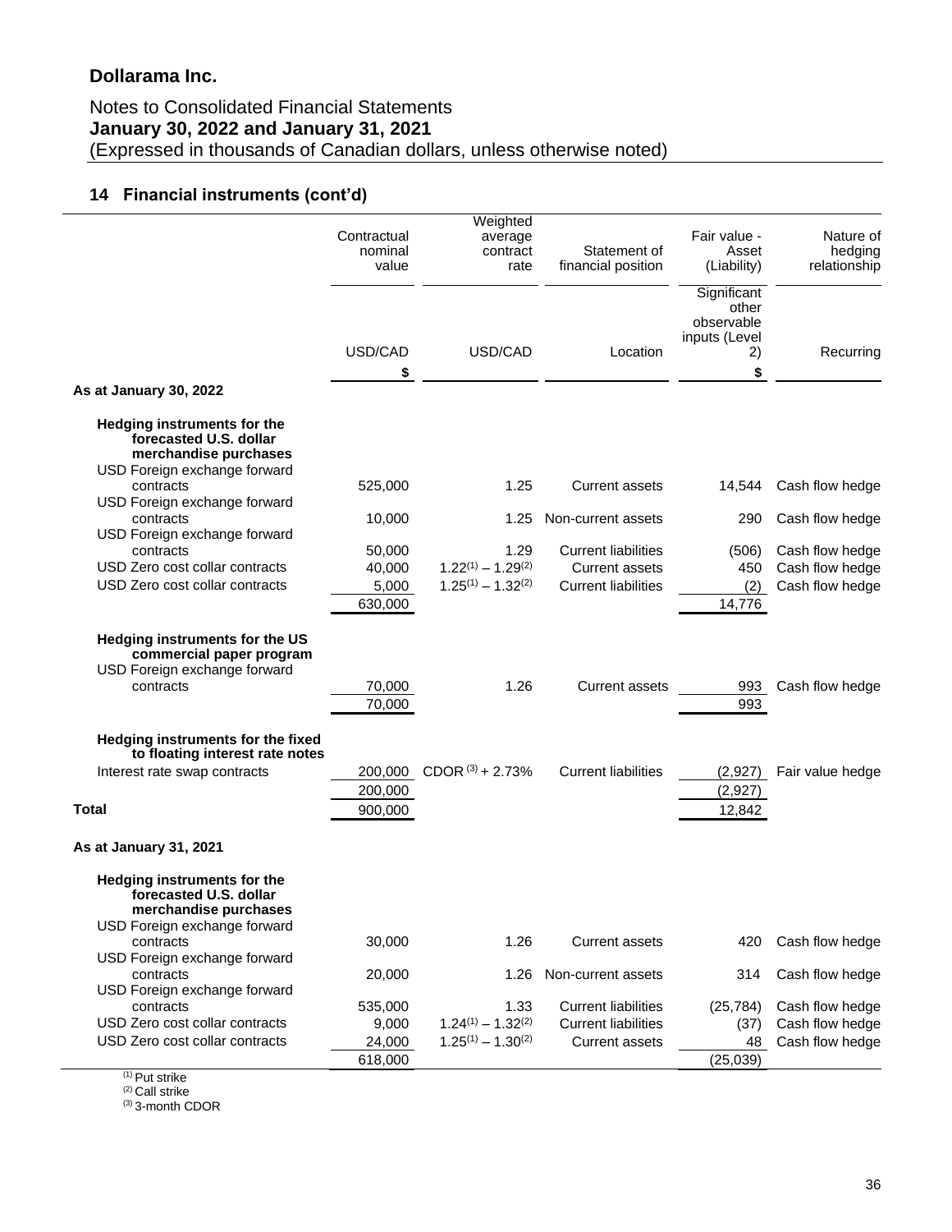# Dollarama Inc.

Notes to Consolidated Financial Statements
**January 30, 2022 and January 31, 2021**
(Expressed in thousands of Canadian dollars, unless otherwise noted)

## 14 Financial instruments (cont'd)

| | Contractual nominal value | Weighted average contract rate | Statement of financial position | Fair value - Asset (Liability) | Nature of hedging relationship |
|---|---|---|---|---|---|
| | | | | Significant other observable inputs (Level 2) | |
| | USD/CAD | USD/CAD | Location | | Recurring |
| | $ | | | $ | |
| **As at January 30, 2022** | | | | | |
| **Hedging instruments for the forecasted U.S. dollar merchandise purchases** | | | | | |
| USD Foreign exchange forward contracts | 525,000 | 1.25 | Current assets | 14,544 | Cash flow hedge |
| USD Foreign exchange forward contracts | 10,000 | 1.25 | Non-current assets | 290 | Cash flow hedge |
| USD Foreign exchange forward contracts | 50,000 | 1.29 | Current liabilities | (506) | Cash flow hedge |
| USD Zero cost collar contracts | 40,000 | 1.22(1) – 1.29(2) | Current assets | 450 | Cash flow hedge |
| USD Zero cost collar contracts | 5,000 | 1.25(1) – 1.32(2) | Current liabilities | (2) | Cash flow hedge |
| | 630,000 | | | 14,776 | |
| **Hedging instruments for the US commercial paper program** | | | | | |
| USD Foreign exchange forward contracts | 70,000 | 1.26 | Current assets | 993 | Cash flow hedge |
| | 70,000 | | | 993 | |
| **Hedging instruments for the fixed to floating interest rate notes** | | | | | |
| Interest rate swap contracts | 200,000 | CDOR (3) + 2.73% | Current liabilities | (2,927) | Fair value hedge |
| | 200,000 | | | (2,927) | |
| **Total** | 900,000 | | | 12,842 | |
| **As at January 31, 2021** | | | | | |
| **Hedging instruments for the forecasted U.S. dollar merchandise purchases** | | | | | |
| USD Foreign exchange forward contracts | 30,000 | 1.26 | Current assets | 420 | Cash flow hedge |
| USD Foreign exchange forward contracts | 20,000 | 1.26 | Non-current assets | 314 | Cash flow hedge |
| USD Foreign exchange forward contracts | 535,000 | 1.33 | Current liabilities | (25,784) | Cash flow hedge |
| USD Zero cost collar contracts | 9,000 | 1.24(1) – 1.32(2) | Current liabilities | (37) | Cash flow hedge |
| USD Zero cost collar contracts | 24,000 | 1.25(1) – 1.30(2) | Current assets | 48 | Cash flow hedge |
| | 618,000 | | | (25,039) | |

(1) Put strike
(2) Call strike
(3) 3-month CDOR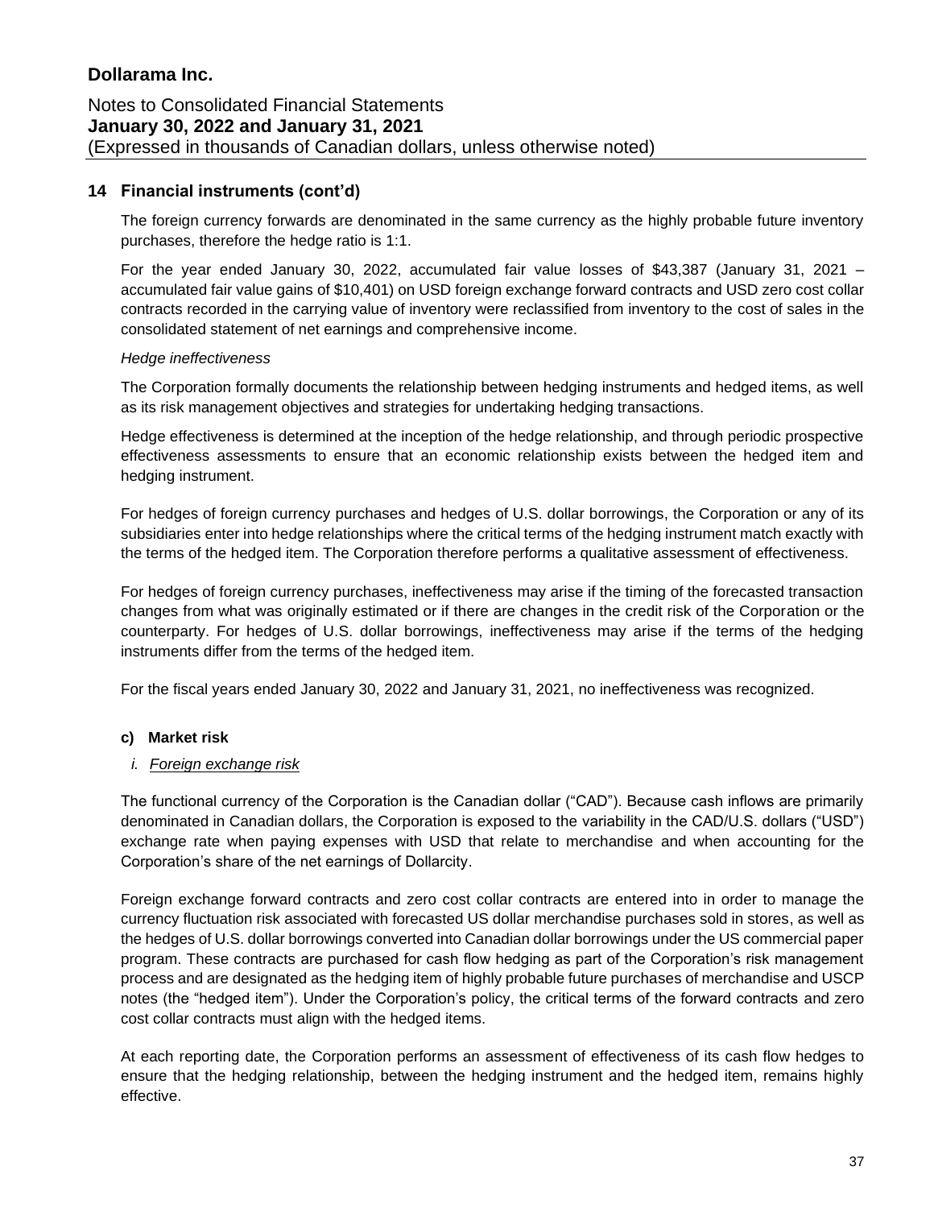## 14 Financial instruments (cont'd)

The foreign currency forwards are denominated in the same currency as the highly probable future inventory purchases, therefore the hedge ratio is 1:1.

For the year ended January 30, 2022, accumulated fair value losses of $43,387 (January 31, 2021 – accumulated fair value gains of $10,401) on USD foreign exchange forward contracts and USD zero cost collar contracts recorded in the carrying value of inventory were reclassified from inventory to the cost of sales in the consolidated statement of net earnings and comprehensive income.

*Hedge ineffectiveness*

The Corporation formally documents the relationship between hedging instruments and hedged items, as well as its risk management objectives and strategies for undertaking hedging transactions.

Hedge effectiveness is determined at the inception of the hedge relationship, and through periodic prospective effectiveness assessments to ensure that an economic relationship exists between the hedged item and hedging instrument.

For hedges of foreign currency purchases and hedges of U.S. dollar borrowings, the Corporation or any of its subsidiaries enter into hedge relationships where the critical terms of the hedging instrument match exactly with the terms of the hedged item. The Corporation therefore performs a qualitative assessment of effectiveness.

For hedges of foreign currency purchases, ineffectiveness may arise if the timing of the forecasted transaction changes from what was originally estimated or if there are changes in the credit risk of the Corporation or the counterparty. For hedges of U.S. dollar borrowings, ineffectiveness may arise if the terms of the hedging instruments differ from the terms of the hedged item.

For the fiscal years ended January 30, 2022 and January 31, 2021, no ineffectiveness was recognized.

### c) Market risk

*i. Foreign exchange risk*

The functional currency of the Corporation is the Canadian dollar ("CAD"). Because cash inflows are primarily denominated in Canadian dollars, the Corporation is exposed to the variability in the CAD/U.S. dollars ("USD") exchange rate when paying expenses with USD that relate to merchandise and when accounting for the Corporation's share of the net earnings of Dollarcity.

Foreign exchange forward contracts and zero cost collar contracts are entered into in order to manage the currency fluctuation risk associated with forecasted US dollar merchandise purchases sold in stores, as well as the hedges of U.S. dollar borrowings converted into Canadian dollar borrowings under the US commercial paper program. These contracts are purchased for cash flow hedging as part of the Corporation's risk management process and are designated as the hedging item of highly probable future purchases of merchandise and USCP notes (the "hedged item"). Under the Corporation's policy, the critical terms of the forward contracts and zero cost collar contracts must align with the hedged items.

At each reporting date, the Corporation performs an assessment of effectiveness of its cash flow hedges to ensure that the hedging relationship, between the hedging instrument and the hedged item, remains highly effective.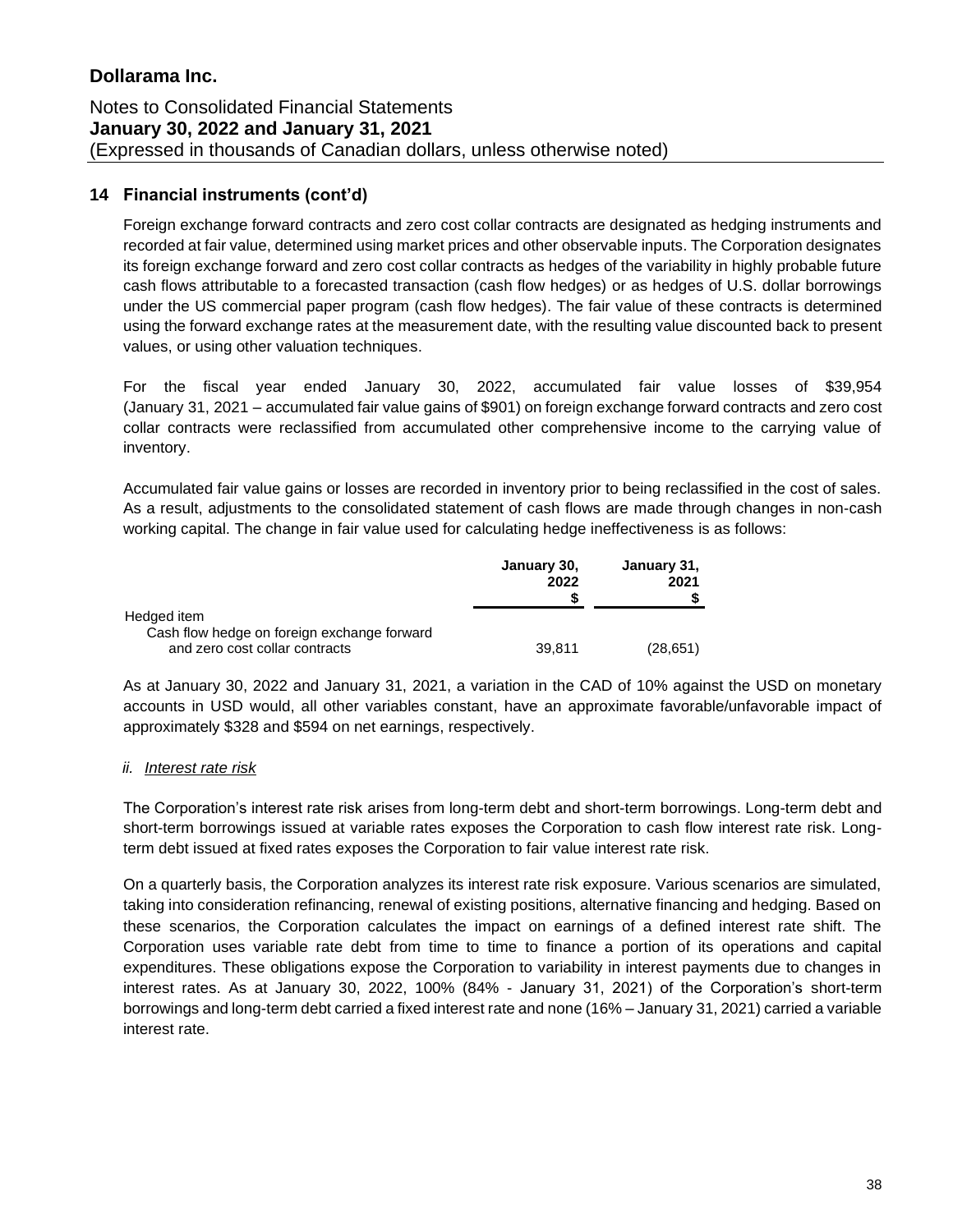## 14 Financial instruments (cont'd)

Foreign exchange forward contracts and zero cost collar contracts are designated as hedging instruments and recorded at fair value, determined using market prices and other observable inputs. The Corporation designates its foreign exchange forward and zero cost collar contracts as hedges of the variability in highly probable future cash flows attributable to a forecasted transaction (cash flow hedges) or as hedges of U.S. dollar borrowings under the US commercial paper program (cash flow hedges). The fair value of these contracts is determined using the forward exchange rates at the measurement date, with the resulting value discounted back to present values, or using other valuation techniques.

For the fiscal year ended January 30, 2022, accumulated fair value losses of $39,954 (January 31, 2021 – accumulated fair value gains of $901) on foreign exchange forward contracts and zero cost collar contracts were reclassified from accumulated other comprehensive income to the carrying value of inventory.

Accumulated fair value gains or losses are recorded in inventory prior to being reclassified in the cost of sales. As a result, adjustments to the consolidated statement of cash flows are made through changes in non-cash working capital. The change in fair value used for calculating hedge ineffectiveness is as follows:

| | January 30, 2022 $ | January 31, 2021 $ |
|---|---|---|
| Hedged item | | |
| Cash flow hedge on foreign exchange forward and zero cost collar contracts | 39,811 | (28,651) |

As at January 30, 2022 and January 31, 2021, a variation in the CAD of 10% against the USD on monetary accounts in USD would, all other variables constant, have an approximate favorable/unfavorable impact of approximately $328 and $594 on net earnings, respectively.

*ii. Interest rate risk*

The Corporation's interest rate risk arises from long-term debt and short-term borrowings. Long-term debt and short-term borrowings issued at variable rates exposes the Corporation to cash flow interest rate risk. Long-term debt issued at fixed rates exposes the Corporation to fair value interest rate risk.

On a quarterly basis, the Corporation analyzes its interest rate risk exposure. Various scenarios are simulated, taking into consideration refinancing, renewal of existing positions, alternative financing and hedging. Based on these scenarios, the Corporation calculates the impact on earnings of a defined interest rate shift. The Corporation uses variable rate debt from time to time to finance a portion of its operations and capital expenditures. These obligations expose the Corporation to variability in interest payments due to changes in interest rates. As at January 30, 2022, 100% (84% - January 31, 2021) of the Corporation's short-term borrowings and long-term debt carried a fixed interest rate and none (16% – January 31, 2021) carried a variable interest rate.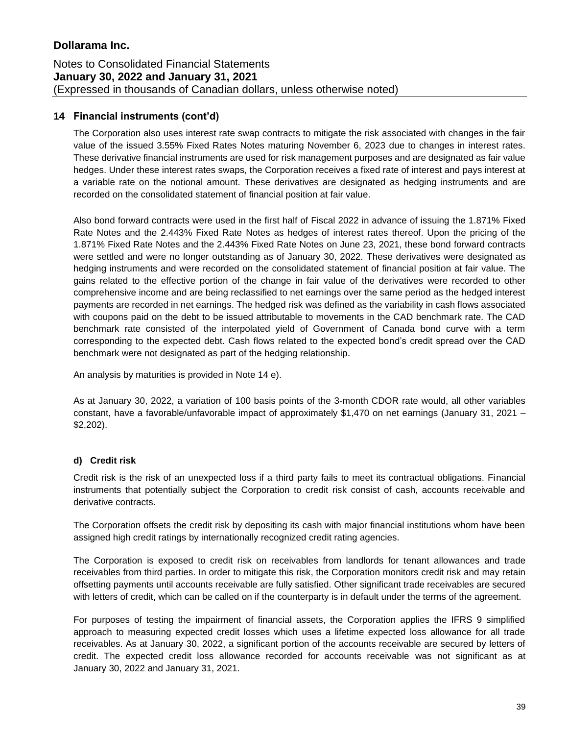## 14 Financial instruments (cont'd)

The Corporation also uses interest rate swap contracts to mitigate the risk associated with changes in the fair value of the issued 3.55% Fixed Rates Notes maturing November 6, 2023 due to changes in interest rates. These derivative financial instruments are used for risk management purposes and are designated as fair value hedges. Under these interest rates swaps, the Corporation receives a fixed rate of interest and pays interest at a variable rate on the notional amount. These derivatives are designated as hedging instruments and are recorded on the consolidated statement of financial position at fair value.

Also bond forward contracts were used in the first half of Fiscal 2022 in advance of issuing the 1.871% Fixed Rate Notes and the 2.443% Fixed Rate Notes as hedges of interest rates thereof. Upon the pricing of the 1.871% Fixed Rate Notes and the 2.443% Fixed Rate Notes on June 23, 2021, these bond forward contracts were settled and were no longer outstanding as of January 30, 2022. These derivatives were designated as hedging instruments and were recorded on the consolidated statement of financial position at fair value. The gains related to the effective portion of the change in fair value of the derivatives were recorded to other comprehensive income and are being reclassified to net earnings over the same period as the hedged interest payments are recorded in net earnings. The hedged risk was defined as the variability in cash flows associated with coupons paid on the debt to be issued attributable to movements in the CAD benchmark rate. The CAD benchmark rate consisted of the interpolated yield of Government of Canada bond curve with a term corresponding to the expected debt. Cash flows related to the expected bond's credit spread over the CAD benchmark were not designated as part of the hedging relationship.

An analysis by maturities is provided in Note 14 e).

As at January 30, 2022, a variation of 100 basis points of the 3-month CDOR rate would, all other variables constant, have a favorable/unfavorable impact of approximately $1,470 on net earnings (January 31, 2021 – $2,202).

### d) Credit risk

Credit risk is the risk of an unexpected loss if a third party fails to meet its contractual obligations. Financial instruments that potentially subject the Corporation to credit risk consist of cash, accounts receivable and derivative contracts.

The Corporation offsets the credit risk by depositing its cash with major financial institutions whom have been assigned high credit ratings by internationally recognized credit rating agencies.

The Corporation is exposed to credit risk on receivables from landlords for tenant allowances and trade receivables from third parties. In order to mitigate this risk, the Corporation monitors credit risk and may retain offsetting payments until accounts receivable are fully satisfied. Other significant trade receivables are secured with letters of credit, which can be called on if the counterparty is in default under the terms of the agreement.

For purposes of testing the impairment of financial assets, the Corporation applies the IFRS 9 simplified approach to measuring expected credit losses which uses a lifetime expected loss allowance for all trade receivables. As at January 30, 2022, a significant portion of the accounts receivable are secured by letters of credit. The expected credit loss allowance recorded for accounts receivable was not significant as at January 30, 2022 and January 31, 2021.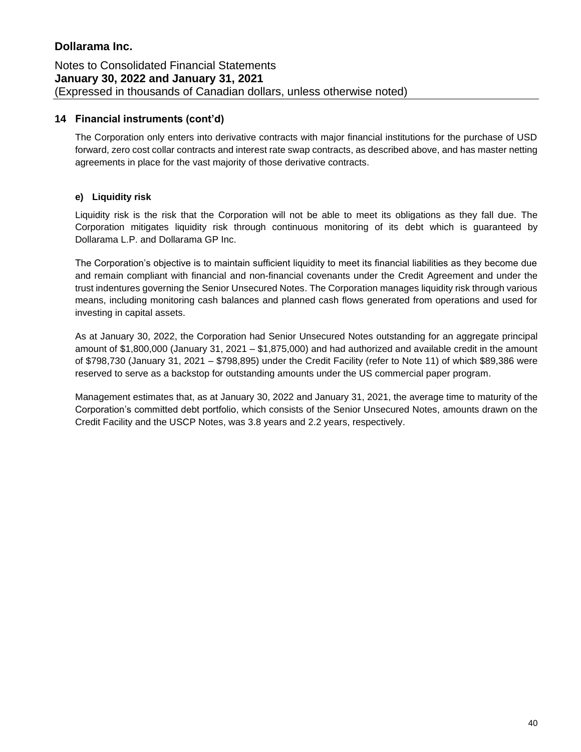## 14 Financial instruments (cont'd)

The Corporation only enters into derivative contracts with major financial institutions for the purchase of USD forward, zero cost collar contracts and interest rate swap contracts, as described above, and has master netting agreements in place for the vast majority of those derivative contracts.

### e) Liquidity risk

Liquidity risk is the risk that the Corporation will not be able to meet its obligations as they fall due. The Corporation mitigates liquidity risk through continuous monitoring of its debt which is guaranteed by Dollarama L.P. and Dollarama GP Inc.

The Corporation's objective is to maintain sufficient liquidity to meet its financial liabilities as they become due and remain compliant with financial and non-financial covenants under the Credit Agreement and under the trust indentures governing the Senior Unsecured Notes. The Corporation manages liquidity risk through various means, including monitoring cash balances and planned cash flows generated from operations and used for investing in capital assets.

As at January 30, 2022, the Corporation had Senior Unsecured Notes outstanding for an aggregate principal amount of $1,800,000 (January 31, 2021 – $1,875,000) and had authorized and available credit in the amount of $798,730 (January 31, 2021 – $798,895) under the Credit Facility (refer to Note 11) of which $89,386 were reserved to serve as a backstop for outstanding amounts under the US commercial paper program.

Management estimates that, as at January 30, 2022 and January 31, 2021, the average time to maturity of the Corporation's committed debt portfolio, which consists of the Senior Unsecured Notes, amounts drawn on the Credit Facility and the USCP Notes, was 3.8 years and 2.2 years, respectively.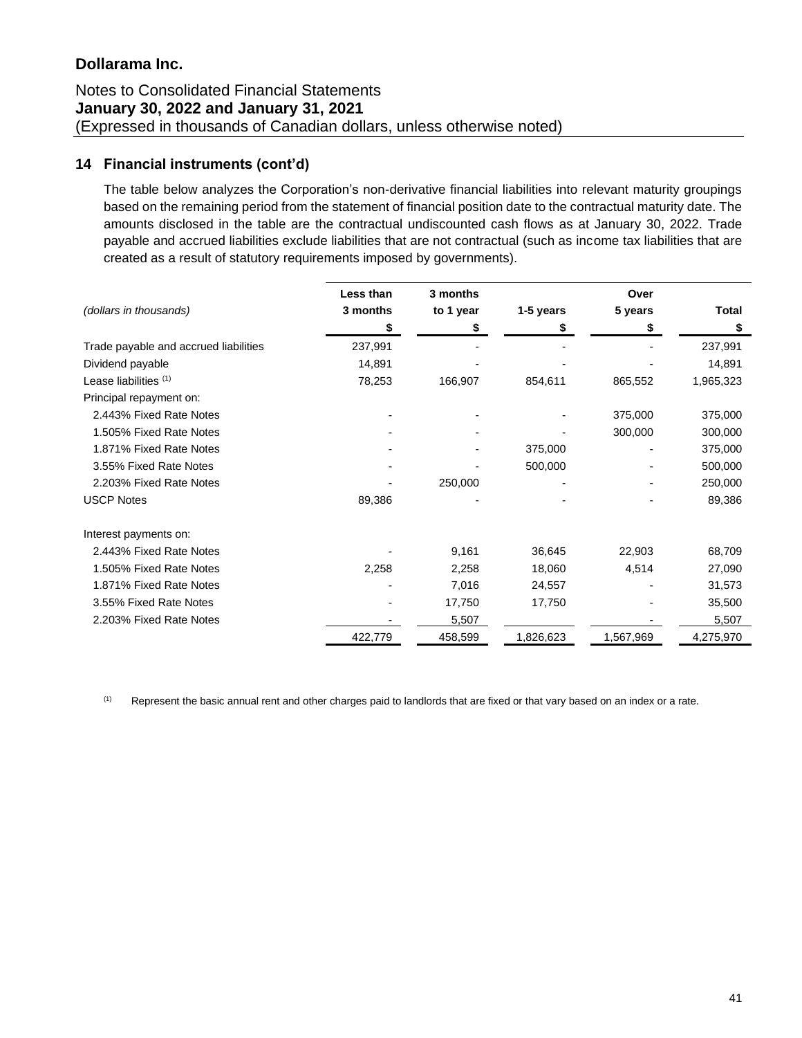# Dollarama Inc.

Notes to Consolidated Financial Statements
**January 30, 2022 and January 31, 2021**
(Expressed in thousands of Canadian dollars, unless otherwise noted)

## 14 Financial instruments (cont'd)

The table below analyzes the Corporation's non-derivative financial liabilities into relevant maturity groupings based on the remaining period from the statement of financial position date to the contractual maturity date. The amounts disclosed in the table are the contractual undiscounted cash flows as at January 30, 2022. Trade payable and accrued liabilities exclude liabilities that are not contractual (such as income tax liabilities that are created as a result of statutory requirements imposed by governments).

| *(dollars in thousands)* | Less than 3 months $ | 3 months to 1 year $ | 1-5 years $ | Over 5 years $ | Total $ |
|---|---|---|---|---|---|
| Trade payable and accrued liabilities | 237,991 | - | - | - | 237,991 |
| Dividend payable | 14,891 | - | - | - | 14,891 |
| Lease liabilities [1] | 78,253 | 166,907 | 854,611 | 865,552 | 1,965,323 |
| Principal repayment on: | | | | | |
| 2.443% Fixed Rate Notes | - | - | - | 375,000 | 375,000 |
| 1.505% Fixed Rate Notes | - | - | - | 300,000 | 300,000 |
| 1.871% Fixed Rate Notes | - | - | 375,000 | - | 375,000 |
| 3.55% Fixed Rate Notes | - | - | 500,000 | - | 500,000 |
| 2.203% Fixed Rate Notes | - | 250,000 | - | - | 250,000 |
| USCP Notes | 89,386 | - | - | - | 89,386 |
| Interest payments on: | | | | | |
| 2.443% Fixed Rate Notes | - | 9,161 | 36,645 | 22,903 | 68,709 |
| 1.505% Fixed Rate Notes | 2,258 | 2,258 | 18,060 | 4,514 | 27,090 |
| 1.871% Fixed Rate Notes | - | 7,016 | 24,557 | - | 31,573 |
| 3.55% Fixed Rate Notes | - | 17,750 | 17,750 | - | 35,500 |
| 2.203% Fixed Rate Notes | - | 5,507 | | - | 5,507 |
| | 422,779 | 458,599 | 1,826,623 | 1,567,969 | 4,275,970 |

[1] Represent the basic annual rent and other charges paid to landlords that are fixed or that vary based on an index or a rate.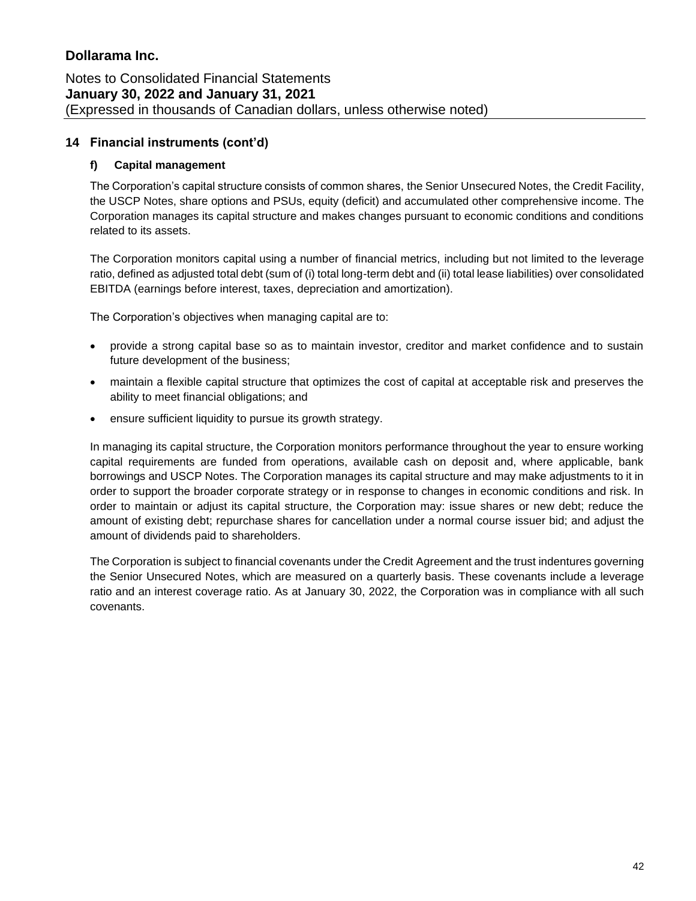## 14 Financial instruments (cont'd)

### f) Capital management

The Corporation's capital structure consists of common shares, the Senior Unsecured Notes, the Credit Facility, the USCP Notes, share options and PSUs, equity (deficit) and accumulated other comprehensive income. The Corporation manages its capital structure and makes changes pursuant to economic conditions and conditions related to its assets.

The Corporation monitors capital using a number of financial metrics, including but not limited to the leverage ratio, defined as adjusted total debt (sum of (i) total long-term debt and (ii) total lease liabilities) over consolidated EBITDA (earnings before interest, taxes, depreciation and amortization).

The Corporation's objectives when managing capital are to:

- provide a strong capital base so as to maintain investor, creditor and market confidence and to sustain future development of the business;
- maintain a flexible capital structure that optimizes the cost of capital at acceptable risk and preserves the ability to meet financial obligations; and
- ensure sufficient liquidity to pursue its growth strategy.

In managing its capital structure, the Corporation monitors performance throughout the year to ensure working capital requirements are funded from operations, available cash on deposit and, where applicable, bank borrowings and USCP Notes. The Corporation manages its capital structure and may make adjustments to it in order to support the broader corporate strategy or in response to changes in economic conditions and risk. In order to maintain or adjust its capital structure, the Corporation may: issue shares or new debt; reduce the amount of existing debt; repurchase shares for cancellation under a normal course issuer bid; and adjust the amount of dividends paid to shareholders.

The Corporation is subject to financial covenants under the Credit Agreement and the trust indentures governing the Senior Unsecured Notes, which are measured on a quarterly basis. These covenants include a leverage ratio and an interest coverage ratio. As at January 30, 2022, the Corporation was in compliance with all such covenants.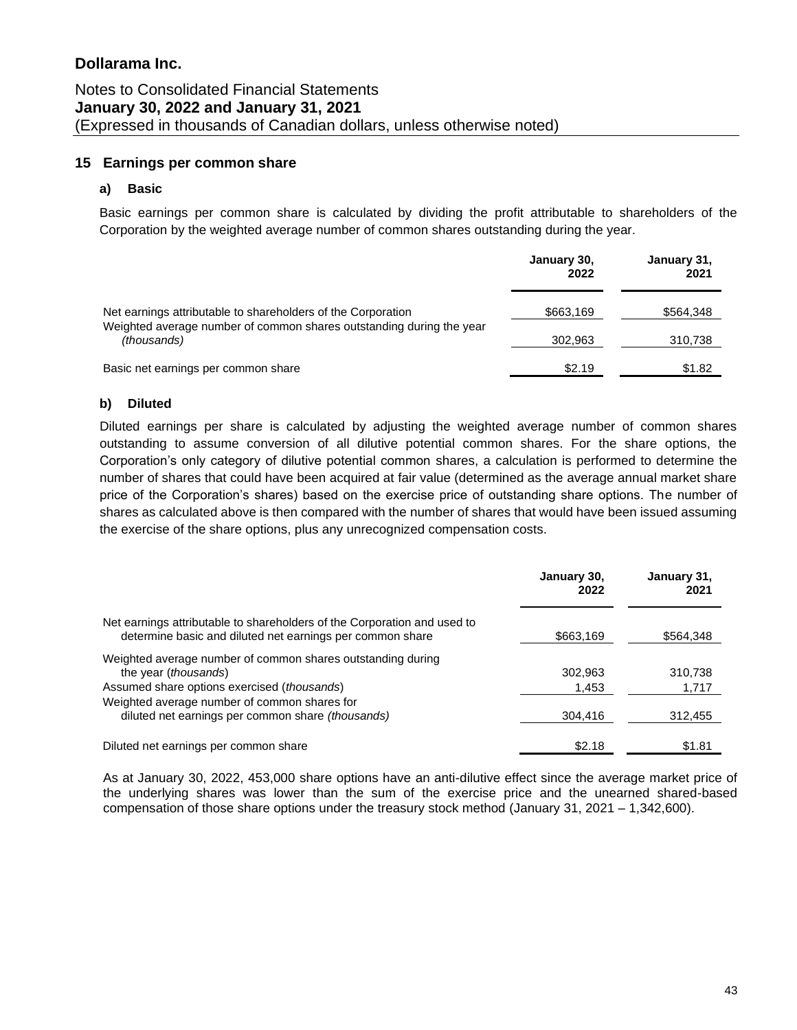# Dollarama Inc.

Notes to Consolidated Financial Statements
**January 30, 2022 and January 31, 2021**
(Expressed in thousands of Canadian dollars, unless otherwise noted)

## 15 Earnings per common share

### a) Basic

Basic earnings per common share is calculated by dividing the profit attributable to shareholders of the Corporation by the weighted average number of common shares outstanding during the year.

| | January 30, 2022 | January 31, 2021 |
|---|---|---|
| Net earnings attributable to shareholders of the Corporation | $663,169 | $564,348 |
| Weighted average number of common shares outstanding during the year *(thousands)* | 302,963 | 310,738 |
| Basic net earnings per common share | $2.19 | $1.82 |

### b) Diluted

Diluted earnings per share is calculated by adjusting the weighted average number of common shares outstanding to assume conversion of all dilutive potential common shares. For the share options, the Corporation's only category of dilutive potential common shares, a calculation is performed to determine the number of shares that could have been acquired at fair value (determined as the average annual market share price of the Corporation's shares) based on the exercise price of outstanding share options. The number of shares as calculated above is then compared with the number of shares that would have been issued assuming the exercise of the share options, plus any unrecognized compensation costs.

| | January 30, 2022 | January 31, 2021 |
|---|---|---|
| Net earnings attributable to shareholders of the Corporation and used to determine basic and diluted net earnings per common share | $663,169 | $564,348 |
| Weighted average number of common shares outstanding during the year (*thousands*) | 302,963 | 310,738 |
| Assumed share options exercised (*thousands*) | 1,453 | 1,717 |
| Weighted average number of common shares for diluted net earnings per common share *(thousands)* | 304,416 | 312,455 |
| Diluted net earnings per common share | $2.18 | $1.81 |

As at January 30, 2022, 453,000 share options have an anti-dilutive effect since the average market price of the underlying shares was lower than the sum of the exercise price and the unearned shared-based compensation of those share options under the treasury stock method (January 31, 2021 – 1,342,600).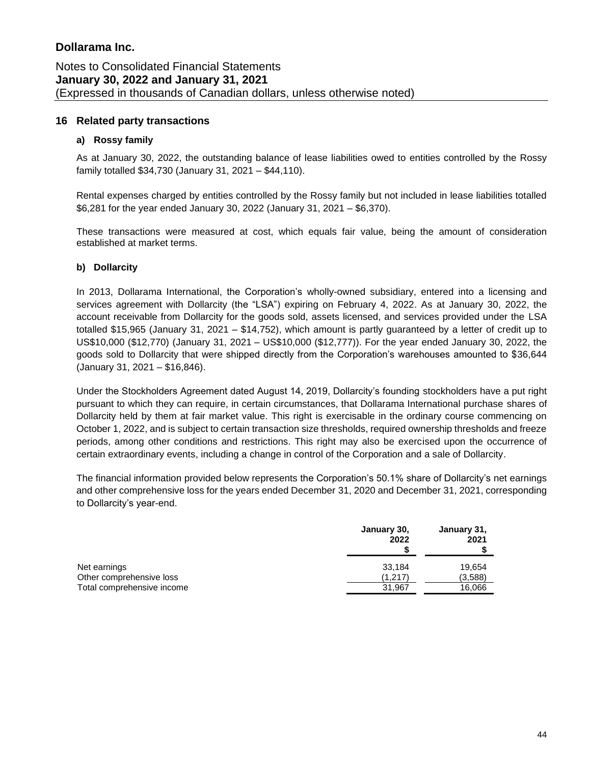# Dollarama Inc.

Notes to Consolidated Financial Statements
**January 30, 2022 and January 31, 2021**
(Expressed in thousands of Canadian dollars, unless otherwise noted)

## 16 Related party transactions

### a) Rossy family

As at January 30, 2022, the outstanding balance of lease liabilities owed to entities controlled by the Rossy family totalled $34,730 (January 31, 2021 – $44,110).

Rental expenses charged by entities controlled by the Rossy family but not included in lease liabilities totalled $6,281 for the year ended January 30, 2022 (January 31, 2021 – $6,370).

These transactions were measured at cost, which equals fair value, being the amount of consideration established at market terms.

### b) Dollarcity

In 2013, Dollarama International, the Corporation's wholly-owned subsidiary, entered into a licensing and services agreement with Dollarcity (the "LSA") expiring on February 4, 2022. As at January 30, 2022, the account receivable from Dollarcity for the goods sold, assets licensed, and services provided under the LSA totalled $15,965 (January 31, 2021 – $14,752), which amount is partly guaranteed by a letter of credit up to US$10,000 ($12,770) (January 31, 2021 – US$10,000 ($12,777)). For the year ended January 30, 2022, the goods sold to Dollarcity that were shipped directly from the Corporation's warehouses amounted to $36,644 (January 31, 2021 – $16,846).

Under the Stockholders Agreement dated August 14, 2019, Dollarcity's founding stockholders have a put right pursuant to which they can require, in certain circumstances, that Dollarama International purchase shares of Dollarcity held by them at fair market value. This right is exercisable in the ordinary course commencing on October 1, 2022, and is subject to certain transaction size thresholds, required ownership thresholds and freeze periods, among other conditions and restrictions. This right may also be exercised upon the occurrence of certain extraordinary events, including a change in control of the Corporation and a sale of Dollarcity.

The financial information provided below represents the Corporation's 50.1% share of Dollarcity's net earnings and other comprehensive loss for the years ended December 31, 2020 and December 31, 2021, corresponding to Dollarcity's year-end.

| | January 30, 2022 $ | January 31, 2021 $ |
|---|---|---|
| Net earnings | 33,184 | 19,654 |
| Other comprehensive loss | (1,217) | (3,588) |
| Total comprehensive income | 31,967 | 16,066 |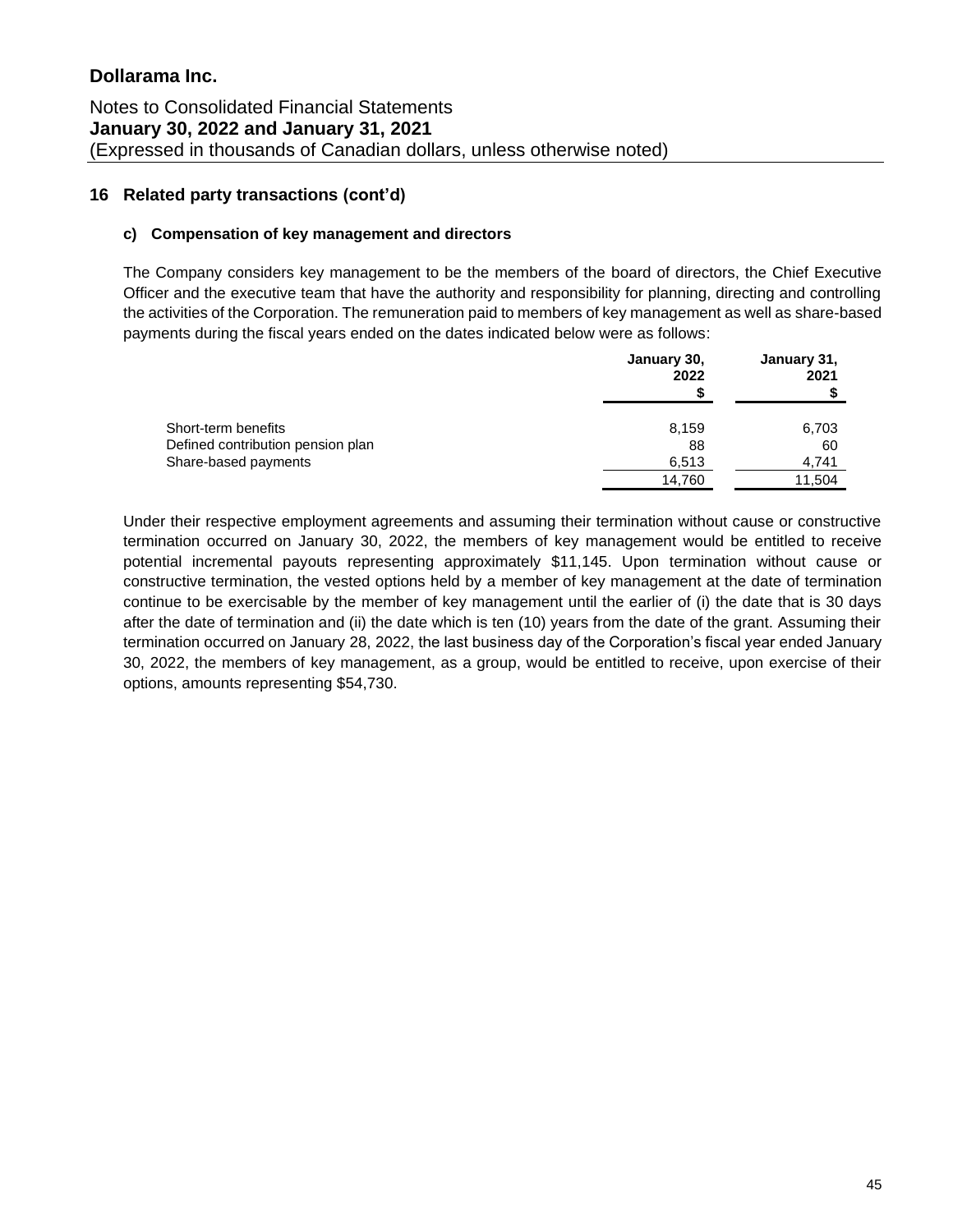# Dollarama Inc.

Notes to Consolidated Financial Statements
**January 30, 2022 and January 31, 2021**
(Expressed in thousands of Canadian dollars, unless otherwise noted)

## 16 Related party transactions (cont'd)

### c) Compensation of key management and directors

The Company considers key management to be the members of the board of directors, the Chief Executive Officer and the executive team that have the authority and responsibility for planning, directing and controlling the activities of the Corporation. The remuneration paid to members of key management as well as share-based payments during the fiscal years ended on the dates indicated below were as follows:

| | January 30, 2022 $ | January 31, 2021 $ |
|---|---|---|
| Short-term benefits | 8,159 | 6,703 |
| Defined contribution pension plan | 88 | 60 |
| Share-based payments | 6,513 | 4,741 |
| | 14,760 | 11,504 |

Under their respective employment agreements and assuming their termination without cause or constructive termination occurred on January 30, 2022, the members of key management would be entitled to receive potential incremental payouts representing approximately $11,145. Upon termination without cause or constructive termination, the vested options held by a member of key management at the date of termination continue to be exercisable by the member of key management until the earlier of (i) the date that is 30 days after the date of termination and (ii) the date which is ten (10) years from the date of the grant. Assuming their termination occurred on January 28, 2022, the last business day of the Corporation's fiscal year ended January 30, 2022, the members of key management, as a group, would be entitled to receive, upon exercise of their options, amounts representing $54,730.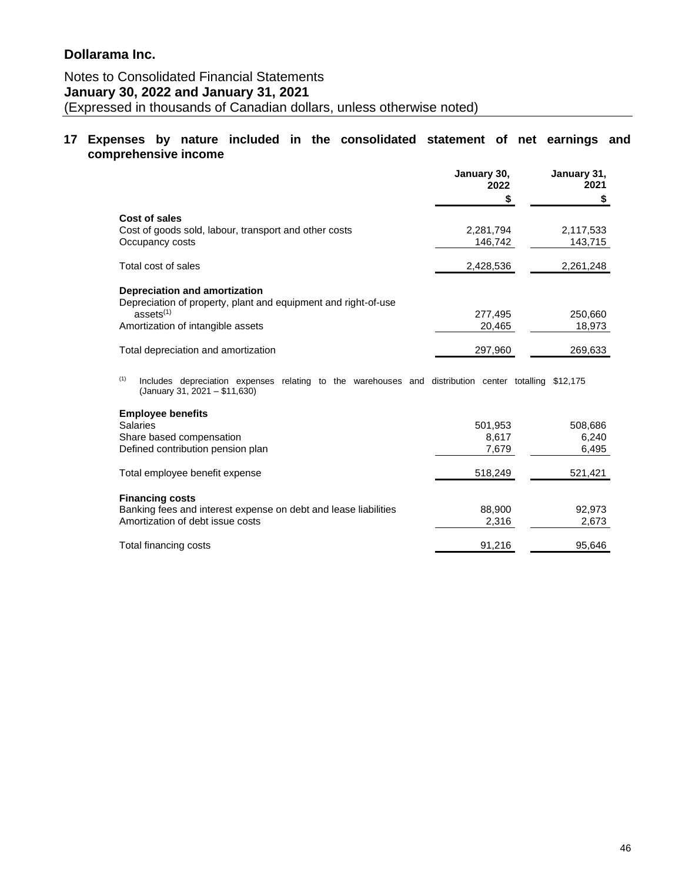**Dollarama Inc.**

Notes to Consolidated Financial Statements
**January 30, 2022 and January 31, 2021**
(Expressed in thousands of Canadian dollars, unless otherwise noted)

## 17 Expenses by nature included in the consolidated statement of net earnings and comprehensive income

| | January 30, 2022 | January 31, 2021 |
|---|---|---|
| | $ | $ |
| **Cost of sales** | | |
| Cost of goods sold, labour, transport and other costs | 2,281,794 | 2,117,533 |
| Occupancy costs | 146,742 | 143,715 |
| Total cost of sales | 2,428,536 | 2,261,248 |
| **Depreciation and amortization** | | |
| Depreciation of property, plant and equipment and right-of-use assets[(1)] | 277,495 | 250,660 |
| Amortization of intangible assets | 20,465 | 18,973 |
| Total depreciation and amortization | 297,960 | 269,633 |

[(1)] Includes depreciation expenses relating to the warehouses and distribution center totalling $12,175 (January 31, 2021 – $11,630)

| | January 30, 2022 | January 31, 2021 |
|---|---|---|
| **Employee benefits** | | |
| Salaries | 501,953 | 508,686 |
| Share based compensation | 8,617 | 6,240 |
| Defined contribution pension plan | 7,679 | 6,495 |
| Total employee benefit expense | 518,249 | 521,421 |
| **Financing costs** | | |
| Banking fees and interest expense on debt and lease liabilities | 88,900 | 92,973 |
| Amortization of debt issue costs | 2,316 | 2,673 |
| Total financing costs | 91,216 | 95,646 |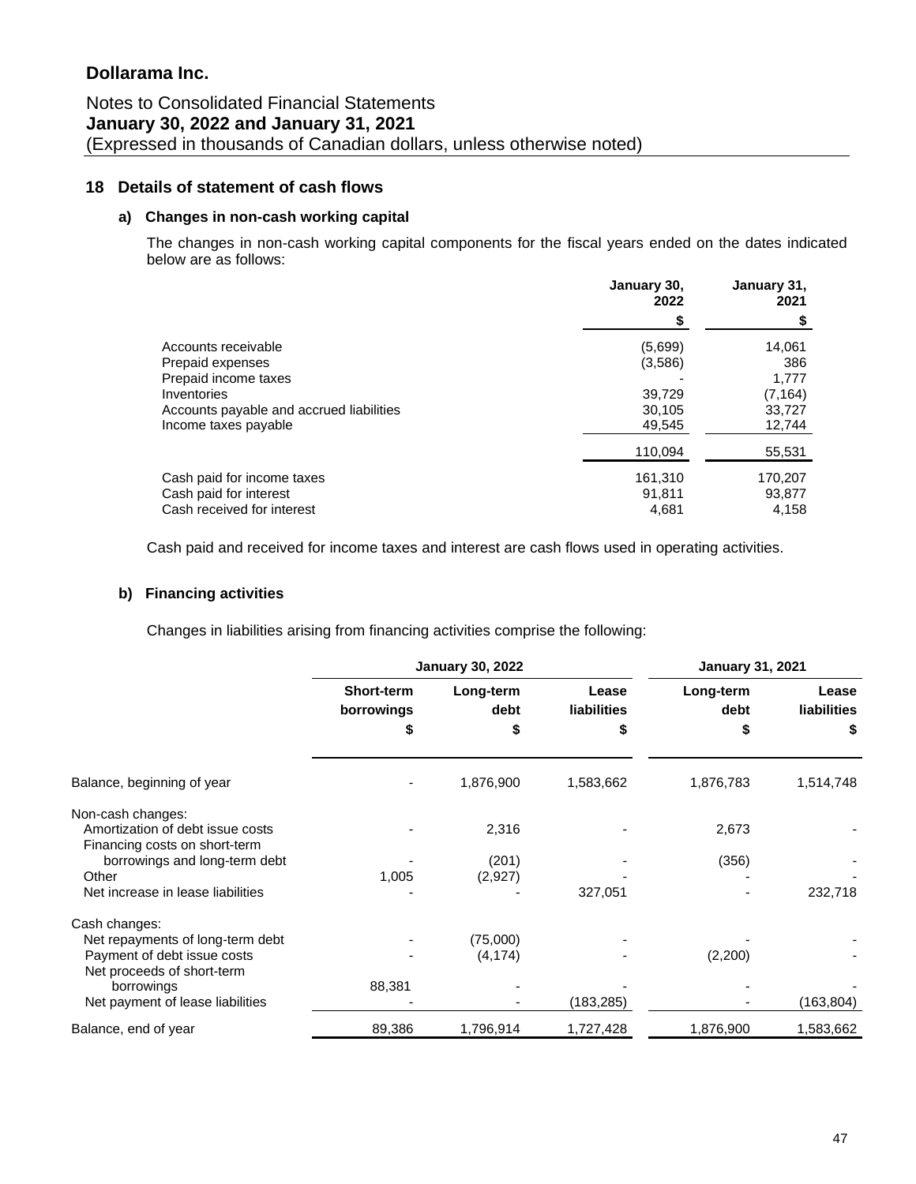## Dollarama Inc.

Notes to Consolidated Financial Statements
**January 30, 2022 and January 31, 2021**
(Expressed in thousands of Canadian dollars, unless otherwise noted)

### 18 Details of statement of cash flows

#### a) Changes in non-cash working capital

The changes in non-cash working capital components for the fiscal years ended on the dates indicated below are as follows:

| | January 30, 2022 $ | January 31, 2021 $ |
|---|---|---|
| Accounts receivable | (5,699) | 14,061 |
| Prepaid expenses | (3,586) | 386 |
| Prepaid income taxes | - | 1,777 |
| Inventories | 39,729 | (7,164) |
| Accounts payable and accrued liabilities | 30,105 | 33,727 |
| Income taxes payable | 49,545 | 12,744 |
| | 110,094 | 55,531 |
| Cash paid for income taxes | 161,310 | 170,207 |
| Cash paid for interest | 91,811 | 93,877 |
| Cash received for interest | 4,681 | 4,158 |

Cash paid and received for income taxes and interest are cash flows used in operating activities.

#### b) Financing activities

Changes in liabilities arising from financing activities comprise the following:

| | January 30, 2022 | | | January 31, 2021 | |
|---|---|---|---|---|---|
| | Short-term borrowings $ | Long-term debt $ | Lease liabilities $ | Long-term debt $ | Lease liabilities $ |
| Balance, beginning of year | - | 1,876,900 | 1,583,662 | 1,876,783 | 1,514,748 |
| Non-cash changes: | | | | | |
| Amortization of debt issue costs | - | 2,316 | - | 2,673 | - |
| Financing costs on short-term borrowings and long-term debt | - | (201) | - | (356) | - |
| Other | 1,005 | (2,927) | - | - | - |
| Net increase in lease liabilities | - | - | 327,051 | - | 232,718 |
| Cash changes: | | | | | |
| Net repayments of long-term debt | - | (75,000) | - | - | - |
| Payment of debt issue costs | - | (4,174) | - | (2,200) | - |
| Net proceeds of short-term borrowings | 88,381 | - | - | - | - |
| Net payment of lease liabilities | - | - | (183,285) | - | (163,804) |
| Balance, end of year | 89,386 | 1,796,914 | 1,727,428 | 1,876,900 | 1,583,662 |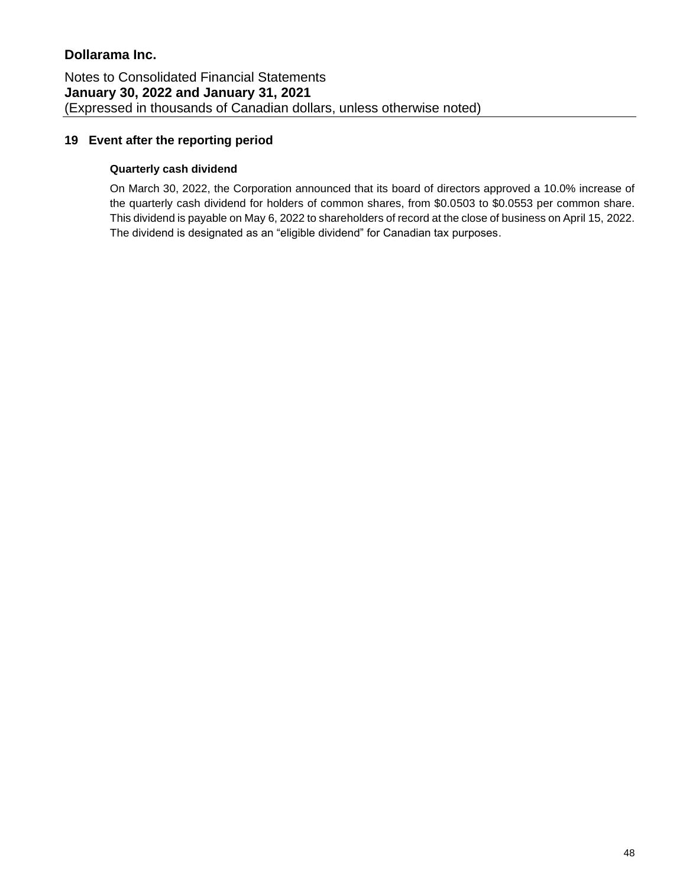## 19 Event after the reporting period

**Quarterly cash dividend**

On March 30, 2022, the Corporation announced that its board of directors approved a 10.0% increase of the quarterly cash dividend for holders of common shares, from $0.0503 to $0.0553 per common share. This dividend is payable on May 6, 2022 to shareholders of record at the close of business on April 15, 2022. The dividend is designated as an "eligible dividend" for Canadian tax purposes.